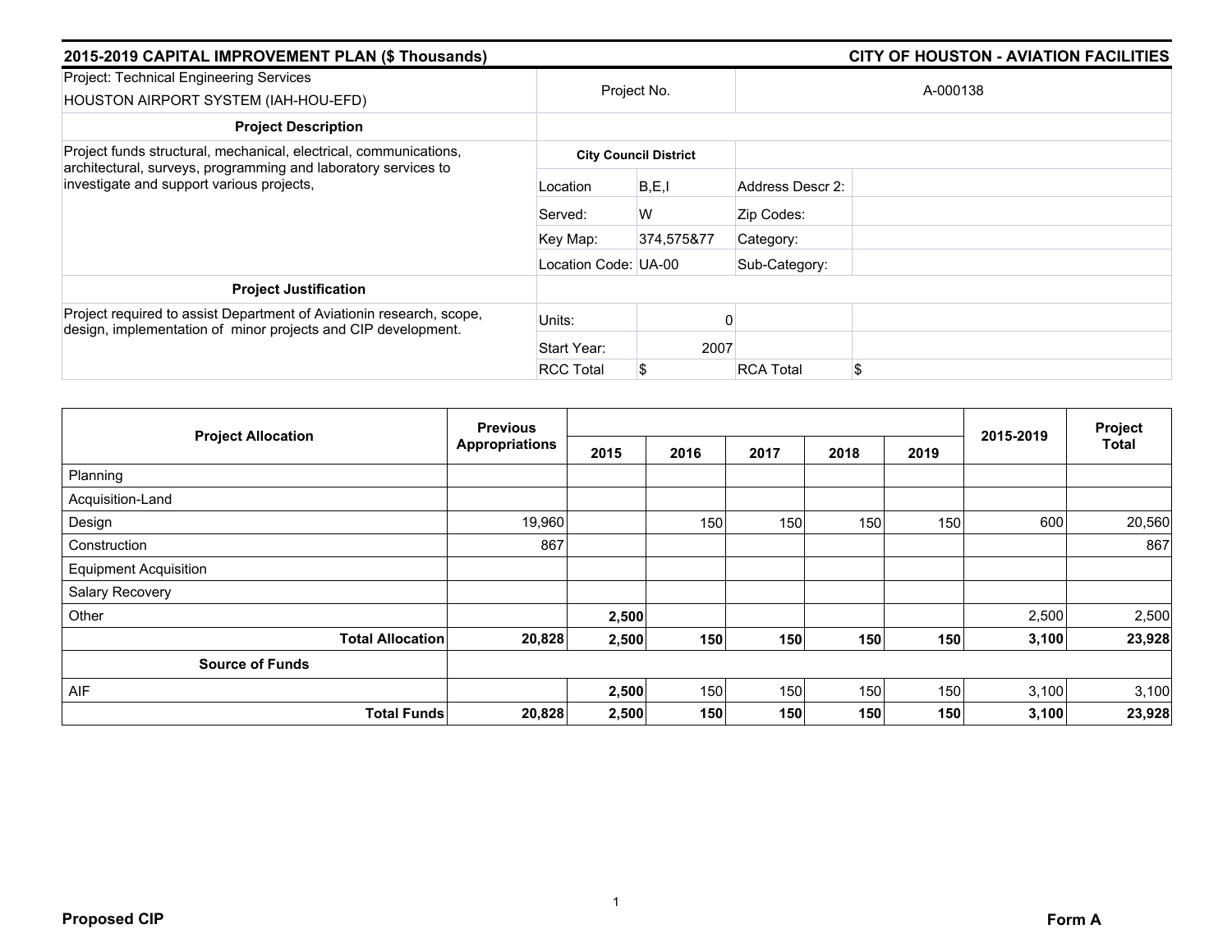## 2015-2019 CAPITAL IMPROVEMENT PLAN ($ Thousands) — CITY OF HOUSTON - AVIATION FACILITIES

| Project: Technical Engineering Services HOUSTON AIRPORT SYSTEM (IAH-HOU-EFD) | Project No. | | A-000138 | |
|---|---|---|---|---|
| **Project Description** | | | | |
| Project funds structural, mechanical, electrical, communications, architectural, surveys, programming and laboratory services to investigate and support various projects, | **City Council District** | | | |
| | Location | B,E,I | Address Descr 2: | |
| | Served: | W | Zip Codes: | |
| | Key Map: | 374,575&77 | Category: | |
| | Location Code: | UA-00 | Sub-Category: | |
| **Project Justification** | | | | |
| Project required to assist Department of Aviationin research, scope, design, implementation of minor projects and CIP development. | Units: | 0 | | |
| | Start Year: | 2007 | | |
| | RCC Total | $ | RCA Total | $ |

| Project Allocation | Previous Appropriations | 2015 | 2016 | 2017 | 2018 | 2019 | 2015-2019 | Project Total |
|---|---|---|---|---|---|---|---|---|
| Planning | | | | | | | | |
| Acquisition-Land | | | | | | | | |
| Design | 19,960 | | 150 | 150 | 150 | 150 | 600 | 20,560 |
| Construction | 867 | | | | | | | 867 |
| Equipment Acquisition | | | | | | | | |
| Salary Recovery | | | | | | | | |
| Other | | **2,500** | | | | | 2,500 | 2,500 |
| **Total Allocation** | **20,828** | **2,500** | **150** | **150** | **150** | **150** | **3,100** | **23,928** |
| **Source of Funds** | | | | | | | | |
| AIF | | **2,500** | 150 | 150 | 150 | 150 | 3,100 | 3,100 |
| **Total Funds** | **20,828** | **2,500** | **150** | **150** | **150** | **150** | **3,100** | **23,928** |

**Proposed CIP** **Form A**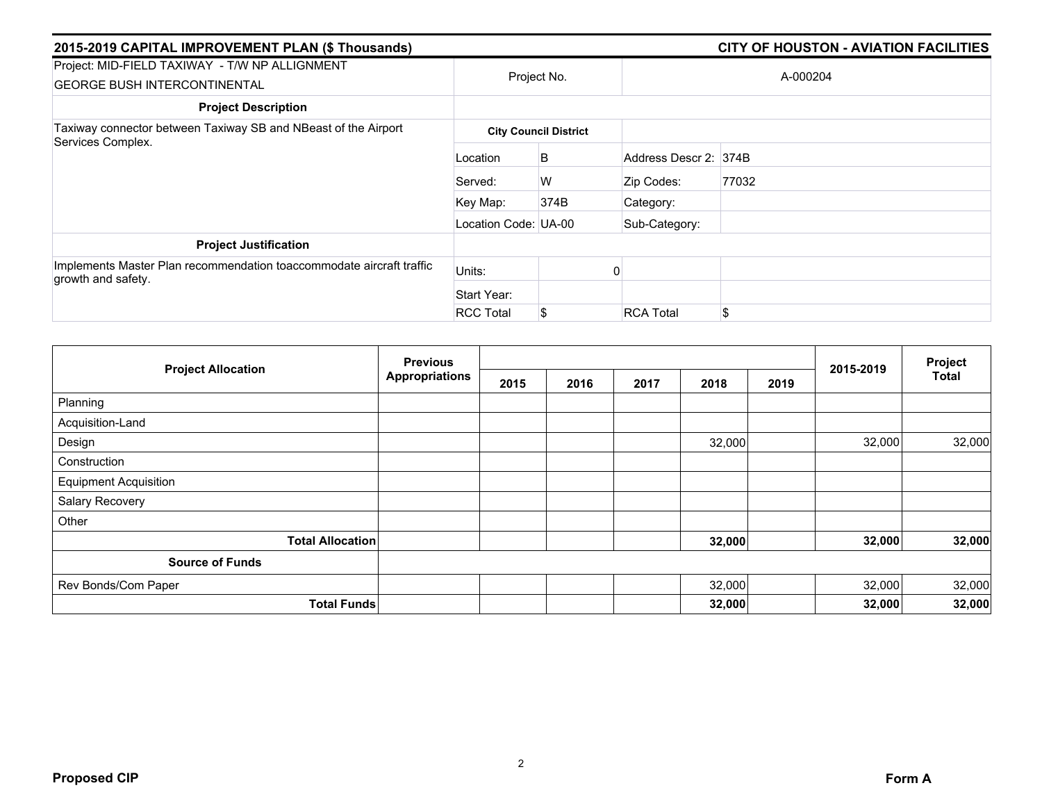## 2015-2019 CAPITAL IMPROVEMENT PLAN ($ Thousands)

## CITY OF HOUSTON - AVIATION FACILITIES

| Project: MID-FIELD TAXIWAY - T/W NP ALLIGNMENT GEORGE BUSH INTERCONTINENTAL | Project No. | | A-000204 | |
|---|---|---|---|---|
| **Project Description** | | | | |
| Taxiway connector between Taxiway SB and NBeast of the Airport Services Complex. | **City Council District** | | | |
| | Location | B | Address Descr 2: | 374B |
| | Served: | W | Zip Codes: | 77032 |
| | Key Map: | 374B | Category: | |
| | Location Code: | UA-00 | Sub-Category: | |
| **Project Justification** | | | | |
| Implements Master Plan recommendation toaccommodate aircraft traffic growth and safety. | Units: | 0 | | |
| | Start Year: | | | |
| | RCC Total | $ | RCA Total | $ |

| Project Allocation | Previous Appropriations | 2015 | 2016 | 2017 | 2018 | 2019 | 2015-2019 | Project Total |
|---|---|---|---|---|---|---|---|---|
| Planning | | | | | | | | |
| Acquisition-Land | | | | | | | | |
| Design | | | | | 32,000 | | 32,000 | 32,000 |
| Construction | | | | | | | | |
| Equipment Acquisition | | | | | | | | |
| Salary Recovery | | | | | | | | |
| Other | | | | | | | | |
| **Total Allocation** | | | | | **32,000** | | **32,000** | **32,000** |
| **Source of Funds** | | | | | | | | |
| Rev Bonds/Com Paper | | | | | 32,000 | | 32,000 | 32,000 |
| **Total Funds** | | | | | **32,000** | | **32,000** | **32,000** |

**Proposed CIP**

**Form A**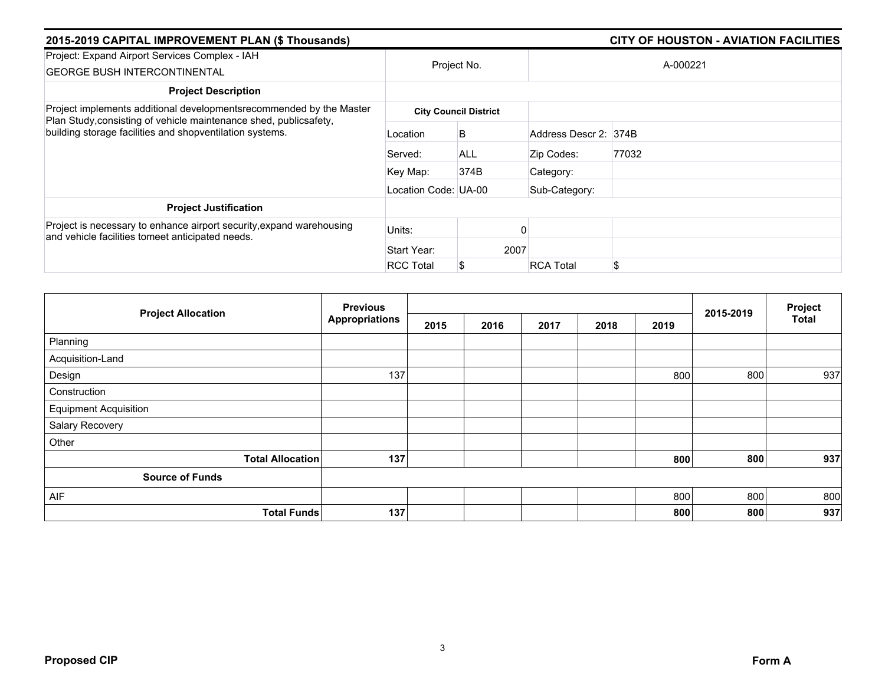## 2015-2019 CAPITAL IMPROVEMENT PLAN ($ Thousands)

## CITY OF HOUSTON - AVIATION FACILITIES

| Project: Expand Airport Services Complex - IAH<br>GEORGE BUSH INTERCONTINENTAL | Project No. | | A-000221 | |
|---|---|---|---|---|
| **Project Description** | | | | |
| Project implements additional developmentsrecommended by the Master Plan Study,consisting of vehicle maintenance shed, publicsafety, building storage facilities and shopventilation systems. | **City Council District** | | | |
| | Location | B | Address Descr 2: | 374B |
| | Served: | ALL | Zip Codes: | 77032 |
| | Key Map: | 374B | Category: | |
| | Location Code: | UA-00 | Sub-Category: | |
| **Project Justification** | | | | |
| Project is necessary to enhance airport security,expand warehousing and vehicle facilities tomeet anticipated needs. | Units: | 0 | | |
| | Start Year: | 2007 | | |
| | RCC Total | $ | RCA Total | $ |

| Project Allocation | Previous Appropriations | 2015 | 2016 | 2017 | 2018 | 2019 | 2015-2019 | Project Total |
|---|---|---|---|---|---|---|---|---|
| Planning | | | | | | | | |
| Acquisition-Land | | | | | | | | |
| Design | 137 | | | | | 800 | 800 | 937 |
| Construction | | | | | | | | |
| Equipment Acquisition | | | | | | | | |
| Salary Recovery | | | | | | | | |
| Other | | | | | | | | |
| **Total Allocation** | **137** | | | | | **800** | **800** | **937** |
| **Source of Funds** | | | | | | | | |
| AIF | | | | | | 800 | 800 | 800 |
| **Total Funds** | **137** | | | | | **800** | **800** | **937** |

**Proposed CIP** **Form A**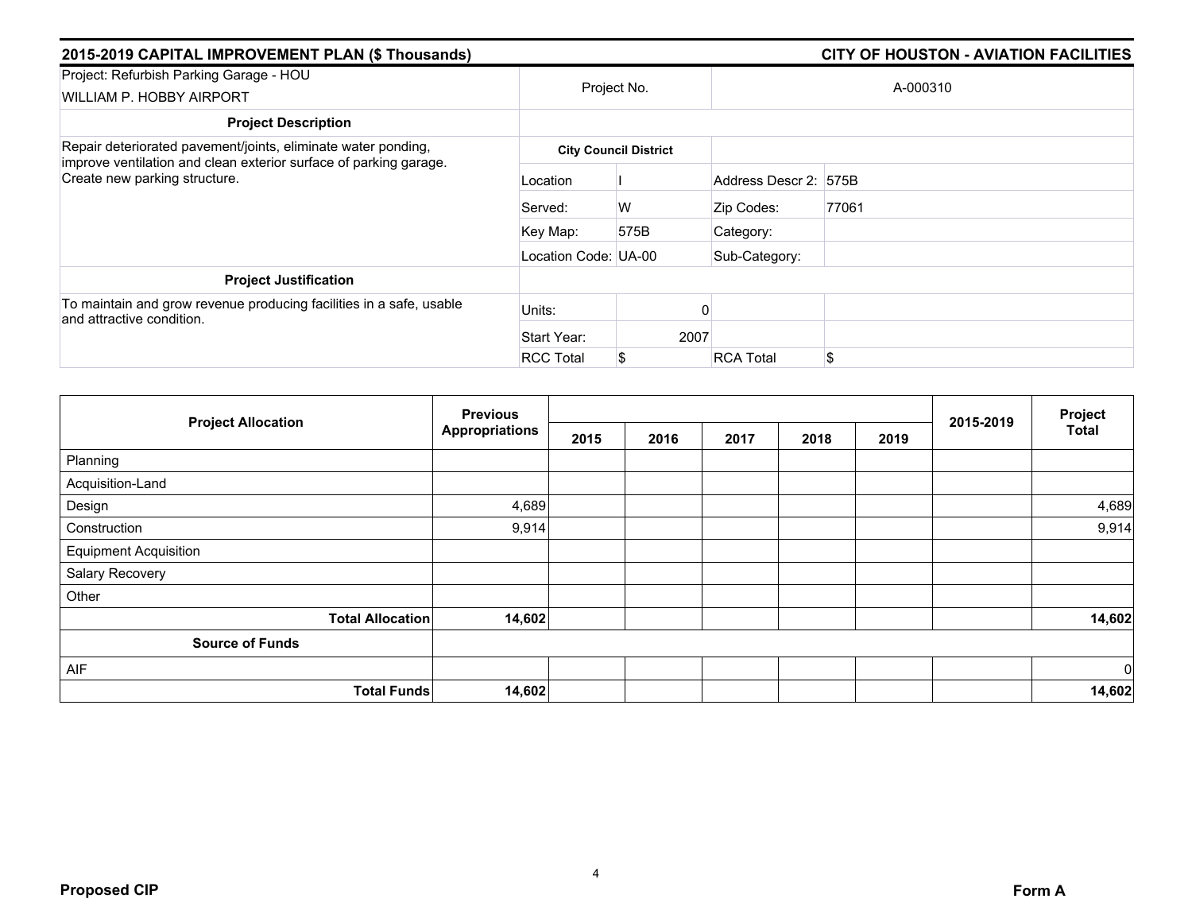## 2015-2019 CAPITAL IMPROVEMENT PLAN ($ Thousands)

## CITY OF HOUSTON - AVIATION FACILITIES

| Project: Refurbish Parking Garage - HOU<br>WILLIAM P. HOBBY AIRPORT | Project No. | | A-000310 | |
|---|---|---|---|---|
| **Project Description** | | | | |
| Repair deteriorated pavement/joints, eliminate water ponding, improve ventilation and clean exterior surface of parking garage. Create new parking structure. | **City Council District** | | | |
| | Location | I | Address Descr 2: | 575B |
| | Served: | W | Zip Codes: | 77061 |
| | Key Map: | 575B | Category: | |
| | Location Code: | UA-00 | Sub-Category: | |
| **Project Justification** | | | | |
| To maintain and grow revenue producing facilities in a safe, usable and attractive condition. | Units: | 0 | | |
| | Start Year: | 2007 | | |
| | RCC Total | $ | RCA Total | $ |

| Project Allocation | Previous Appropriations | 2015 | 2016 | 2017 | 2018 | 2019 | 2015-2019 | Project Total |
|---|---|---|---|---|---|---|---|---|
| Planning | | | | | | | | |
| Acquisition-Land | | | | | | | | |
| Design | 4,689 | | | | | | | 4,689 |
| Construction | 9,914 | | | | | | | 9,914 |
| Equipment Acquisition | | | | | | | | |
| Salary Recovery | | | | | | | | |
| Other | | | | | | | | |
| **Total Allocation** | **14,602** | | | | | | | **14,602** |
| **Source of Funds** | | | | | | | | |
| AIF | | | | | | | | 0 |
| **Total Funds** | **14,602** | | | | | | | **14,602** |

**Proposed CIP** **Form A**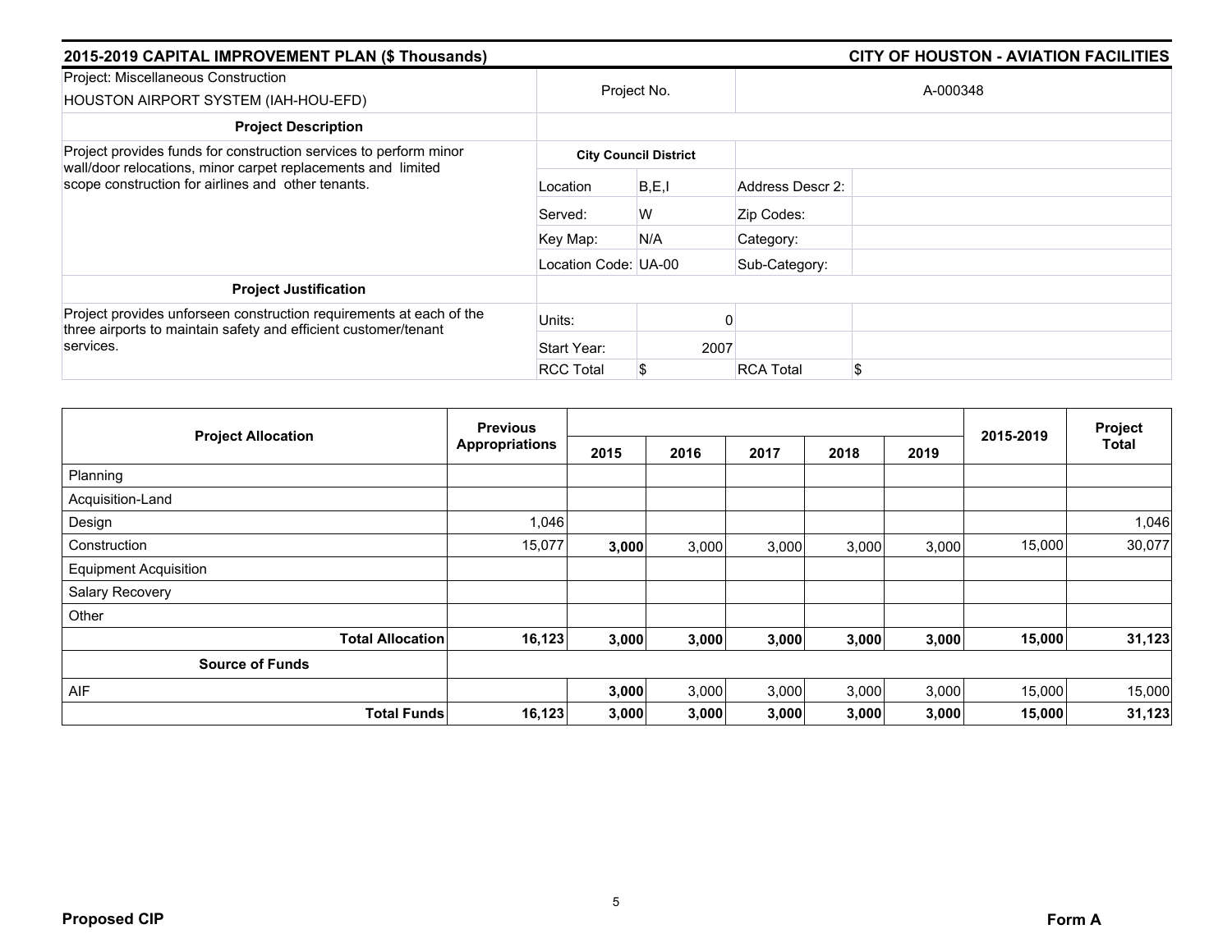## 2015-2019 CAPITAL IMPROVEMENT PLAN ($ Thousands) — CITY OF HOUSTON - AVIATION FACILITIES

| Project: Miscellaneous Construction<br>HOUSTON AIRPORT SYSTEM (IAH-HOU-EFD) | Project No. | | A-000348 | |
|---|---|---|---|---|
| **Project Description** | | | | |
| Project provides funds for construction services to perform minor wall/door relocations, minor carpet replacements and limited scope construction for airlines and other tenants. | **City Council District** | | | |
| | Location | B,E,I | Address Descr 2: | |
| | Served: | W | Zip Codes: | |
| | Key Map: | N/A | Category: | |
| | Location Code: | UA-00 | Sub-Category: | |
| **Project Justification** | | | | |
| Project provides unforseen construction requirements at each of the three airports to maintain safety and efficient customer/tenant services. | Units: | 0 | | |
| | Start Year: | 2007 | | |
| | RCC Total | $ | RCA Total | $ |

| Project Allocation | Previous Appropriations | 2015 | 2016 | 2017 | 2018 | 2019 | 2015-2019 | Project Total |
|---|---|---|---|---|---|---|---|---|
| Planning | | | | | | | | |
| Acquisition-Land | | | | | | | | |
| Design | 1,046 | | | | | | | 1,046 |
| Construction | 15,077 | **3,000** | 3,000 | 3,000 | 3,000 | 3,000 | 15,000 | 30,077 |
| Equipment Acquisition | | | | | | | | |
| Salary Recovery | | | | | | | | |
| Other | | | | | | | | |
| **Total Allocation** | **16,123** | **3,000** | **3,000** | **3,000** | **3,000** | **3,000** | **15,000** | **31,123** |
| **Source of Funds** | | | | | | | | |
| AIF | | **3,000** | 3,000 | 3,000 | 3,000 | 3,000 | 15,000 | 15,000 |
| **Total Funds** | **16,123** | **3,000** | **3,000** | **3,000** | **3,000** | **3,000** | **15,000** | **31,123** |

**Proposed CIP** — **Form A**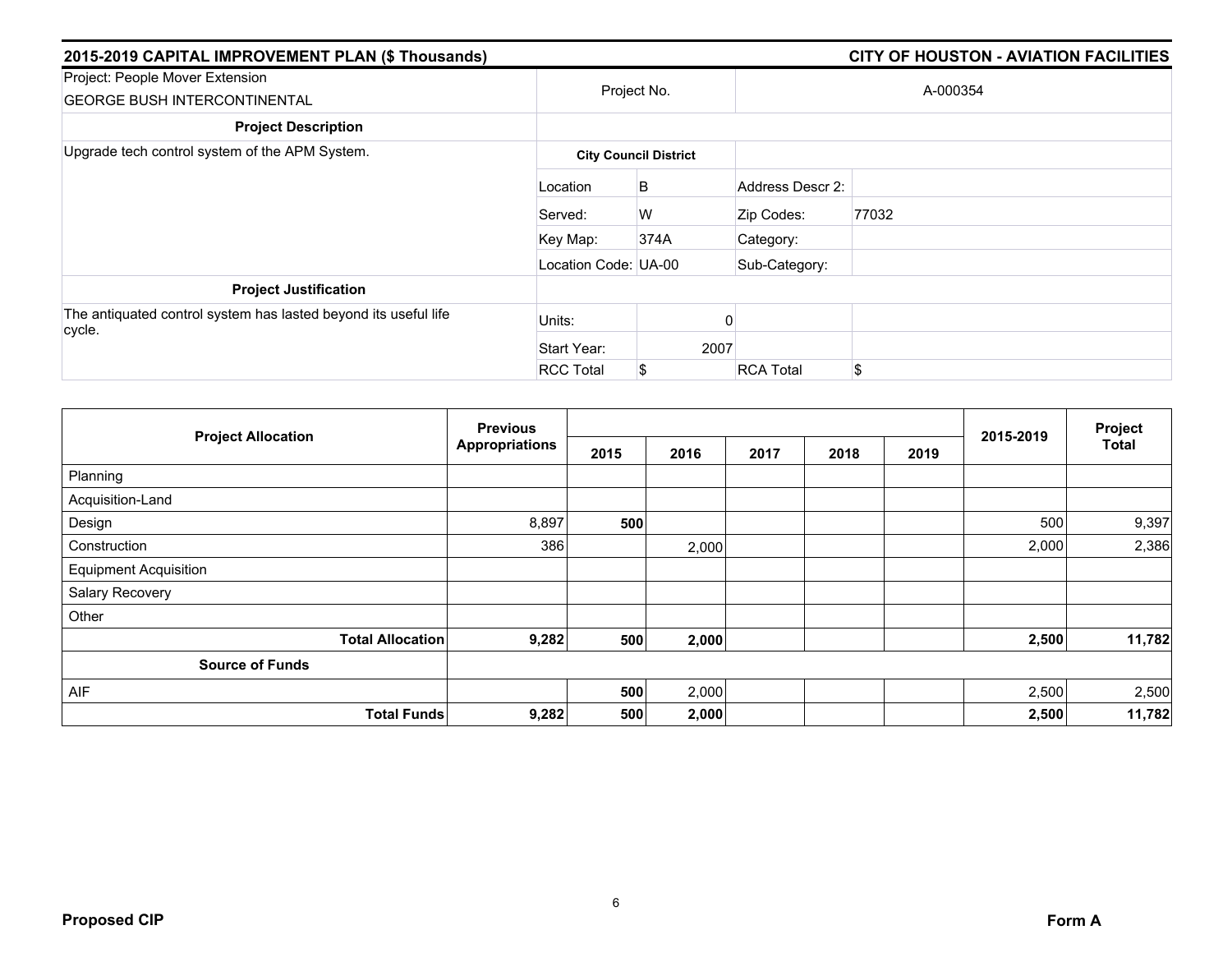## 2015-2019 CAPITAL IMPROVEMENT PLAN ($ Thousands)

## CITY OF HOUSTON - AVIATION FACILITIES

| Project: People Mover Extension<br>GEORGE BUSH INTERCONTINENTAL | Project No. | | A-000354 | |
|---|---|---|---|---|
| **Project Description** | | | | |
| Upgrade tech control system of the APM System. | **City Council District** | | | |
| | Location | B | Address Descr 2: | |
| | Served: | W | Zip Codes: | 77032 |
| | Key Map: | 374A | Category: | |
| | Location Code: | UA-00 | Sub-Category: | |
| **Project Justification** | | | | |
| The antiquated control system has lasted beyond its useful life cycle. | Units: | 0 | | |
| | Start Year: | 2007 | | |
| | RCC Total | $ | RCA Total | $ |

| Project Allocation | Previous Appropriations | 2015 | 2016 | 2017 | 2018 | 2019 | 2015-2019 | Project Total |
|---|---|---|---|---|---|---|---|---|
| Planning | | | | | | | | |
| Acquisition-Land | | | | | | | | |
| Design | 8,897 | **500** | | | | | 500 | 9,397 |
| Construction | 386 | | 2,000 | | | | 2,000 | 2,386 |
| Equipment Acquisition | | | | | | | | |
| Salary Recovery | | | | | | | | |
| Other | | | | | | | | |
| **Total Allocation** | **9,282** | **500** | **2,000** | | | | **2,500** | **11,782** |
| **Source of Funds** | | | | | | | | |
| AIF | | **500** | 2,000 | | | | 2,500 | 2,500 |
| **Total Funds** | **9,282** | **500** | **2,000** | | | | **2,500** | **11,782** |

**Proposed CIP**

**Form A**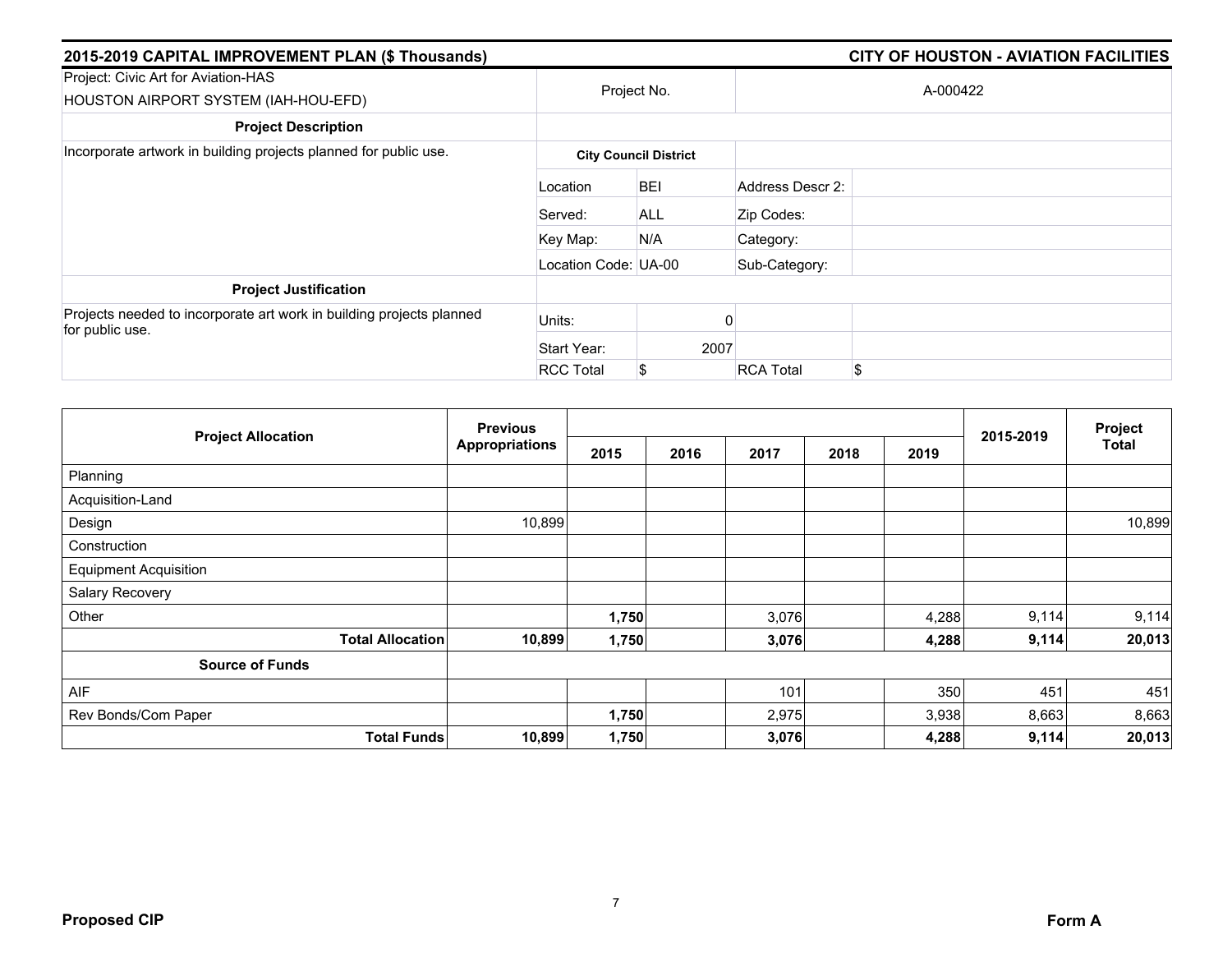## 2015-2019 CAPITAL IMPROVEMENT PLAN ($ Thousands)

## CITY OF HOUSTON - AVIATION FACILITIES

| Project: Civic Art for Aviation-HAS<br>HOUSTON AIRPORT SYSTEM (IAH-HOU-EFD) | Project No. | | A-000422 | |
|---|---|---|---|---|
| **Project Description** | | | | |
| Incorporate artwork in building projects planned for public use. | **City Council District** | | | |
| | Location | BEI | Address Descr 2: | |
| | Served: | ALL | Zip Codes: | |
| | Key Map: | N/A | Category: | |
| | Location Code: | UA-00 | Sub-Category: | |
| **Project Justification** | | | | |
| Projects needed to incorporate art work in building projects planned for public use. | Units: | 0 | | |
| | Start Year: | 2007 | | |
| | RCC Total | $ | RCA Total | $ |

| Project Allocation | Previous Appropriations | 2015 | 2016 | 2017 | 2018 | 2019 | 2015-2019 | Project Total |
|---|---|---|---|---|---|---|---|---|
| Planning | | | | | | | | |
| Acquisition-Land | | | | | | | | |
| Design | 10,899 | | | | | | | 10,899 |
| Construction | | | | | | | | |
| Equipment Acquisition | | | | | | | | |
| Salary Recovery | | | | | | | | |
| Other | | **1,750** | | 3,076 | | 4,288 | 9,114 | 9,114 |
| **Total Allocation** | **10,899** | **1,750** | | **3,076** | | **4,288** | **9,114** | **20,013** |
| **Source of Funds** | | | | | | | | |
| AIF | | | | 101 | | 350 | 451 | 451 |
| Rev Bonds/Com Paper | | **1,750** | | 2,975 | | 3,938 | 8,663 | 8,663 |
| **Total Funds** | **10,899** | **1,750** | | **3,076** | | **4,288** | **9,114** | **20,013** |

**Proposed CIP**

**Form A**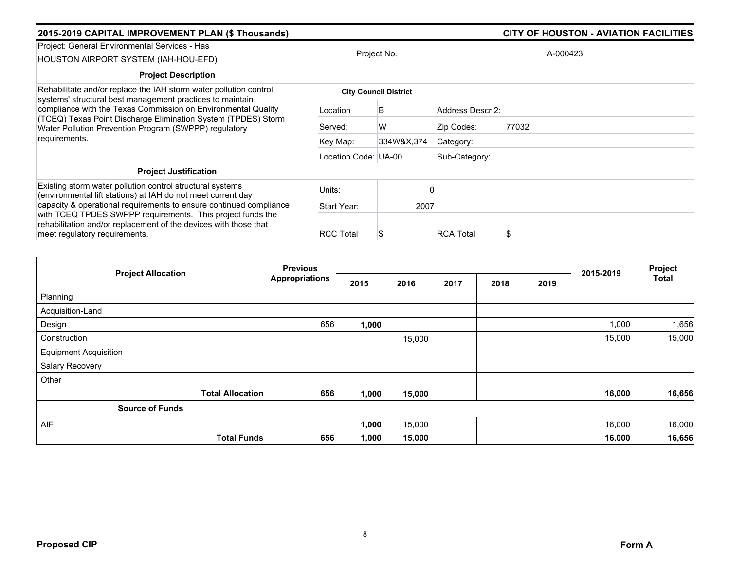## 2015-2019 CAPITAL IMPROVEMENT PLAN ($ Thousands)

## CITY OF HOUSTON - AVIATION FACILITIES

| Project: General Environmental Services - Has HOUSTON AIRPORT SYSTEM (IAH-HOU-EFD) | Project No. | | A-000423 | |
|---|---|---|---|---|
| **Project Description** | | | | |
| Rehabilitate and/or replace the IAH storm water pollution control systems' structural best management practices to maintain compliance with the Texas Commission on Environmental Quality (TCEQ) Texas Point Discharge Elimination System (TPDES) Storm Water Pollution Prevention Program (SWPPP) regulatory requirements. | **City Council District** | | | |
| | Location | B | Address Descr 2: | |
| | Served: | W | Zip Codes: | 77032 |
| | Key Map: | 334W&X,374 | Category: | |
| | Location Code: | UA-00 | Sub-Category: | |
| **Project Justification** | | | | |
| Existing storm water pollution control structural systems (environmental lift stations) at IAH do not meet current day capacity & operational requirements to ensure continued compliance with TCEQ TPDES SWPPP requirements. This project funds the rehabilitation and/or replacement of the devices with those that meet regulatory requirements. | Units: | 0 | | |
| | Start Year: | 2007 | | |
| | RCC Total | $ | RCA Total | $ |

| Project Allocation | Previous Appropriations | 2015 | 2016 | 2017 | 2018 | 2019 | 2015-2019 | Project Total |
|---|---|---|---|---|---|---|---|---|
| Planning | | | | | | | | |
| Acquisition-Land | | | | | | | | |
| Design | 656 | **1,000** | | | | | 1,000 | 1,656 |
| Construction | | | 15,000 | | | | 15,000 | 15,000 |
| Equipment Acquisition | | | | | | | | |
| Salary Recovery | | | | | | | | |
| Other | | | | | | | | |
| **Total Allocation** | **656** | **1,000** | **15,000** | | | | **16,000** | **16,656** |
| **Source of Funds** | | | | | | | | |
| AIF | | **1,000** | 15,000 | | | | 16,000 | 16,000 |
| **Total Funds** | **656** | **1,000** | **15,000** | | | | **16,000** | **16,656** |

**Proposed CIP** **Form A**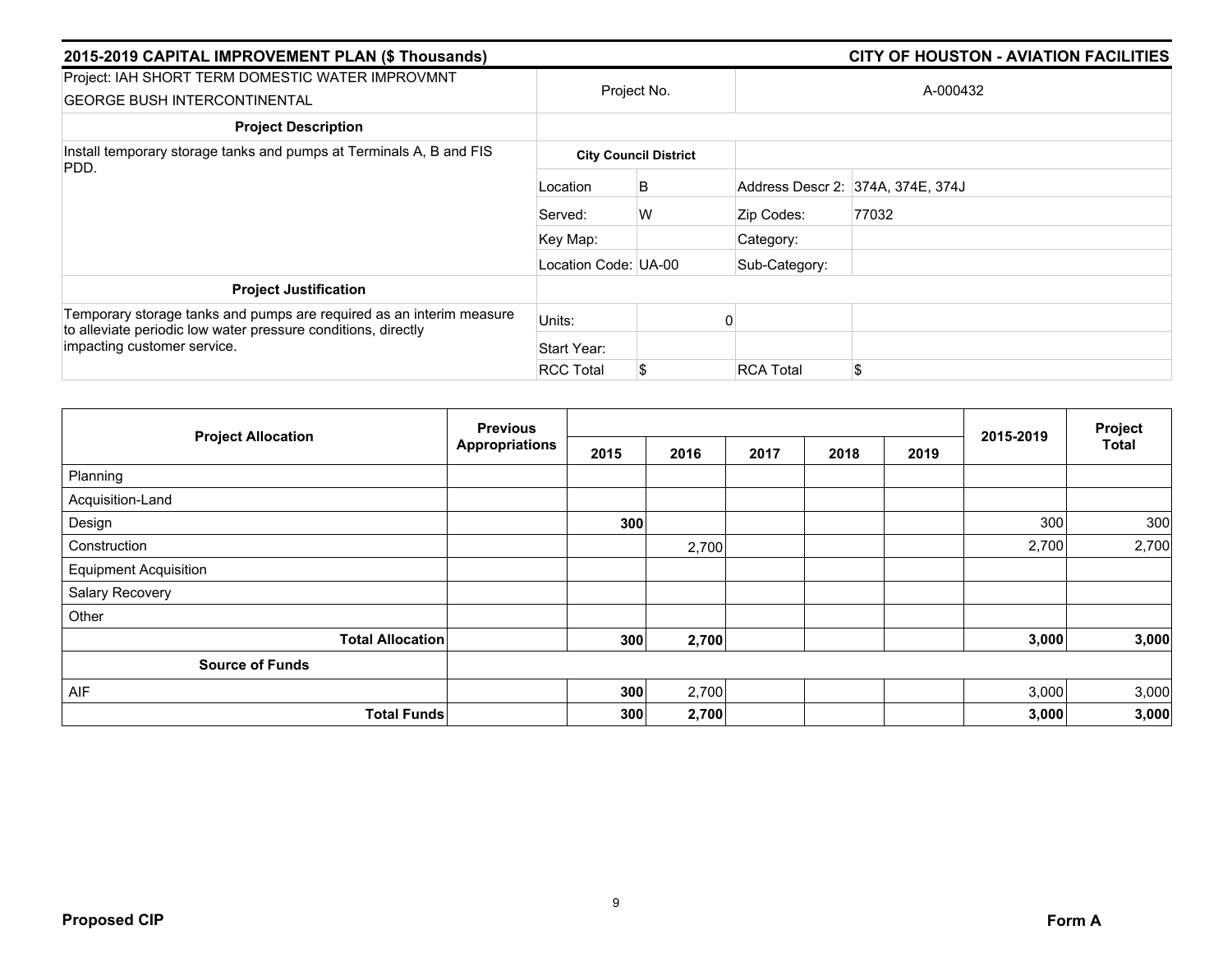## 2015-2019 CAPITAL IMPROVEMENT PLAN ($ Thousands)

## CITY OF HOUSTON - AVIATION FACILITIES

| Project: IAH SHORT TERM DOMESTIC WATER IMPROVMNT GEORGE BUSH INTERCONTINENTAL | Project No. | | A-000432 | |
|---|---|---|---|---|
| **Project Description** | | | | |
| Install temporary storage tanks and pumps at Terminals A, B and FIS PDD. | **City Council District** | | | |
| | Location | B | Address Descr 2: | 374A, 374E, 374J |
| | Served: | W | Zip Codes: | 77032 |
| | Key Map: | | Category: | |
| | Location Code: | UA-00 | Sub-Category: | |
| **Project Justification** | | | | |
| Temporary storage tanks and pumps are required as an interim measure to alleviate periodic low water pressure conditions, directly impacting customer service. | Units: | 0 | | |
| | Start Year: | | | |
| | RCC Total | $ | RCA Total | $ |

| Project Allocation | Previous Appropriations | 2015 | 2016 | 2017 | 2018 | 2019 | 2015-2019 | Project Total |
|---|---|---|---|---|---|---|---|---|
| Planning | | | | | | | | |
| Acquisition-Land | | | | | | | | |
| Design | | **300** | | | | | 300 | 300 |
| Construction | | | 2,700 | | | | 2,700 | 2,700 |
| Equipment Acquisition | | | | | | | | |
| Salary Recovery | | | | | | | | |
| Other | | | | | | | | |
| **Total Allocation** | | **300** | **2,700** | | | | **3,000** | **3,000** |
| **Source of Funds** | | | | | | | | |
| AIF | | **300** | 2,700 | | | | 3,000 | 3,000 |
| **Total Funds** | | **300** | **2,700** | | | | **3,000** | **3,000** |

**Proposed CIP** **Form A**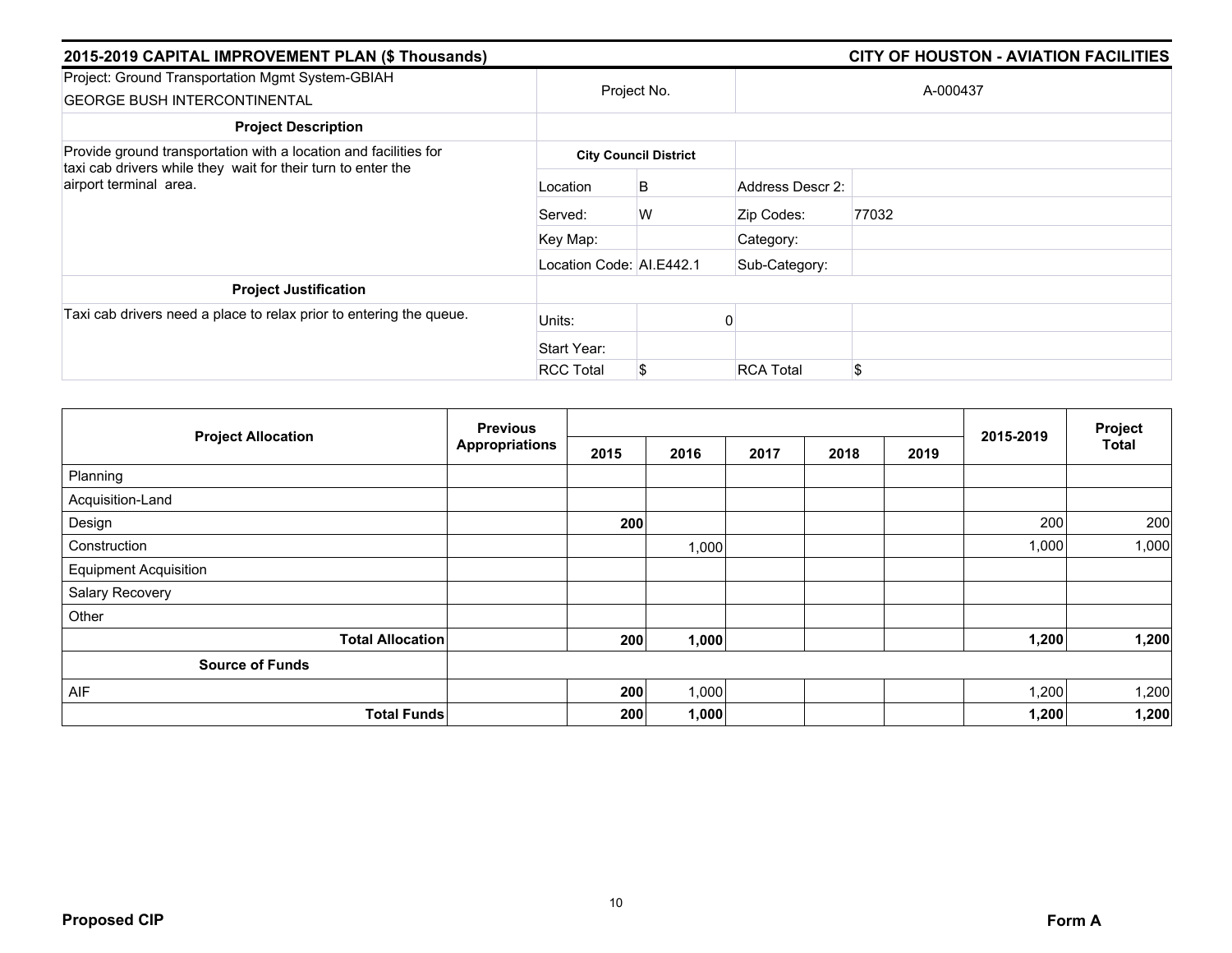## 2015-2019 CAPITAL IMPROVEMENT PLAN ($ Thousands) — CITY OF HOUSTON - AVIATION FACILITIES

| Project: Ground Transportation Mgmt System-GBIAH GEORGE BUSH INTERCONTINENTAL | Project No. | | A-000437 | |
|---|---|---|---|---|
| **Project Description** | | | | |
| Provide ground transportation with a location and facilities for taxi cab drivers while they wait for their turn to enter the airport terminal area. | **City Council District** | | | |
| | Location | B | Address Descr 2: | |
| | Served: | W | Zip Codes: | 77032 |
| | Key Map: | | Category: | |
| | Location Code: | AI.E442.1 | Sub-Category: | |
| **Project Justification** | | | | |
| Taxi cab drivers need a place to relax prior to entering the queue. | Units: | 0 | | |
| | Start Year: | | | |
| | RCC Total | $ | RCA Total | $ |

| Project Allocation | Previous Appropriations | 2015 | 2016 | 2017 | 2018 | 2019 | 2015-2019 | Project Total |
|---|---|---|---|---|---|---|---|---|
| Planning | | | | | | | | |
| Acquisition-Land | | | | | | | | |
| Design | | **200** | | | | | 200 | 200 |
| Construction | | | 1,000 | | | | 1,000 | 1,000 |
| Equipment Acquisition | | | | | | | | |
| Salary Recovery | | | | | | | | |
| Other | | | | | | | | |
| **Total Allocation** | | **200** | **1,000** | | | | **1,200** | **1,200** |
| **Source of Funds** | | | | | | | | |
| AIF | | **200** | 1,000 | | | | 1,200 | 1,200 |
| **Total Funds** | | **200** | **1,000** | | | | **1,200** | **1,200** |

**Proposed CIP** **Form A**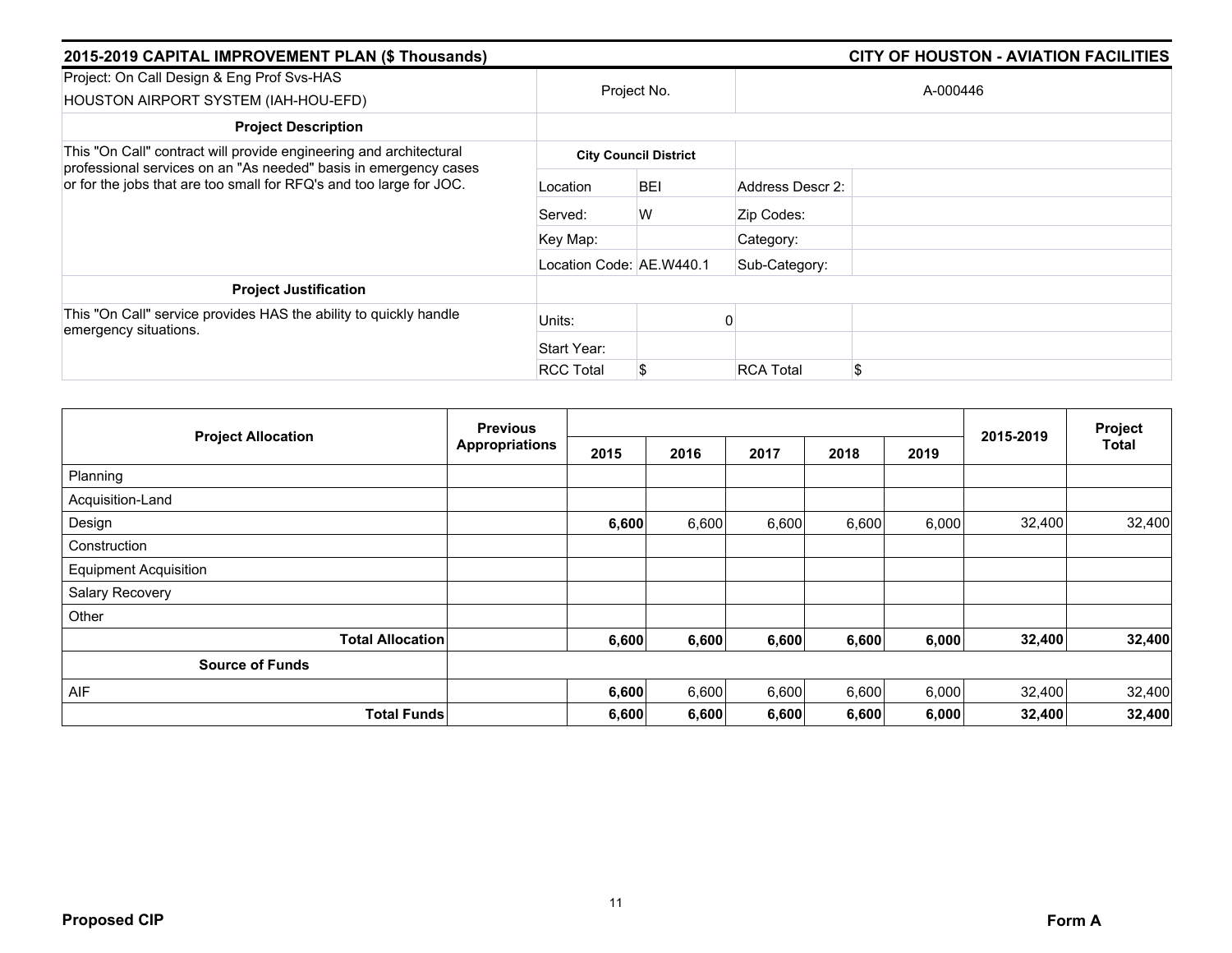## 2015-2019 CAPITAL IMPROVEMENT PLAN ($ Thousands) — CITY OF HOUSTON - AVIATION FACILITIES

| Project: On Call Design & Eng Prof Svs-HAS<br>HOUSTON AIRPORT SYSTEM (IAH-HOU-EFD) | Project No. | | A-000446 | |
|---|---|---|---|---|
| **Project Description** | | | | |
| This "On Call" contract will provide engineering and architectural professional services on an "As needed" basis in emergency cases or for the jobs that are too small for RFQ's and too large for JOC. | **City Council District** | | | |
| | Location | BEI | Address Descr 2: | |
| | Served: | W | Zip Codes: | |
| | Key Map: | | Category: | |
| | Location Code: | AE.W440.1 | Sub-Category: | |
| **Project Justification** | | | | |
| This "On Call" service provides HAS the ability to quickly handle emergency situations. | Units: | 0 | | |
| | Start Year: | | | |
| | RCC Total | $ | RCA Total | $ |

| Project Allocation | Previous Appropriations | 2015 | 2016 | 2017 | 2018 | 2019 | 2015-2019 | Project Total |
|---|---|---|---|---|---|---|---|---|
| Planning | | | | | | | | |
| Acquisition-Land | | | | | | | | |
| Design | | **6,600** | 6,600 | 6,600 | 6,600 | 6,000 | 32,400 | 32,400 |
| Construction | | | | | | | | |
| Equipment Acquisition | | | | | | | | |
| Salary Recovery | | | | | | | | |
| Other | | | | | | | | |
| **Total Allocation** | | **6,600** | **6,600** | **6,600** | **6,600** | **6,000** | **32,400** | **32,400** |
| **Source of Funds** | | | | | | | | |
| AIF | | **6,600** | 6,600 | 6,600 | 6,600 | 6,000 | 32,400 | 32,400 |
| **Total Funds** | | **6,600** | **6,600** | **6,600** | **6,600** | **6,000** | **32,400** | **32,400** |

**Proposed CIP** **Form A**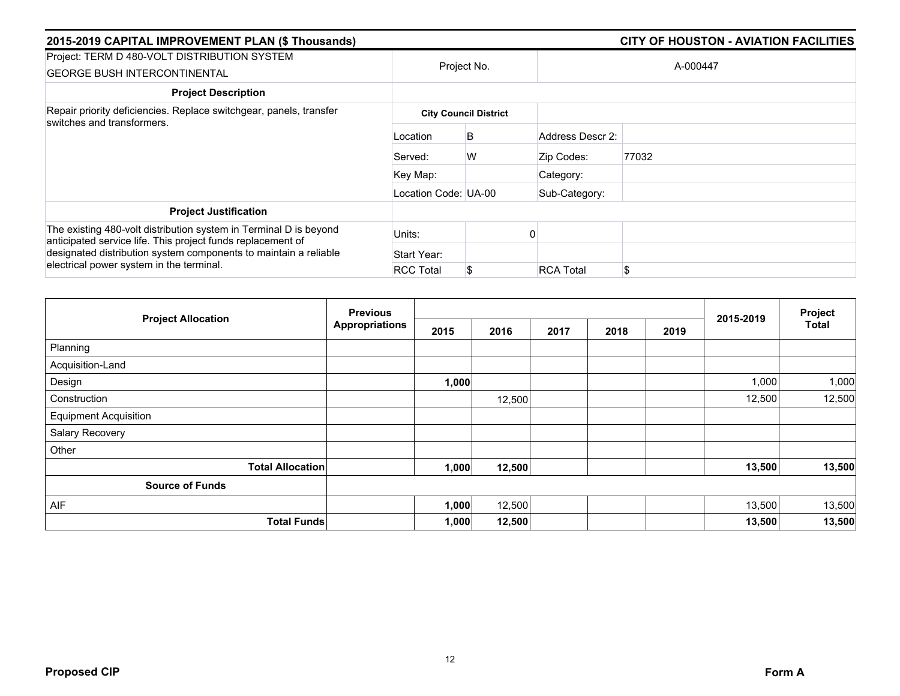## 2015-2019 CAPITAL IMPROVEMENT PLAN ($ Thousands)

## CITY OF HOUSTON - AVIATION FACILITIES

| Project: TERM D 480-VOLT DISTRIBUTION SYSTEM GEORGE BUSH INTERCONTINENTAL | Project No. | | A-000447 | |
|---|---|---|---|---|
| **Project Description** | | | | |
| Repair priority deficiencies. Replace switchgear, panels, transfer switches and transformers. | **City Council District** | | | |
| | Location | B | Address Descr 2: | |
| | Served: | W | Zip Codes: | 77032 |
| | Key Map: | | Category: | |
| | Location Code: UA-00 | | Sub-Category: | |
| **Project Justification** | | | | |
| The existing 480-volt distribution system in Terminal D is beyond anticipated service life. This project funds replacement of designated distribution system components to maintain a reliable electrical power system in the terminal. | Units: | 0 | | |
| | Start Year: | | | |
| | RCC Total | $ | RCA Total | $ |

| Project Allocation | Previous Appropriations | 2015 | 2016 | 2017 | 2018 | 2019 | 2015-2019 | Project Total |
|---|---|---|---|---|---|---|---|---|
| Planning | | | | | | | | |
| Acquisition-Land | | | | | | | | |
| Design | | **1,000** | | | | | 1,000 | 1,000 |
| Construction | | | 12,500 | | | | 12,500 | 12,500 |
| Equipment Acquisition | | | | | | | | |
| Salary Recovery | | | | | | | | |
| Other | | | | | | | | |
| **Total Allocation** | | **1,000** | **12,500** | | | | **13,500** | **13,500** |
| **Source of Funds** | | | | | | | | |
| AIF | | **1,000** | 12,500 | | | | 13,500 | 13,500 |
| **Total Funds** | | **1,000** | **12,500** | | | | **13,500** | **13,500** |

**Proposed CIP** **Form A**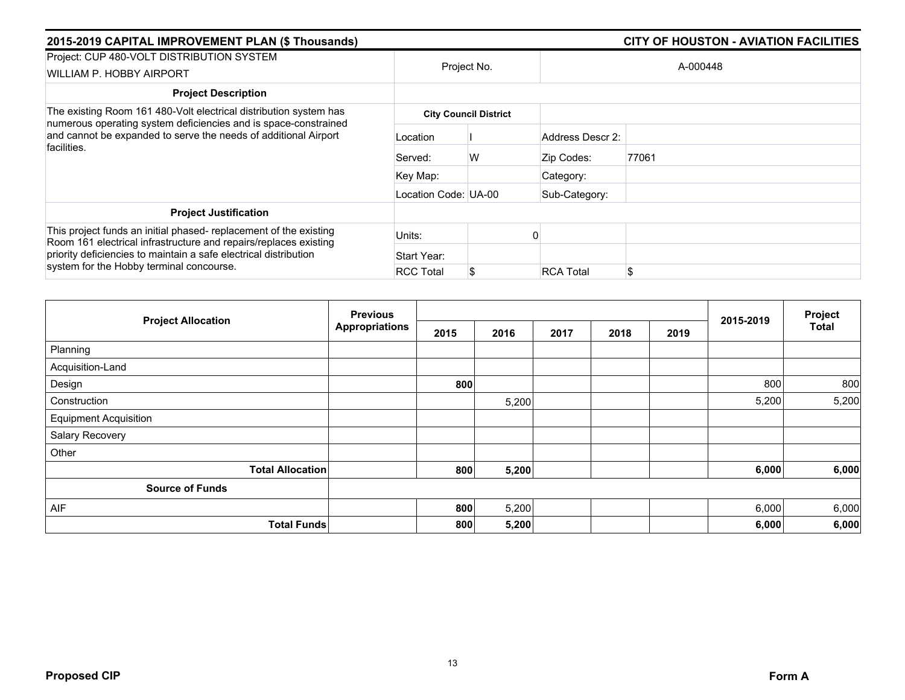## 2015-2019 CAPITAL IMPROVEMENT PLAN ($ Thousands)

## CITY OF HOUSTON - AVIATION FACILITIES

| Project: CUP 480-VOLT DISTRIBUTION SYSTEM WILLIAM P. HOBBY AIRPORT | Project No. | | A-000448 | |
|---|---|---|---|---|
| **Project Description** | | | | |
| The existing Room 161 480-Volt electrical distribution system has numerous operating system deficiencies and is space-constrained and cannot be expanded to serve the needs of additional Airport facilities. | **City Council District** | | | |
| | Location | I | Address Descr 2: | |
| | Served: | W | Zip Codes: | 77061 |
| | Key Map: | | Category: | |
| | Location Code: | UA-00 | Sub-Category: | |
| **Project Justification** | | | | |
| This project funds an initial phased- replacement of the existing Room 161 electrical infrastructure and repairs/replaces existing priority deficiencies to maintain a safe electrical distribution system for the Hobby terminal concourse. | Units: | 0 | | |
| | Start Year: | | | |
| | RCC Total | $ | RCA Total | $ |

| Project Allocation | Previous Appropriations | 2015 | 2016 | 2017 | 2018 | 2019 | 2015-2019 | Project Total |
|---|---|---|---|---|---|---|---|---|
| Planning | | | | | | | | |
| Acquisition-Land | | | | | | | | |
| Design | | **800** | | | | | 800 | 800 |
| Construction | | | 5,200 | | | | 5,200 | 5,200 |
| Equipment Acquisition | | | | | | | | |
| Salary Recovery | | | | | | | | |
| Other | | | | | | | | |
| **Total Allocation** | | **800** | **5,200** | | | | **6,000** | **6,000** |
| **Source of Funds** | | | | | | | | |
| AIF | | **800** | 5,200 | | | | 6,000 | 6,000 |
| **Total Funds** | | **800** | **5,200** | | | | **6,000** | **6,000** |

**Proposed CIP** **Form A**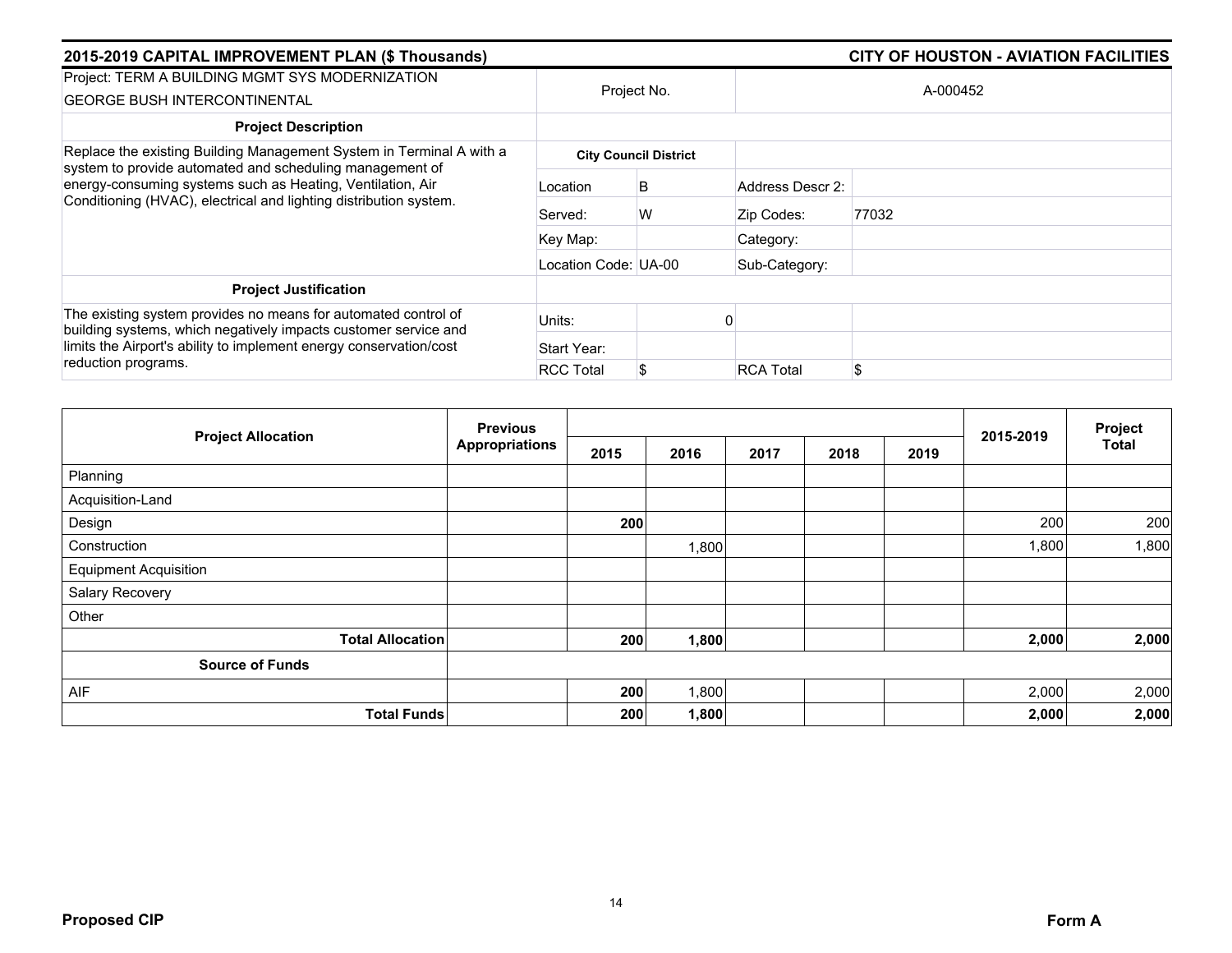## 2015-2019 CAPITAL IMPROVEMENT PLAN ($ Thousands)

## CITY OF HOUSTON - AVIATION FACILITIES

| Project: TERM A BUILDING MGMT SYS MODERNIZATION<br>GEORGE BUSH INTERCONTINENTAL | Project No. | | A-000452 | |
|---|---|---|---|---|
| **Project Description** | | | | |
| Replace the existing Building Management System in Terminal A with a system to provide automated and scheduling management of energy-consuming systems such as Heating, Ventilation, Air Conditioning (HVAC), electrical and lighting distribution system. | **City Council District** | | | |
| | Location | B | Address Descr 2: | |
| | Served: | W | Zip Codes: | 77032 |
| | Key Map: | | Category: | |
| | Location Code: | UA-00 | Sub-Category: | |
| **Project Justification** | | | | |
| The existing system provides no means for automated control of building systems, which negatively impacts customer service and limits the Airport's ability to implement energy conservation/cost reduction programs. | Units: | 0 | | |
| | Start Year: | | | |
| | RCC Total | $ | RCA Total | $ |

| Project Allocation | Previous Appropriations | 2015 | 2016 | 2017 | 2018 | 2019 | 2015-2019 | Project Total |
|---|---|---|---|---|---|---|---|---|
| Planning | | | | | | | | |
| Acquisition-Land | | | | | | | | |
| Design | | **200** | | | | | 200 | 200 |
| Construction | | | 1,800 | | | | 1,800 | 1,800 |
| Equipment Acquisition | | | | | | | | |
| Salary Recovery | | | | | | | | |
| Other | | | | | | | | |
| **Total Allocation** | | **200** | **1,800** | | | | **2,000** | **2,000** |
| **Source of Funds** | | | | | | | | |
| AIF | | **200** | 1,800 | | | | 2,000 | 2,000 |
| **Total Funds** | | **200** | **1,800** | | | | **2,000** | **2,000** |

**Proposed CIP** **Form A**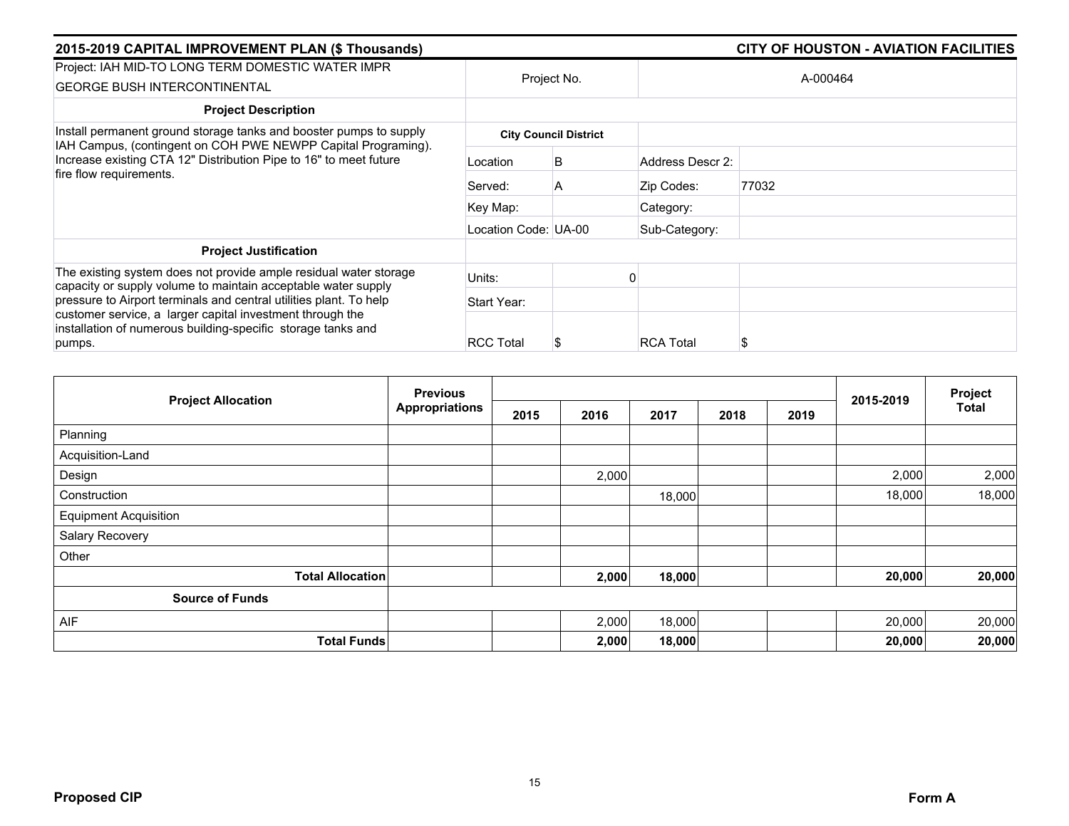## 2015-2019 CAPITAL IMPROVEMENT PLAN ($ Thousands) — CITY OF HOUSTON - AVIATION FACILITIES

| Project: IAH MID-TO LONG TERM DOMESTIC WATER IMPR GEORGE BUSH INTERCONTINENTAL | Project No. | | A-000464 | |
|---|---|---|---|---|
| **Project Description** | | | | |
| Install permanent ground storage tanks and booster pumps to supply IAH Campus, (contingent on COH PWE NEWPP Capital Programing). Increase existing CTA 12" Distribution Pipe to 16" to meet future fire flow requirements. | **City Council District** | | | |
| | Location | B | Address Descr 2: | |
| | Served: | A | Zip Codes: | 77032 |
| | Key Map: | | Category: | |
| | Location Code: | UA-00 | Sub-Category: | |
| **Project Justification** | | | | |
| The existing system does not provide ample residual water storage capacity or supply volume to maintain acceptable water supply pressure to Airport terminals and central utilities plant. To help customer service, a larger capital investment through the installation of numerous building-specific storage tanks and pumps. | Units: | 0 | | |
| | Start Year: | | | |
| | RCC Total | $ | RCA Total | $ |

| Project Allocation | Previous Appropriations | 2015 | 2016 | 2017 | 2018 | 2019 | 2015-2019 | Project Total |
|---|---|---|---|---|---|---|---|---|
| Planning | | | | | | | | |
| Acquisition-Land | | | | | | | | |
| Design | | | 2,000 | | | | 2,000 | 2,000 |
| Construction | | | | 18,000 | | | 18,000 | 18,000 |
| Equipment Acquisition | | | | | | | | |
| Salary Recovery | | | | | | | | |
| Other | | | | | | | | |
| **Total Allocation** | | | **2,000** | **18,000** | | | **20,000** | **20,000** |
| **Source of Funds** | | | | | | | | |
| AIF | | | 2,000 | 18,000 | | | 20,000 | 20,000 |
| **Total Funds** | | | **2,000** | **18,000** | | | **20,000** | **20,000** |

**Proposed CIP** — **Form A**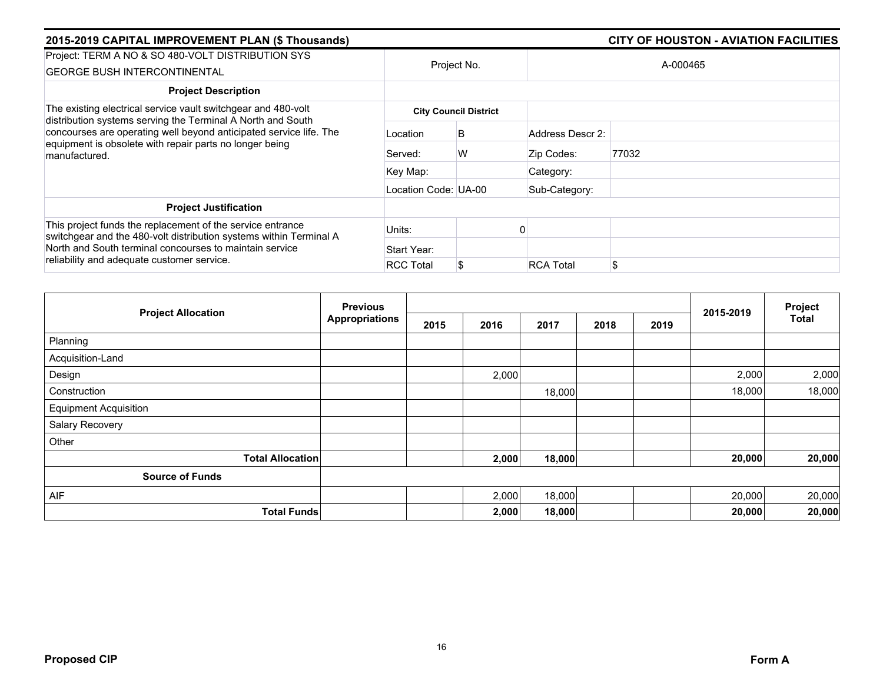## 2015-2019 CAPITAL IMPROVEMENT PLAN ($ Thousands)

## CITY OF HOUSTON - AVIATION FACILITIES

| Project: TERM A NO & SO 480-VOLT DISTRIBUTION SYS GEORGE BUSH INTERCONTINENTAL | Project No. | | A-000465 | |
|---|---|---|---|---|
| **Project Description** | | | | |
| The existing electrical service vault switchgear and 480-volt distribution systems serving the Terminal A North and South concourses are operating well beyond anticipated service life. The equipment is obsolete with repair parts no longer being manufactured. | **City Council District** | | | |
| | Location | B | Address Descr 2: | |
| | Served: | W | Zip Codes: | 77032 |
| | Key Map: | | Category: | |
| | Location Code: | UA-00 | Sub-Category: | |
| **Project Justification** | | | | |
| This project funds the replacement of the service entrance switchgear and the 480-volt distribution systems within Terminal A North and South terminal concourses to maintain service reliability and adequate customer service. | Units: | 0 | | |
| | Start Year: | | | |
| | RCC Total | $ | RCA Total | $ |

| Project Allocation | Previous Appropriations | 2015 | 2016 | 2017 | 2018 | 2019 | 2015-2019 | Project Total |
|---|---|---|---|---|---|---|---|---|
| Planning | | | | | | | | |
| Acquisition-Land | | | | | | | | |
| Design | | | 2,000 | | | | 2,000 | 2,000 |
| Construction | | | | 18,000 | | | 18,000 | 18,000 |
| Equipment Acquisition | | | | | | | | |
| Salary Recovery | | | | | | | | |
| Other | | | | | | | | |
| **Total Allocation** | | | **2,000** | **18,000** | | | **20,000** | **20,000** |
| **Source of Funds** | | | | | | | | |
| AIF | | | 2,000 | 18,000 | | | 20,000 | 20,000 |
| **Total Funds** | | | **2,000** | **18,000** | | | **20,000** | **20,000** |

**Proposed CIP**

**Form A**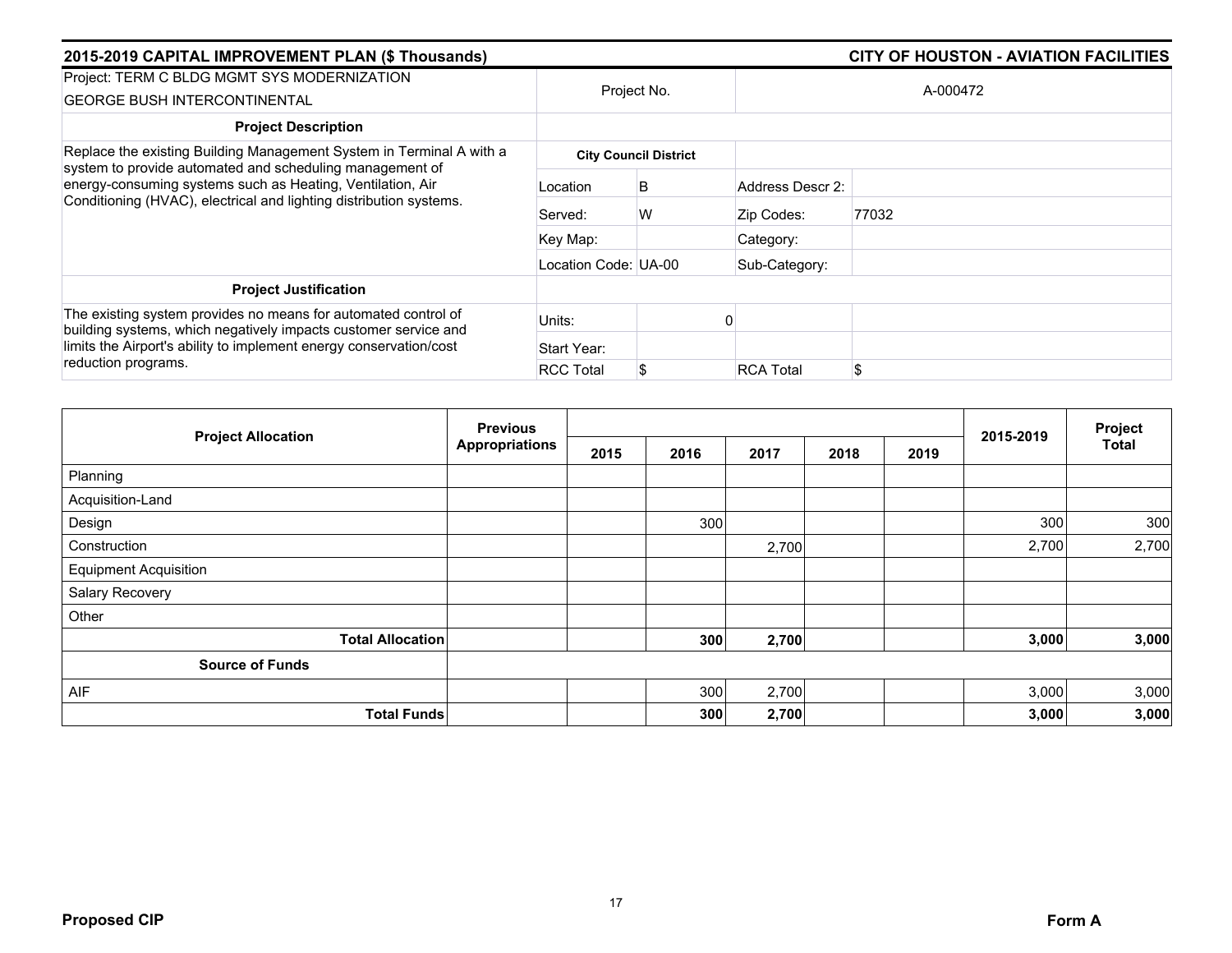## 2015-2019 CAPITAL IMPROVEMENT PLAN ($ Thousands)

## CITY OF HOUSTON - AVIATION FACILITIES

| Project: TERM C BLDG MGMT SYS MODERNIZATION<br>GEORGE BUSH INTERCONTINENTAL | Project No. | | A-000472 | |
|---|---|---|---|---|
| **Project Description** | | | | |
| Replace the existing Building Management System in Terminal A with a system to provide automated and scheduling management of energy-consuming systems such as Heating, Ventilation, Air Conditioning (HVAC), electrical and lighting distribution systems. | **City Council District** | | | |
| | Location | B | Address Descr 2: | |
| | Served: | W | Zip Codes: | 77032 |
| | Key Map: | | Category: | |
| | Location Code: | UA-00 | Sub-Category: | |
| **Project Justification** | | | | |
| The existing system provides no means for automated control of building systems, which negatively impacts customer service and limits the Airport's ability to implement energy conservation/cost reduction programs. | Units: | 0 | | |
| | Start Year: | | | |
| | RCC Total | $ | RCA Total | $ |

| Project Allocation | Previous Appropriations | 2015 | 2016 | 2017 | 2018 | 2019 | 2015-2019 | Project Total |
|---|---|---|---|---|---|---|---|---|
| Planning | | | | | | | | |
| Acquisition-Land | | | | | | | | |
| Design | | | 300 | | | | 300 | 300 |
| Construction | | | | 2,700 | | | 2,700 | 2,700 |
| Equipment Acquisition | | | | | | | | |
| Salary Recovery | | | | | | | | |
| Other | | | | | | | | |
| **Total Allocation** | | | **300** | **2,700** | | | **3,000** | **3,000** |
| **Source of Funds** | | | | | | | | |
| AIF | | | 300 | 2,700 | | | 3,000 | 3,000 |
| **Total Funds** | | | **300** | **2,700** | | | **3,000** | **3,000** |

**Proposed CIP** **Form A**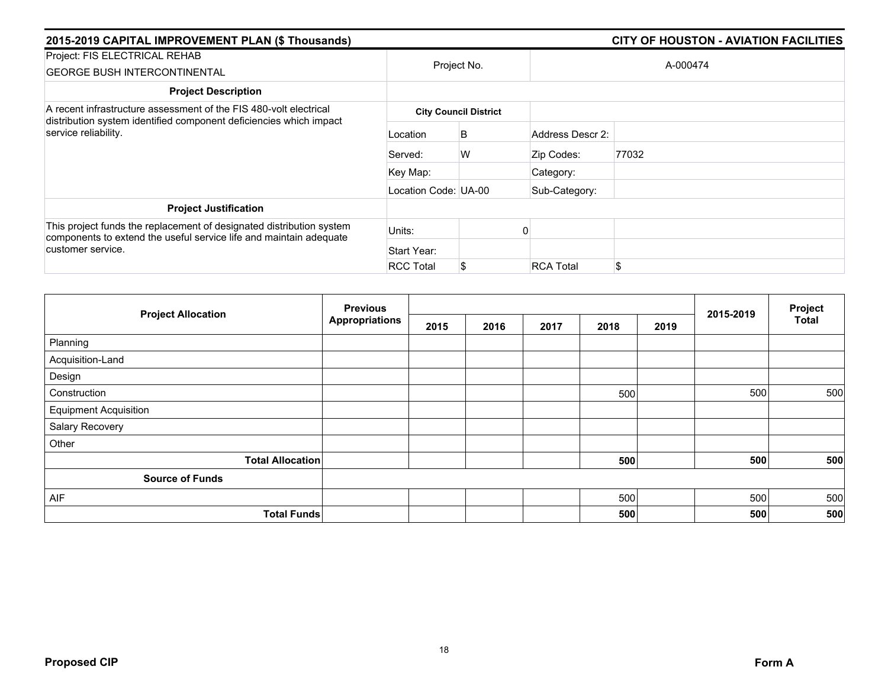## 2015-2019 CAPITAL IMPROVEMENT PLAN ($ Thousands) — CITY OF HOUSTON - AVIATION FACILITIES

| Project: FIS ELECTRICAL REHAB<br>GEORGE BUSH INTERCONTINENTAL | Project No. | | A-000474 | |
|---|---|---|---|---|
| **Project Description** | | | | |
| A recent infrastructure assessment of the FIS 480-volt electrical distribution system identified component deficiencies which impact service reliability. | **City Council District** | | | |
| | Location | B | Address Descr 2: | |
| | Served: | W | Zip Codes: | 77032 |
| | Key Map: | | Category: | |
| | Location Code: UA-00 | | Sub-Category: | |
| **Project Justification** | | | | |
| This project funds the replacement of designated distribution system components to extend the useful service life and maintain adequate customer service. | Units: | 0 | | |
| | Start Year: | | | |
| | RCC Total | $ | RCA Total | $ |

| Project Allocation | Previous Appropriations | 2015 | 2016 | 2017 | 2018 | 2019 | 2015-2019 | Project Total |
|---|---|---|---|---|---|---|---|---|
| Planning | | | | | | | | |
| Acquisition-Land | | | | | | | | |
| Design | | | | | | | | |
| Construction | | | | | 500 | | 500 | 500 |
| Equipment Acquisition | | | | | | | | |
| Salary Recovery | | | | | | | | |
| Other | | | | | | | | |
| **Total Allocation** | | | | | **500** | | **500** | **500** |
| **Source of Funds** | | | | | | | | |
| AIF | | | | | 500 | | 500 | 500 |
| **Total Funds** | | | | | **500** | | **500** | **500** |

**Proposed CIP** **Form A**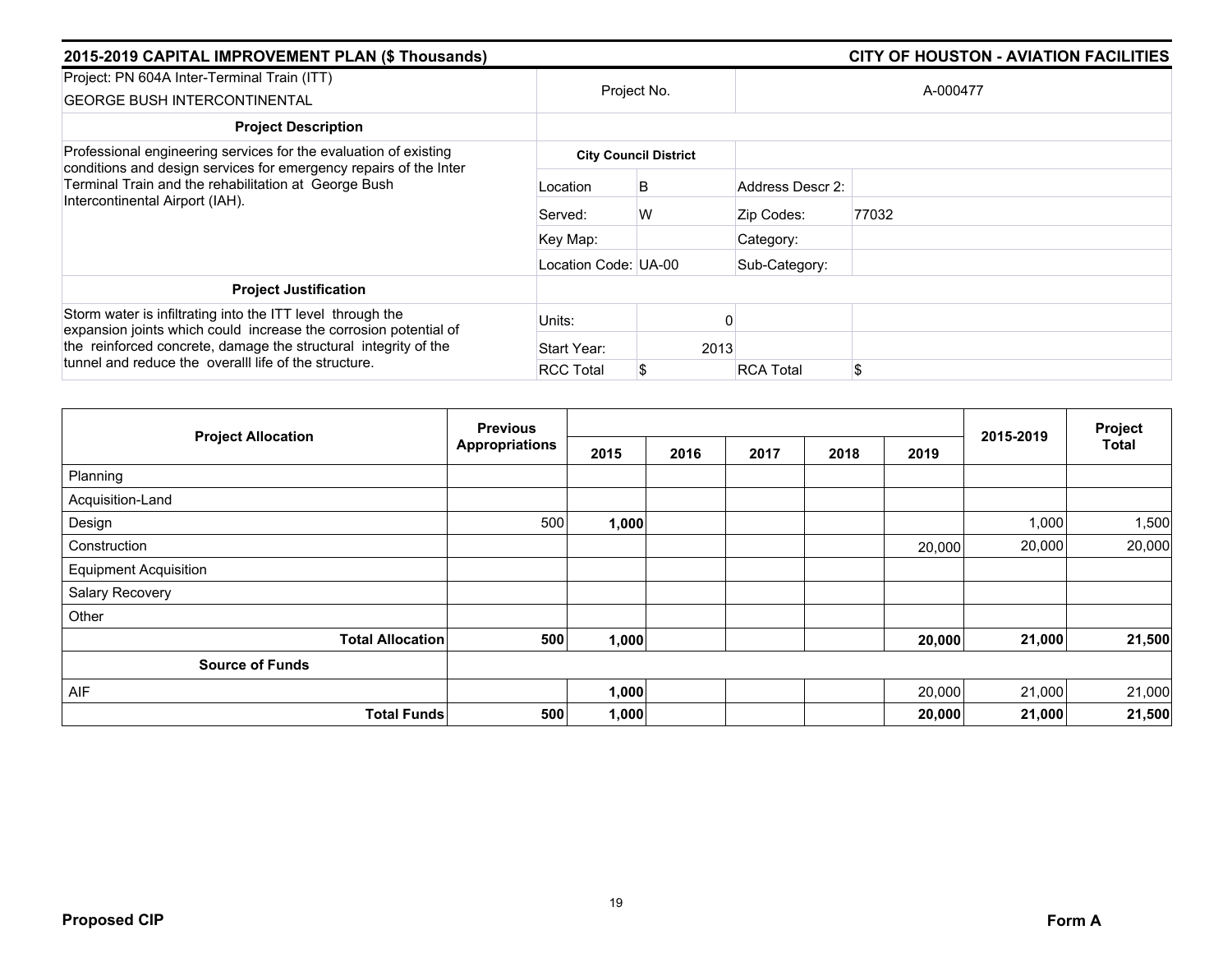## 2015-2019 CAPITAL IMPROVEMENT PLAN ($ Thousands)

## CITY OF HOUSTON - AVIATION FACILITIES

| Project: PN 604A Inter-Terminal Train (ITT) GEORGE BUSH INTERCONTINENTAL | Project No. | | A-000477 | |
|---|---|---|---|---|
| **Project Description** | | | | |
| Professional engineering services for the evaluation of existing conditions and design services for emergency repairs of the Inter Terminal Train and the rehabilitation at George Bush Intercontinental Airport (IAH). | **City Council District** | | | |
| | Location | B | Address Descr 2: | |
| | Served: | W | Zip Codes: | 77032 |
| | Key Map: | | Category: | |
| | Location Code: UA-00 | | Sub-Category: | |
| **Project Justification** | | | | |
| Storm water is infiltrating into the ITT level through the expansion joints which could increase the corrosion potential of the reinforced concrete, damage the structural integrity of the tunnel and reduce the overalll life of the structure. | Units: | 0 | | |
| | Start Year: | 2013 | | |
| | RCC Total | $ | RCA Total | $ |

| Project Allocation | Previous Appropriations | 2015 | 2016 | 2017 | 2018 | 2019 | 2015-2019 | Project Total |
|---|---|---|---|---|---|---|---|---|
| Planning | | | | | | | | |
| Acquisition-Land | | | | | | | | |
| Design | 500 | **1,000** | | | | | 1,000 | 1,500 |
| Construction | | | | | | 20,000 | 20,000 | 20,000 |
| Equipment Acquisition | | | | | | | | |
| Salary Recovery | | | | | | | | |
| Other | | | | | | | | |
| **Total Allocation** | **500** | **1,000** | | | | **20,000** | **21,000** | **21,500** |
| **Source of Funds** | | | | | | | | |
| AIF | | **1,000** | | | | 20,000 | 21,000 | 21,000 |
| **Total Funds** | **500** | **1,000** | | | | **20,000** | **21,000** | **21,500** |

**Proposed CIP** **Form A**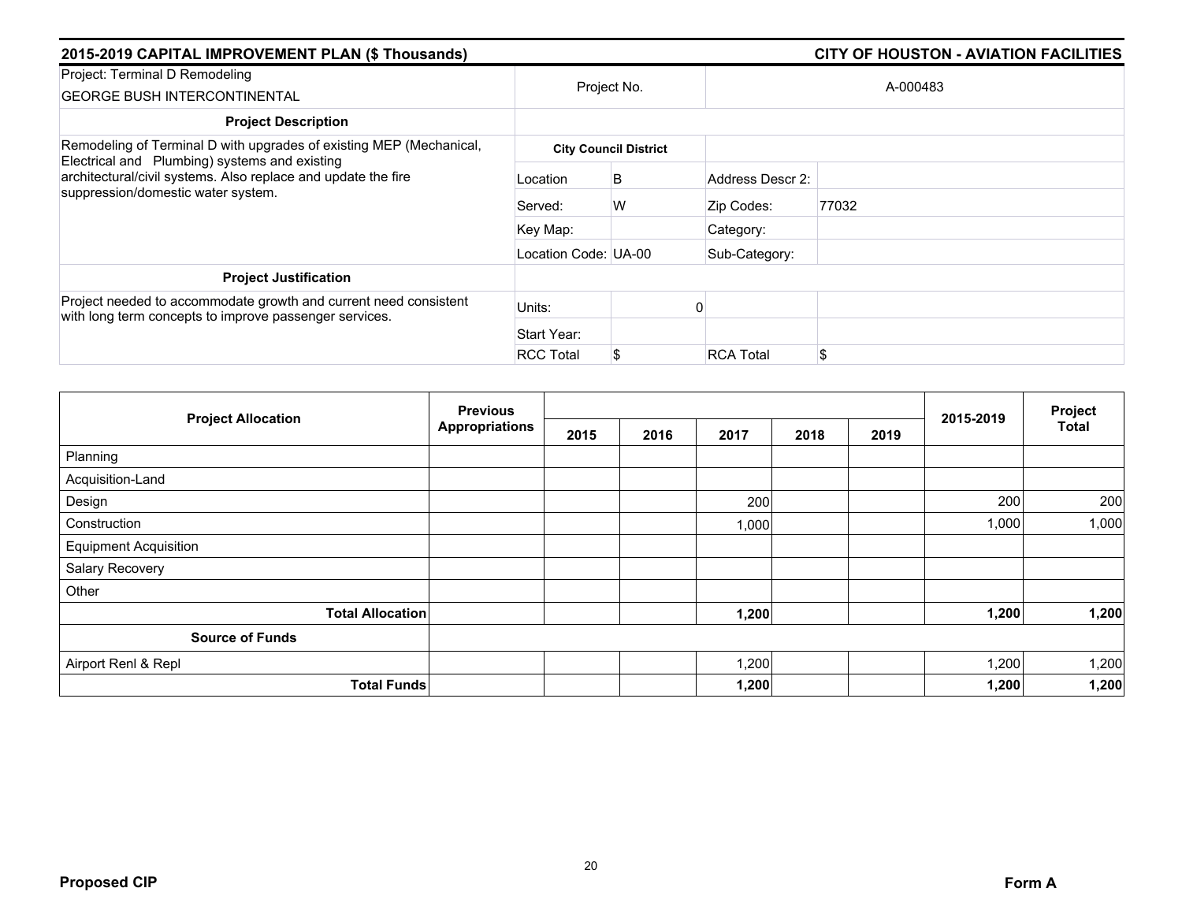## 2015-2019 CAPITAL IMPROVEMENT PLAN ($ Thousands) — CITY OF HOUSTON - AVIATION FACILITIES

| Project: Terminal D Remodeling<br>GEORGE BUSH INTERCONTINENTAL | Project No. | | A-000483 | |
|---|---|---|---|---|
| **Project Description** | | | | |
| Remodeling of Terminal D with upgrades of existing MEP (Mechanical, Electrical and Plumbing) systems and existing architectural/civil systems. Also replace and update the fire suppression/domestic water system. | **City Council District** | | | |
| | Location | B | Address Descr 2: | |
| | Served: | W | Zip Codes: | 77032 |
| | Key Map: | | Category: | |
| | Location Code: UA-00 | | Sub-Category: | |
| **Project Justification** | | | | |
| Project needed to accommodate growth and current need consistent with long term concepts to improve passenger services. | Units: | 0 | | |
| | Start Year: | | | |
| | RCC Total | $ | RCA Total | $ |

| Project Allocation | Previous Appropriations | 2015 | 2016 | 2017 | 2018 | 2019 | 2015-2019 | Project Total |
|---|---|---|---|---|---|---|---|---|
| Planning | | | | | | | | |
| Acquisition-Land | | | | | | | | |
| Design | | | | 200 | | | 200 | 200 |
| Construction | | | | 1,000 | | | 1,000 | 1,000 |
| Equipment Acquisition | | | | | | | | |
| Salary Recovery | | | | | | | | |
| Other | | | | | | | | |
| **Total Allocation** | | | | **1,200** | | | **1,200** | **1,200** |
| **Source of Funds** | | | | | | | | |
| Airport Renl & Repl | | | | 1,200 | | | 1,200 | 1,200 |
| **Total Funds** | | | | **1,200** | | | **1,200** | **1,200** |

**Proposed CIP** **Form A**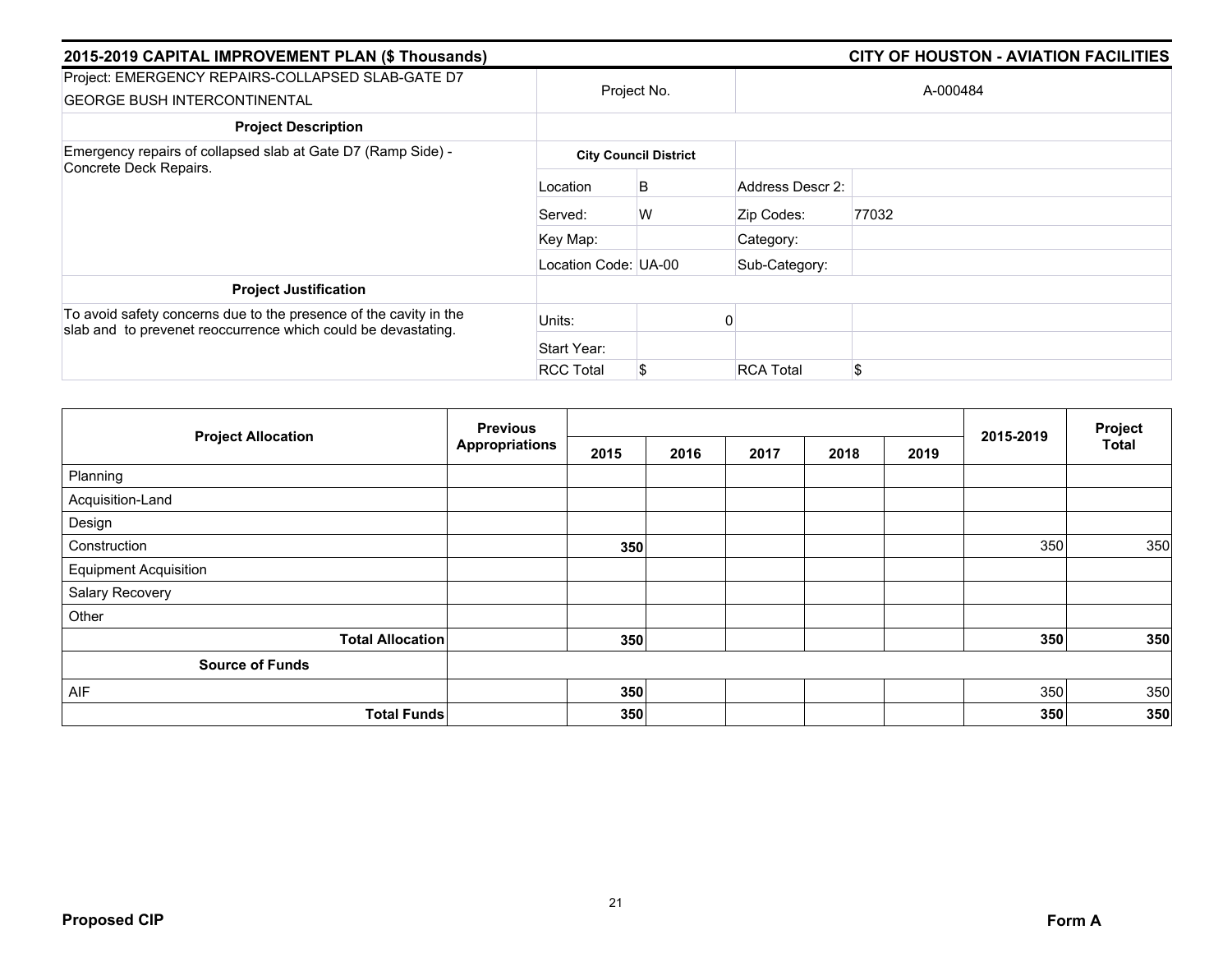## 2015-2019 CAPITAL IMPROVEMENT PLAN ($ Thousands) — CITY OF HOUSTON - AVIATION FACILITIES

| Project: EMERGENCY REPAIRS-COLLAPSED SLAB-GATE D7 GEORGE BUSH INTERCONTINENTAL | Project No. | | A-000484 | |
|---|---|---|---|---|
| **Project Description** | | | | |
| Emergency repairs of collapsed slab at Gate D7 (Ramp Side) - Concrete Deck Repairs. | **City Council District** | | | |
| | Location | B | Address Descr 2: | |
| | Served: | W | Zip Codes: | 77032 |
| | Key Map: | | Category: | |
| | Location Code: | UA-00 | Sub-Category: | |
| **Project Justification** | | | | |
| To avoid safety concerns due to the presence of the cavity in the slab and to prevenet reoccurrence which could be devastating. | Units: | 0 | | |
| | Start Year: | | | |
| | RCC Total | $ | RCA Total | $ |

| Project Allocation | Previous Appropriations | 2015 | 2016 | 2017 | 2018 | 2019 | 2015-2019 | Project Total |
|---|---|---|---|---|---|---|---|---|
| Planning | | | | | | | | |
| Acquisition-Land | | | | | | | | |
| Design | | | | | | | | |
| Construction | | **350** | | | | | 350 | 350 |
| Equipment Acquisition | | | | | | | | |
| Salary Recovery | | | | | | | | |
| Other | | | | | | | | |
| **Total Allocation** | | **350** | | | | | **350** | **350** |
| **Source of Funds** | | | | | | | | |
| AIF | | **350** | | | | | 350 | 350 |
| **Total Funds** | | **350** | | | | | **350** | **350** |

**Proposed CIP** — **Form A**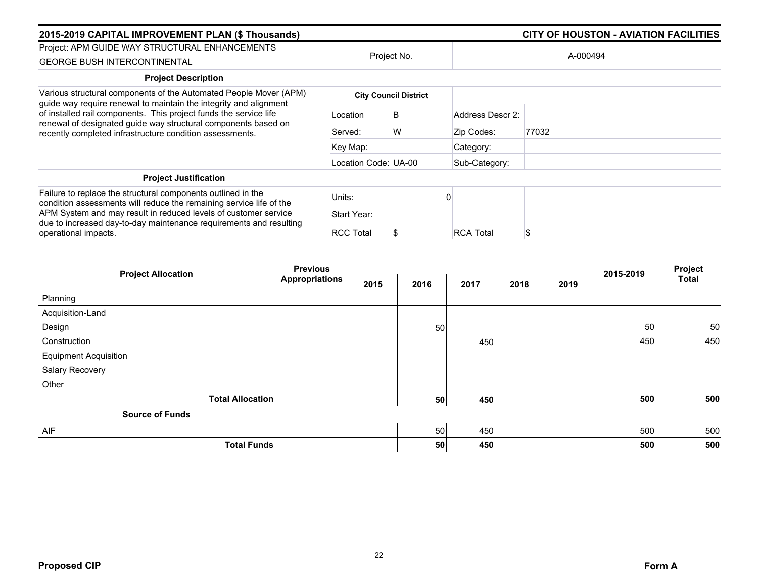## 2015-2019 CAPITAL IMPROVEMENT PLAN ($ Thousands)

## CITY OF HOUSTON - AVIATION FACILITIES

| Project: APM GUIDE WAY STRUCTURAL ENHANCEMENTS GEORGE BUSH INTERCONTINENTAL | Project No. | | A-000494 | |
|---|---|---|---|---|
| **Project Description** | | | | |
| Various structural components of the Automated People Mover (APM) guide way require renewal to maintain the integrity and alignment of installed rail components. This project funds the service life renewal of designated guide way structural components based on recently completed infrastructure condition assessments. | **City Council District** | | | |
| | Location | B | Address Descr 2: | |
| | Served: | W | Zip Codes: | 77032 |
| | Key Map: | | Category: | |
| | Location Code: | UA-00 | Sub-Category: | |
| **Project Justification** | | | | |
| Failure to replace the structural components outlined in the condition assessments will reduce the remaining service life of the APM System and may result in reduced levels of customer service due to increased day-to-day maintenance requirements and resulting operational impacts. | Units: | 0 | | |
| | Start Year: | | | |
| | RCC Total | $ | RCA Total | $ |

| Project Allocation | Previous Appropriations | 2015 | 2016 | 2017 | 2018 | 2019 | 2015-2019 | Project Total |
|---|---|---|---|---|---|---|---|---|
| Planning | | | | | | | | |
| Acquisition-Land | | | | | | | | |
| Design | | | 50 | | | | 50 | 50 |
| Construction | | | | 450 | | | 450 | 450 |
| Equipment Acquisition | | | | | | | | |
| Salary Recovery | | | | | | | | |
| Other | | | | | | | | |
| **Total Allocation** | | | **50** | **450** | | | **500** | **500** |
| **Source of Funds** | | | | | | | | |
| AIF | | | 50 | 450 | | | 500 | 500 |
| **Total Funds** | | | **50** | **450** | | | **500** | **500** |

**Proposed CIP** **Form A**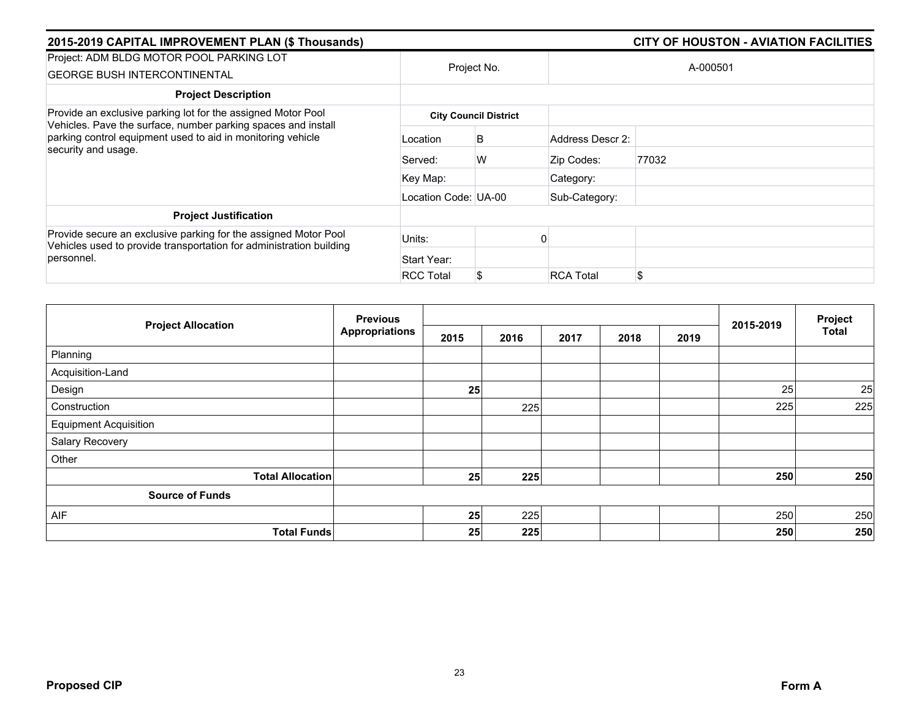## 2015-2019 CAPITAL IMPROVEMENT PLAN ($ Thousands) — CITY OF HOUSTON - AVIATION FACILITIES

| Project: ADM BLDG MOTOR POOL PARKING LOT GEORGE BUSH INTERCONTINENTAL | Project No. | | A-000501 | |
|---|---|---|---|---|
| **Project Description** | | | | |
| Provide an exclusive parking lot for the assigned Motor Pool Vehicles. Pave the surface, number parking spaces and install parking control equipment used to aid in monitoring vehicle security and usage. | **City Council District** | | | |
| | Location | B | Address Descr 2: | |
| | Served: | W | Zip Codes: | 77032 |
| | Key Map: | | Category: | |
| | Location Code: UA-00 | | Sub-Category: | |
| **Project Justification** | | | | |
| Provide secure an exclusive parking for the assigned Motor Pool Vehicles used to provide transportation for administration building personnel. | Units: | 0 | | |
| | Start Year: | | | |
| | RCC Total | $ | RCA Total | $ |

| Project Allocation | Previous Appropriations | 2015 | 2016 | 2017 | 2018 | 2019 | 2015-2019 | Project Total |
|---|---|---|---|---|---|---|---|---|
| Planning | | | | | | | | |
| Acquisition-Land | | | | | | | | |
| Design | | **25** | | | | | 25 | 25 |
| Construction | | | 225 | | | | 225 | 225 |
| Equipment Acquisition | | | | | | | | |
| Salary Recovery | | | | | | | | |
| Other | | | | | | | | |
| **Total Allocation** | | **25** | **225** | | | | **250** | **250** |
| **Source of Funds** | | | | | | | | |
| AIF | | **25** | 225 | | | | 250 | 250 |
| **Total Funds** | | **25** | **225** | | | | **250** | **250** |

**Proposed CIP** — **Form A**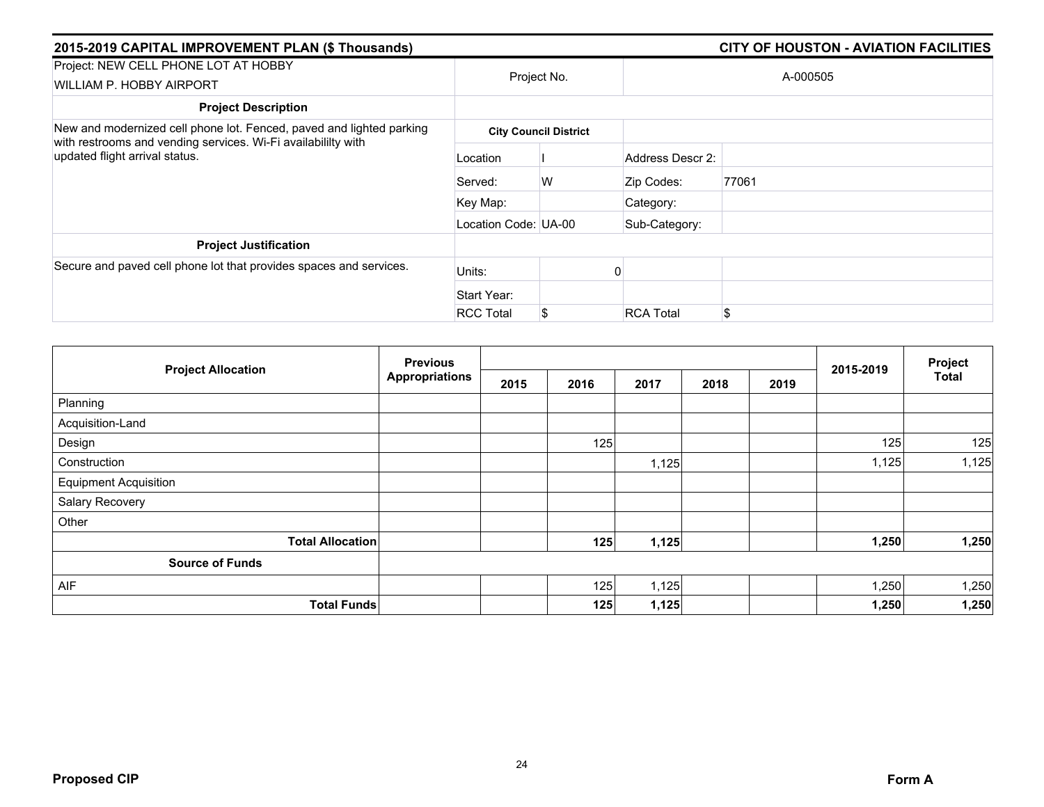## 2015-2019 CAPITAL IMPROVEMENT PLAN ($ Thousands) — CITY OF HOUSTON - AVIATION FACILITIES

| Project: NEW CELL PHONE LOT AT HOBBY<br>WILLIAM P. HOBBY AIRPORT | Project No. | | A-000505 | |
|---|---|---|---|---|
| **Project Description** | | | | |
| New and modernized cell phone lot. Fenced, paved and lighted parking with restrooms and vending services. Wi-Fi availabililty with updated flight arrival status. | **City Council District** | | | |
| | Location | I | Address Descr 2: | |
| | Served: | W | Zip Codes: | 77061 |
| | Key Map: | | Category: | |
| | Location Code: | UA-00 | Sub-Category: | |
| **Project Justification** | | | | |
| Secure and paved cell phone lot that provides spaces and services. | Units: | 0 | | |
| | Start Year: | | | |
| | RCC Total | $ | RCA Total | $ |

| Project Allocation | Previous Appropriations | 2015 | 2016 | 2017 | 2018 | 2019 | 2015-2019 | Project Total |
|---|---|---|---|---|---|---|---|---|
| Planning | | | | | | | | |
| Acquisition-Land | | | | | | | | |
| Design | | | 125 | | | | 125 | 125 |
| Construction | | | | 1,125 | | | 1,125 | 1,125 |
| Equipment Acquisition | | | | | | | | |
| Salary Recovery | | | | | | | | |
| Other | | | | | | | | |
| **Total Allocation** | | | **125** | **1,125** | | | **1,250** | **1,250** |
| **Source of Funds** | | | | | | | | |
| AIF | | | 125 | 1,125 | | | 1,250 | 1,250 |
| **Total Funds** | | | **125** | **1,125** | | | **1,250** | **1,250** |

**Proposed CIP** — **Form A**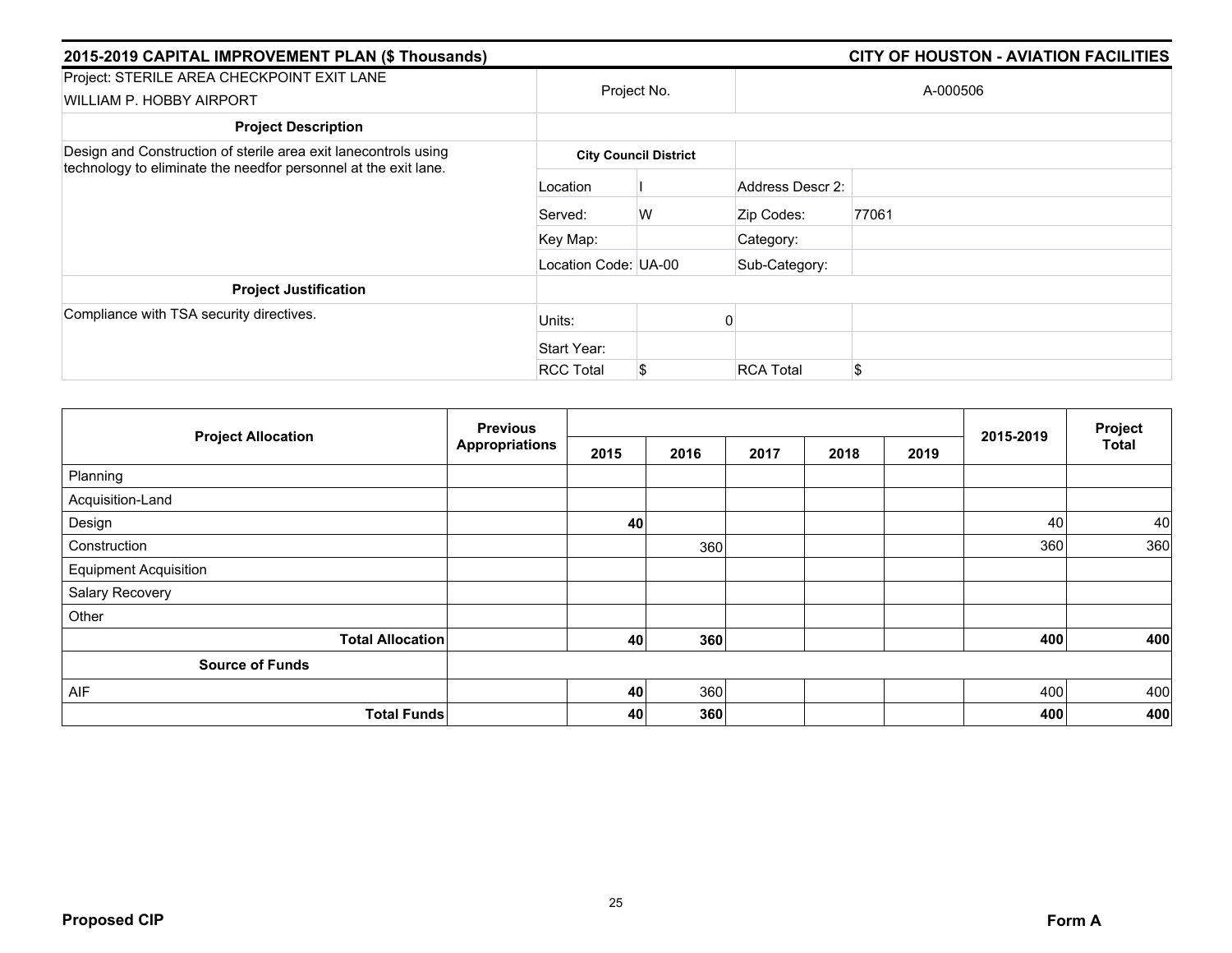## 2015-2019 CAPITAL IMPROVEMENT PLAN ($ Thousands) — CITY OF HOUSTON - AVIATION FACILITIES

| Project: STERILE AREA CHECKPOINT EXIT LANE WILLIAM P. HOBBY AIRPORT | Project No. | | A-000506 | |
|---|---|---|---|---|
| **Project Description** | | | | |
| Design and Construction of sterile area exit lanecontrols using technology to eliminate the needfor personnel at the exit lane. | **City Council District** | | | |
| | Location | I | Address Descr 2: | |
| | Served: | W | Zip Codes: | 77061 |
| | Key Map: | | Category: | |
| | Location Code: | UA-00 | Sub-Category: | |
| **Project Justification** | | | | |
| Compliance with TSA security directives. | Units: | 0 | | |
| | Start Year: | | | |
| | RCC Total | $ | RCA Total | $ |

| Project Allocation | Previous Appropriations | 2015 | 2016 | 2017 | 2018 | 2019 | 2015-2019 | Project Total |
|---|---|---|---|---|---|---|---|---|
| Planning | | | | | | | | |
| Acquisition-Land | | | | | | | | |
| Design | | **40** | | | | | 40 | 40 |
| Construction | | | 360 | | | | 360 | 360 |
| Equipment Acquisition | | | | | | | | |
| Salary Recovery | | | | | | | | |
| Other | | | | | | | | |
| **Total Allocation** | | **40** | **360** | | | | **400** | **400** |
| **Source of Funds** | | | | | | | | |
| AIF | | **40** | 360 | | | | 400 | 400 |
| **Total Funds** | | **40** | **360** | | | | **400** | **400** |

**Proposed CIP** **Form A**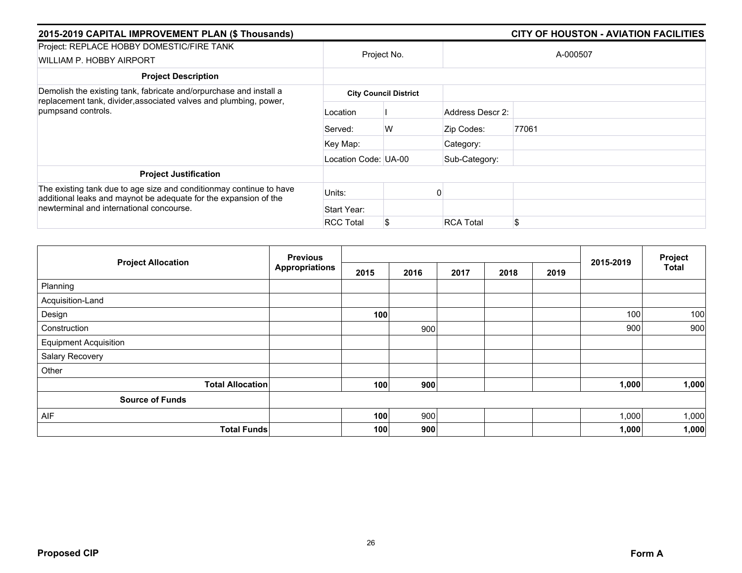## 2015-2019 CAPITAL IMPROVEMENT PLAN ($ Thousands) — CITY OF HOUSTON - AVIATION FACILITIES

| Project: REPLACE HOBBY DOMESTIC/FIRE TANK<br>WILLIAM P. HOBBY AIRPORT | Project No. | | A-000507 | |
|---|---|---|---|---|
| **Project Description** | | | | |
| Demolish the existing tank, fabricate and/orpurchase and install a replacement tank, divider,associated valves and plumbing, power, pumpsand controls. | **City Council District** | | | |
| | Location | I | Address Descr 2: | |
| | Served: | W | Zip Codes: | 77061 |
| | Key Map: | | Category: | |
| | Location Code: | UA-00 | Sub-Category: | |
| **Project Justification** | | | | |
| The existing tank due to age size and conditionmay continue to have additional leaks and maynot be adequate for the expansion of the newterminal and international concourse. | Units: | 0 | | |
| | Start Year: | | | |
| | RCC Total | $ | RCA Total | $ |

| Project Allocation | Previous Appropriations | 2015 | 2016 | 2017 | 2018 | 2019 | 2015-2019 | Project Total |
|---|---|---|---|---|---|---|---|---|
| Planning | | | | | | | | |
| Acquisition-Land | | | | | | | | |
| Design | | **100** | | | | | 100 | 100 |
| Construction | | | 900 | | | | 900 | 900 |
| Equipment Acquisition | | | | | | | | |
| Salary Recovery | | | | | | | | |
| Other | | | | | | | | |
| **Total Allocation** | | **100** | **900** | | | | **1,000** | **1,000** |
| **Source of Funds** | | | | | | | | |
| AIF | | **100** | 900 | | | | 1,000 | 1,000 |
| **Total Funds** | | **100** | **900** | | | | **1,000** | **1,000** |

**Proposed CIP** — **Form A**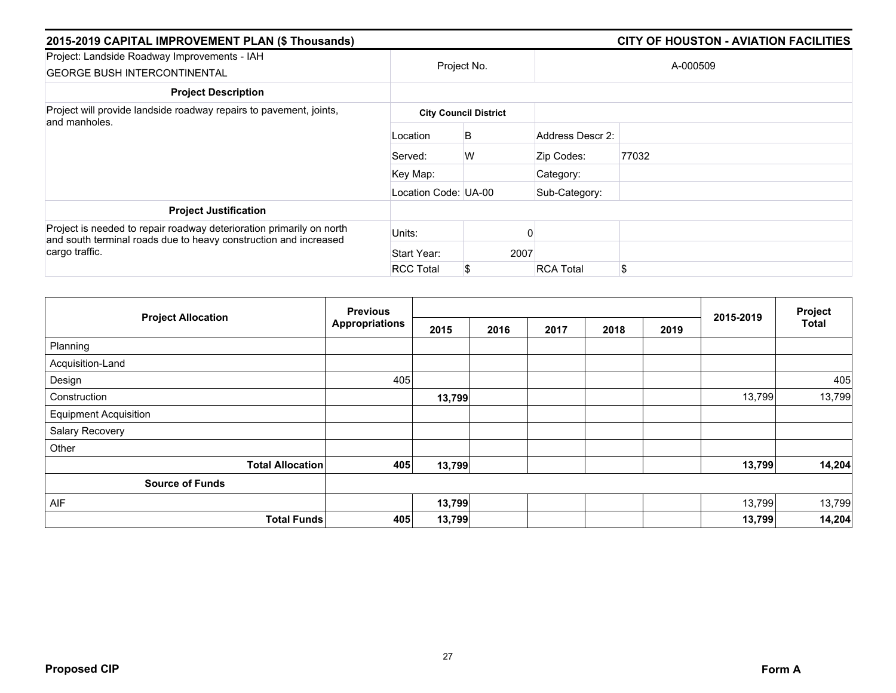**2015-2019 CAPITAL IMPROVEMENT PLAN ($ Thousands)** | **CITY OF HOUSTON - AVIATION FACILITIES**

| Project: Landside Roadway Improvements - IAH<br>GEORGE BUSH INTERCONTINENTAL | Project No. | | A-000509 | |
|---|---|---|---|---|
| **Project Description** | | | | |
| Project will provide landside roadway repairs to pavement, joints, and manholes. | **City Council District** | | | |
| | Location | B | Address Descr 2: | |
| | Served: | W | Zip Codes: | 77032 |
| | Key Map: | | Category: | |
| | Location Code: | UA-00 | Sub-Category: | |
| **Project Justification** | | | | |
| Project is needed to repair roadway deterioration primarily on north and south terminal roads due to heavy construction and increased cargo traffic. | Units: | 0 | | |
| | Start Year: | 2007 | | |
| | RCC Total | $ | RCA Total | $ |

| Project Allocation | Previous Appropriations | 2015 | 2016 | 2017 | 2018 | 2019 | 2015-2019 | Project Total |
|---|---|---|---|---|---|---|---|---|
| Planning | | | | | | | | |
| Acquisition-Land | | | | | | | | |
| Design | 405 | | | | | | | 405 |
| Construction | | **13,799** | | | | | 13,799 | 13,799 |
| Equipment Acquisition | | | | | | | | |
| Salary Recovery | | | | | | | | |
| Other | | | | | | | | |
| **Total Allocation** | **405** | **13,799** | | | | | **13,799** | **14,204** |
| **Source of Funds** | | | | | | | | |
| AIF | | **13,799** | | | | | 13,799 | 13,799 |
| **Total Funds** | **405** | **13,799** | | | | | **13,799** | **14,204** |

**Proposed CIP** | **Form A**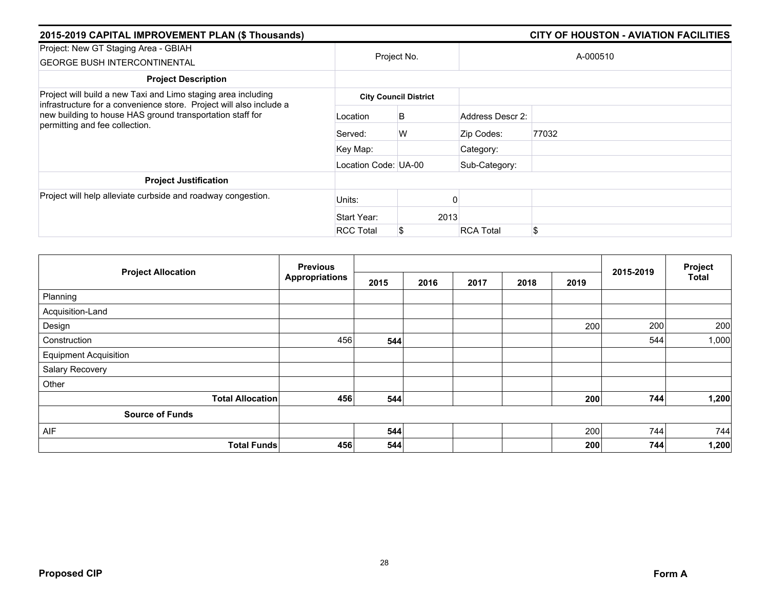## 2015-2019 CAPITAL IMPROVEMENT PLAN ($ Thousands) — CITY OF HOUSTON - AVIATION FACILITIES

| Project: New GT Staging Area - GBIAH<br>GEORGE BUSH INTERCONTINENTAL | Project No. | | A-000510 | |
|---|---|---|---|---|
| **Project Description** | | | | |
| Project will build a new Taxi and Limo staging area including infrastructure for a convenience store. Project will also include a new building to house HAS ground transportation staff for permitting and fee collection. | **City Council District** | | | |
| | Location | B | Address Descr 2: | |
| | Served: | W | Zip Codes: | 77032 |
| | Key Map: | | Category: | |
| | Location Code: | UA-00 | Sub-Category: | |
| **Project Justification** | | | | |
| Project will help alleviate curbside and roadway congestion. | Units: | 0 | | |
| | Start Year: | 2013 | | |
| | RCC Total | $ | RCA Total | $ |

| Project Allocation | Previous Appropriations | 2015 | 2016 | 2017 | 2018 | 2019 | 2015-2019 | Project Total |
|---|---|---|---|---|---|---|---|---|
| Planning | | | | | | | | |
| Acquisition-Land | | | | | | | | |
| Design | | | | | | 200 | 200 | 200 |
| Construction | 456 | **544** | | | | | 544 | 1,000 |
| Equipment Acquisition | | | | | | | | |
| Salary Recovery | | | | | | | | |
| Other | | | | | | | | |
| **Total Allocation** | **456** | **544** | | | | **200** | **744** | **1,200** |
| **Source of Funds** | | | | | | | | |
| AIF | | **544** | | | | 200 | 744 | 744 |
| **Total Funds** | **456** | **544** | | | | **200** | **744** | **1,200** |

**Proposed CIP** — **Form A**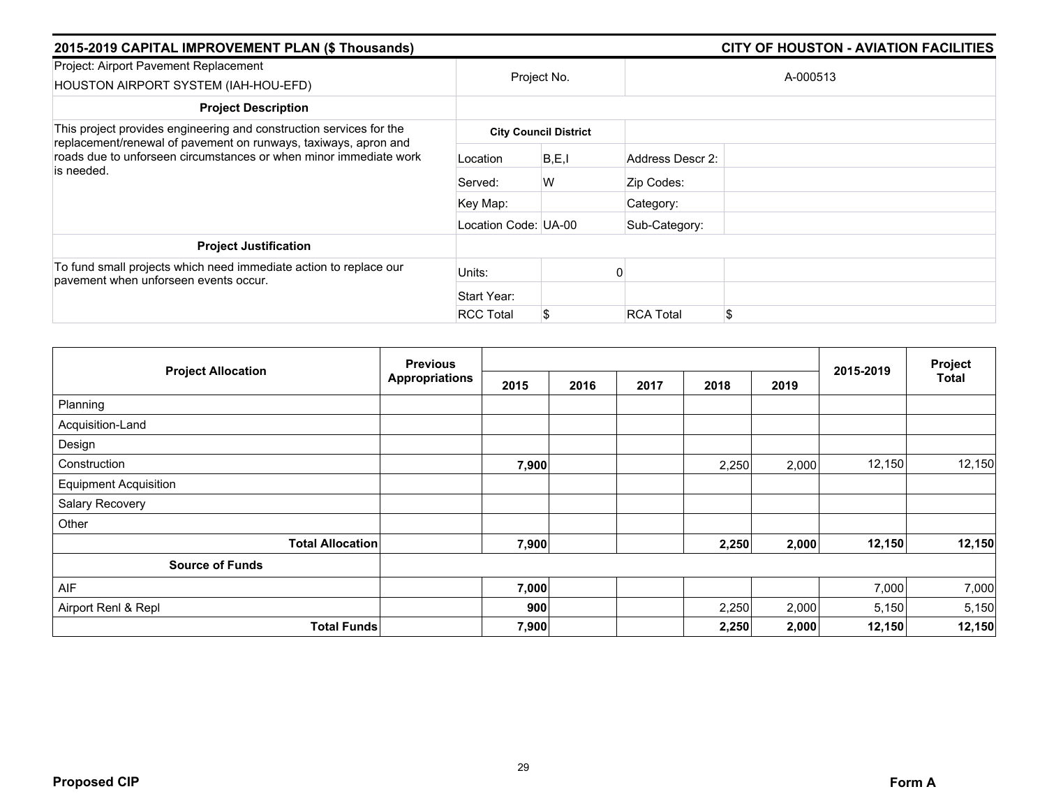## 2015-2019 CAPITAL IMPROVEMENT PLAN ($ Thousands) — CITY OF HOUSTON - AVIATION FACILITIES

| Project: Airport Pavement Replacement<br>HOUSTON AIRPORT SYSTEM (IAH-HOU-EFD) | Project No. | | A-000513 | |
|---|---|---|---|---|
| **Project Description** | | | | |
| This project provides engineering and construction services for the replacement/renewal of pavement on runways, taxiways, apron and roads due to unforseen circumstances or when minor immediate work is needed. | **City Council District** | | | |
| | Location | B,E,I | Address Descr 2: | |
| | Served: | W | Zip Codes: | |
| | Key Map: | | Category: | |
| | Location Code: | UA-00 | Sub-Category: | |
| **Project Justification** | | | | |
| To fund small projects which need immediate action to replace our pavement when unforseen events occur. | Units: | 0 | | |
| | Start Year: | | | |
| | RCC Total | $ | RCA Total | $ |

| Project Allocation | Previous Appropriations | 2015 | 2016 | 2017 | 2018 | 2019 | 2015-2019 | Project Total |
|---|---|---|---|---|---|---|---|---|
| Planning | | | | | | | | |
| Acquisition-Land | | | | | | | | |
| Design | | | | | | | | |
| Construction | | **7,900** | | | 2,250 | 2,000 | 12,150 | 12,150 |
| Equipment Acquisition | | | | | | | | |
| Salary Recovery | | | | | | | | |
| Other | | | | | | | | |
| **Total Allocation** | | **7,900** | | | **2,250** | **2,000** | **12,150** | **12,150** |
| **Source of Funds** | | | | | | | | |
| AIF | | **7,000** | | | | | 7,000 | 7,000 |
| Airport Renl & Repl | | **900** | | | 2,250 | 2,000 | 5,150 | 5,150 |
| **Total Funds** | | **7,900** | | | **2,250** | **2,000** | **12,150** | **12,150** |

**Proposed CIP** — **Form A**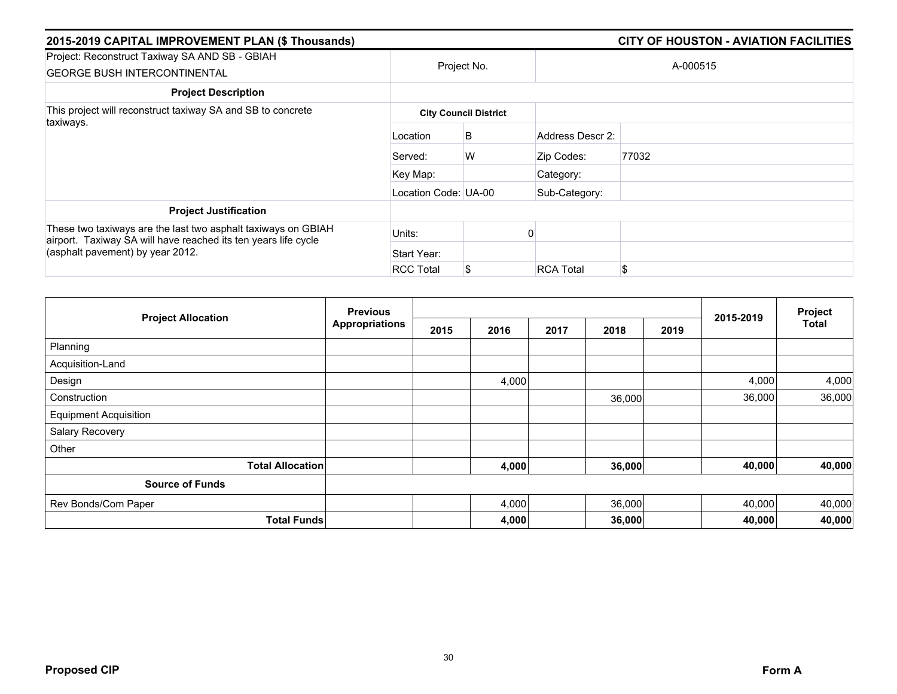## 2015-2019 CAPITAL IMPROVEMENT PLAN ($ Thousands) — CITY OF HOUSTON - AVIATION FACILITIES

| Project: Reconstruct Taxiway SA AND SB - GBIAH<br>GEORGE BUSH INTERCONTINENTAL | Project No. | | A-000515 | |
|---|---|---|---|---|
| **Project Description** | | | | |
| This project will reconstruct taxiway SA and SB to concrete taxiways. | **City Council District** | | | |
| | Location | B | Address Descr 2: | |
| | Served: | W | Zip Codes: | 77032 |
| | Key Map: | | Category: | |
| | Location Code: | UA-00 | Sub-Category: | |
| **Project Justification** | | | | |
| These two taxiways are the last two asphalt taxiways on GBIAH airport. Taxiway SA will have reached its ten years life cycle (asphalt pavement) by year 2012. | Units: | 0 | | |
| | Start Year: | | | |
| | RCC Total | $ | RCA Total | $ |

| Project Allocation | Previous Appropriations | 2015 | 2016 | 2017 | 2018 | 2019 | 2015-2019 | Project Total |
|---|---|---|---|---|---|---|---|---|
| Planning | | | | | | | | |
| Acquisition-Land | | | | | | | | |
| Design | | | 4,000 | | | | 4,000 | 4,000 |
| Construction | | | | | 36,000 | | 36,000 | 36,000 |
| Equipment Acquisition | | | | | | | | |
| Salary Recovery | | | | | | | | |
| Other | | | | | | | | |
| **Total Allocation** | | | **4,000** | | **36,000** | | **40,000** | **40,000** |
| **Source of Funds** | | | | | | | | |
| Rev Bonds/Com Paper | | | 4,000 | | 36,000 | | 40,000 | 40,000 |
| **Total Funds** | | | **4,000** | | **36,000** | | **40,000** | **40,000** |

**Proposed CIP** — **Form A**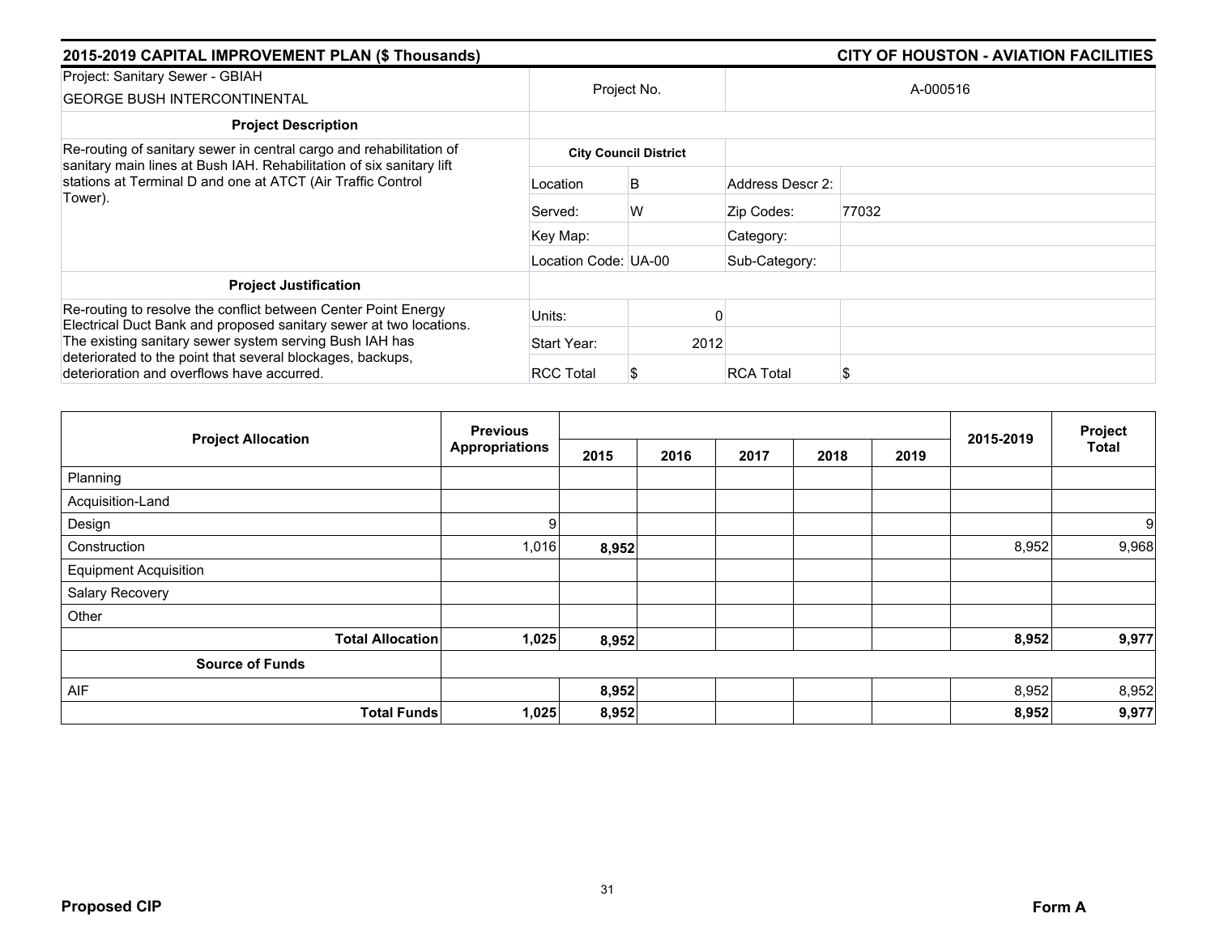## 2015-2019 CAPITAL IMPROVEMENT PLAN ($ Thousands) — CITY OF HOUSTON - AVIATION FACILITIES

| Project: Sanitary Sewer - GBIAH<br>GEORGE BUSH INTERCONTINENTAL | Project No. | | A-000516 | |
|---|---|---|---|---|
| **Project Description** | | | | |
| Re-routing of sanitary sewer in central cargo and rehabilitation of sanitary main lines at Bush IAH. Rehabilitation of six sanitary lift stations at Terminal D and one at ATCT (Air Traffic Control Tower). | **City Council District** | | | |
| | Location | B | Address Descr 2: | |
| | Served: | W | Zip Codes: | 77032 |
| | Key Map: | | Category: | |
| | Location Code: UA-00 | | Sub-Category: | |
| **Project Justification** | | | | |
| Re-routing to resolve the conflict between Center Point Energy Electrical Duct Bank and proposed sanitary sewer at two locations. The existing sanitary sewer system serving Bush IAH has deteriorated to the point that several blockages, backups, deterioration and overflows have accurred. | Units: | 0 | | |
| | Start Year: | 2012 | | |
| | RCC Total | $ | RCA Total | $ |

| Project Allocation | Previous Appropriations | 2015 | 2016 | 2017 | 2018 | 2019 | 2015-2019 | Project Total |
|---|---|---|---|---|---|---|---|---|
| Planning | | | | | | | | |
| Acquisition-Land | | | | | | | | |
| Design | 9 | | | | | | | 9 |
| Construction | 1,016 | **8,952** | | | | | 8,952 | 9,968 |
| Equipment Acquisition | | | | | | | | |
| Salary Recovery | | | | | | | | |
| Other | | | | | | | | |
| **Total Allocation** | **1,025** | **8,952** | | | | | **8,952** | **9,977** |
| **Source of Funds** | | | | | | | | |
| AIF | | **8,952** | | | | | 8,952 | 8,952 |
| **Total Funds** | **1,025** | **8,952** | | | | | **8,952** | **9,977** |

**Proposed CIP** — **Form A**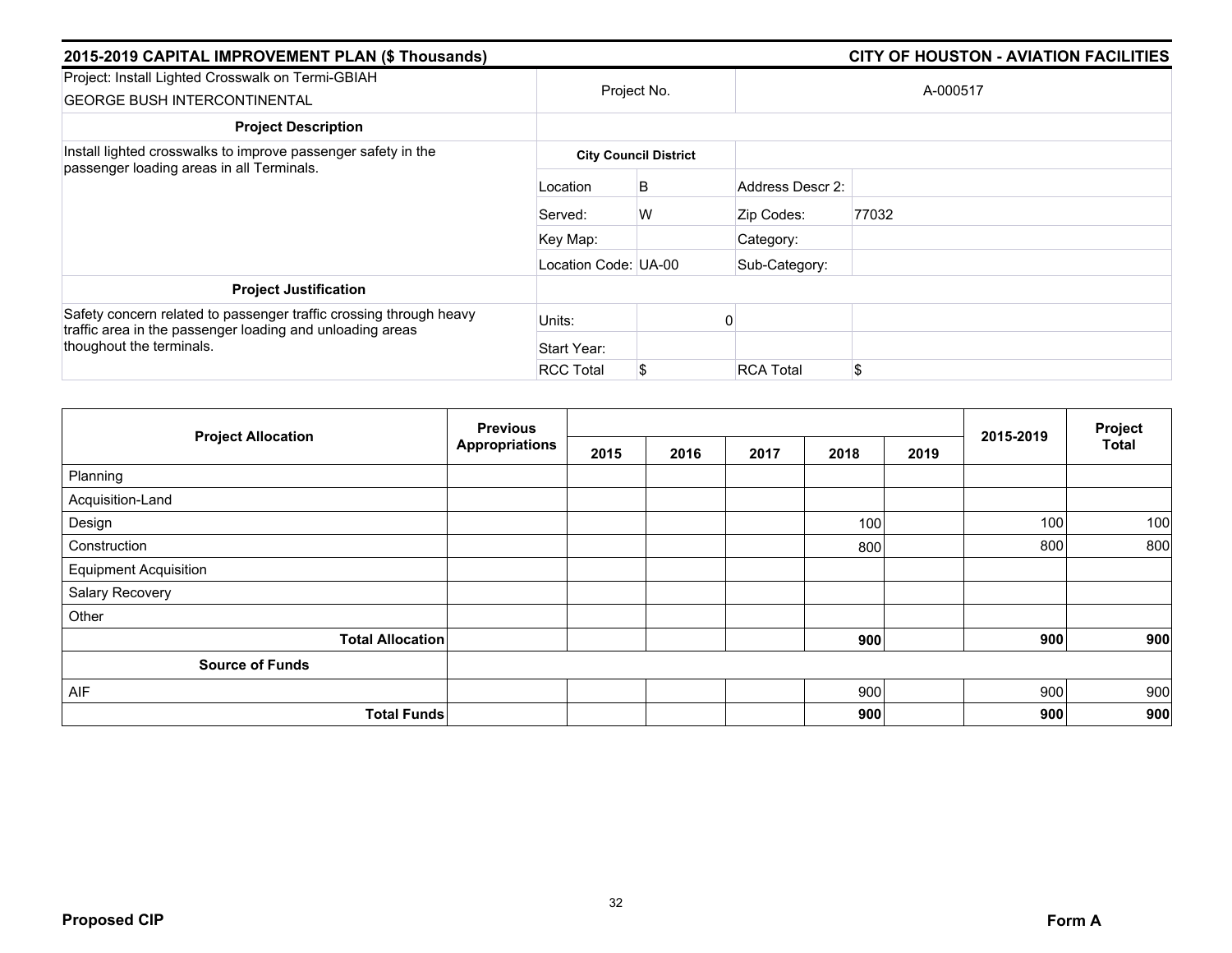**2015-2019 CAPITAL IMPROVEMENT PLAN ($ Thousands)** | **CITY OF HOUSTON - AVIATION FACILITIES**

| Project: Install Lighted Crosswalk on Termi-GBIAH<br>GEORGE BUSH INTERCONTINENTAL | Project No. | | A-000517 | |
|---|---|---|---|---|
| **Project Description** | | | | |
| Install lighted crosswalks to improve passenger safety in the passenger loading areas in all Terminals. | **City Council District** | | | |
| | Location | B | Address Descr 2: | |
| | Served: | W | Zip Codes: | 77032 |
| | Key Map: | | Category: | |
| | Location Code: | UA-00 | Sub-Category: | |
| **Project Justification** | | | | |
| Safety concern related to passenger traffic crossing through heavy traffic area in the passenger loading and unloading areas thoughout the terminals. | Units: | 0 | | |
| | Start Year: | | | |
| | RCC Total | $ | RCA Total | $ |

| Project Allocation | Previous Appropriations | 2015 | 2016 | 2017 | 2018 | 2019 | 2015-2019 | Project Total |
|---|---|---|---|---|---|---|---|---|
| Planning | | | | | | | | |
| Acquisition-Land | | | | | | | | |
| Design | | | | | 100 | | 100 | 100 |
| Construction | | | | | 800 | | 800 | 800 |
| Equipment Acquisition | | | | | | | | |
| Salary Recovery | | | | | | | | |
| Other | | | | | | | | |
| **Total Allocation** | | | | | **900** | | **900** | **900** |
| **Source of Funds** | | | | | | | | |
| AIF | | | | | 900 | | 900 | 900 |
| **Total Funds** | | | | | **900** | | **900** | **900** |

**Proposed CIP** | **Form A**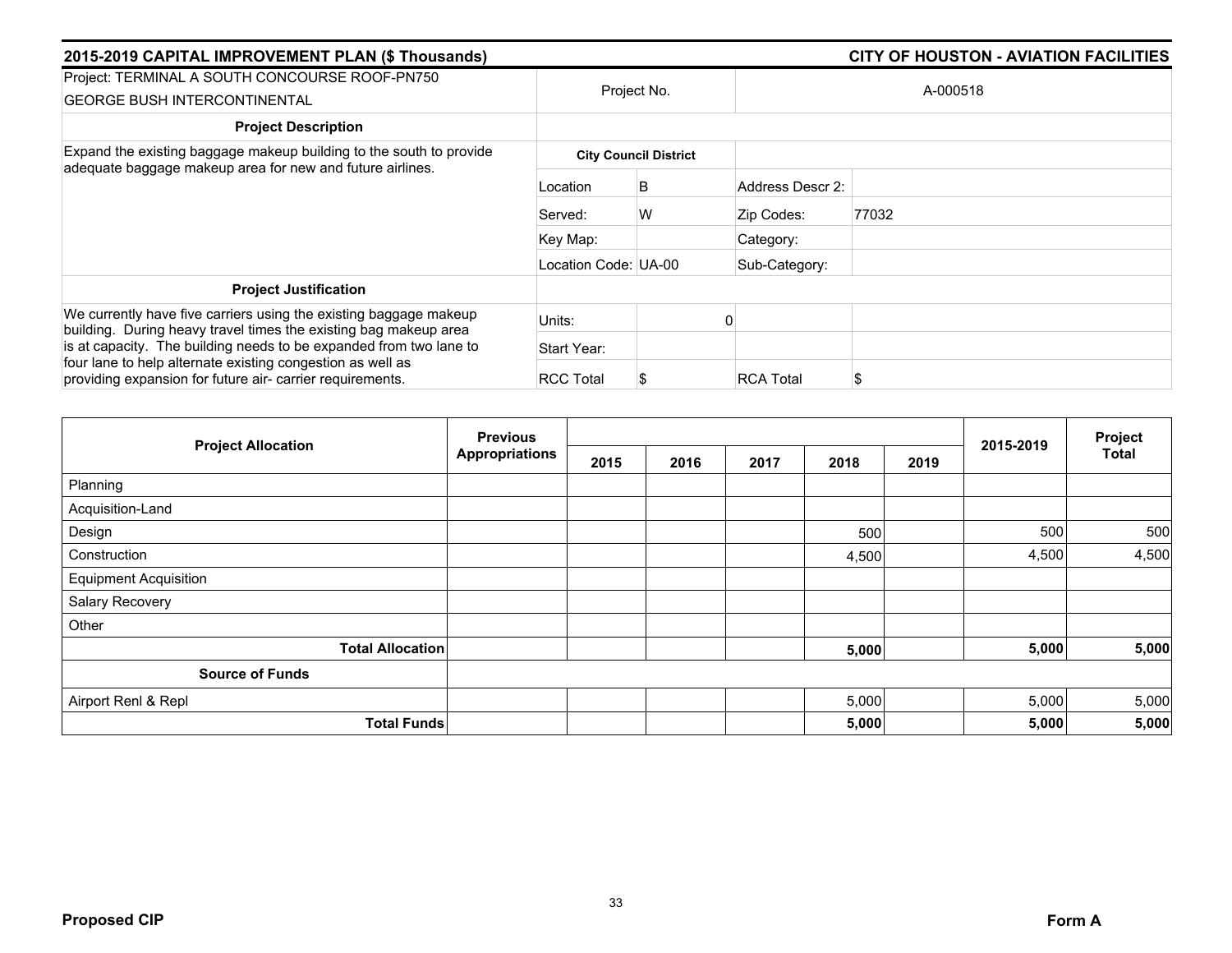**2015-2019 CAPITAL IMPROVEMENT PLAN ($ Thousands)** | **CITY OF HOUSTON - AVIATION FACILITIES**

| Project: TERMINAL A SOUTH CONCOURSE ROOF-PN750 GEORGE BUSH INTERCONTINENTAL | Project No. | | A-000518 | |
|---|---|---|---|---|
| **Project Description** | | | | |
| Expand the existing baggage makeup building to the south to provide adequate baggage makeup area for new and future airlines. | **City Council District** | | | |
| | Location | B | Address Descr 2: | |
| | Served: | W | Zip Codes: | 77032 |
| | Key Map: | | Category: | |
| | Location Code: | UA-00 | Sub-Category: | |
| **Project Justification** | | | | |
| We currently have five carriers using the existing baggage makeup building. During heavy travel times the existing bag makeup area is at capacity. The building needs to be expanded from two lane to four lane to help alternate existing congestion as well as providing expansion for future air- carrier requirements. | Units: | 0 | | |
| | Start Year: | | | |
| | RCC Total | $ | RCA Total | $ |

| Project Allocation | Previous Appropriations | 2015 | 2016 | 2017 | 2018 | 2019 | 2015-2019 | Project Total |
|---|---|---|---|---|---|---|---|---|
| Planning | | | | | | | | |
| Acquisition-Land | | | | | | | | |
| Design | | | | | 500 | | 500 | 500 |
| Construction | | | | | 4,500 | | 4,500 | 4,500 |
| Equipment Acquisition | | | | | | | | |
| Salary Recovery | | | | | | | | |
| Other | | | | | | | | |
| **Total Allocation** | | | | | **5,000** | | **5,000** | **5,000** |
| **Source of Funds** | | | | | | | | |
| Airport Renl & Repl | | | | | 5,000 | | 5,000 | 5,000 |
| **Total Funds** | | | | | **5,000** | | **5,000** | **5,000** |

**Proposed CIP** | **Form A**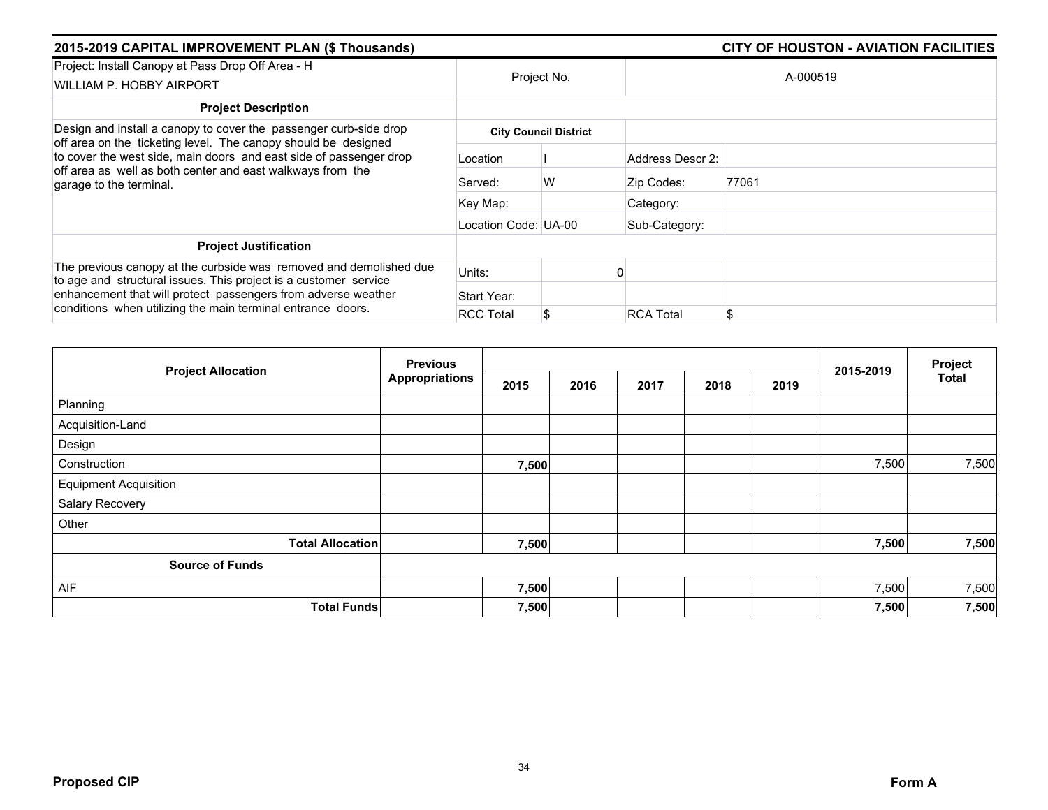## 2015-2019 CAPITAL IMPROVEMENT PLAN ($ Thousands) — CITY OF HOUSTON - AVIATION FACILITIES

| Project: Install Canopy at Pass Drop Off Area - H<br>WILLIAM P. HOBBY AIRPORT | Project No. | | A-000519 | |
|---|---|---|---|---|
| **Project Description** | | | | |
| Design and install a canopy to cover the passenger curb-side drop off area on the ticketing level. The canopy should be designed to cover the west side, main doors and east side of passenger drop off area as well as both center and east walkways from the garage to the terminal. | **City Council District** | | | |
| | Location | I | Address Descr 2: | |
| | Served: | W | Zip Codes: | 77061 |
| | Key Map: | | Category: | |
| | Location Code: | UA-00 | Sub-Category: | |
| **Project Justification** | | | | |
| The previous canopy at the curbside was removed and demolished due to age and structural issues. This project is a customer service enhancement that will protect passengers from adverse weather conditions when utilizing the main terminal entrance doors. | Units: | 0 | | |
| | Start Year: | | | |
| | RCC Total | $ | RCA Total | $ |

| Project Allocation | Previous Appropriations | 2015 | 2016 | 2017 | 2018 | 2019 | 2015-2019 | Project Total |
|---|---|---|---|---|---|---|---|---|
| Planning | | | | | | | | |
| Acquisition-Land | | | | | | | | |
| Design | | | | | | | | |
| Construction | | **7,500** | | | | | 7,500 | 7,500 |
| Equipment Acquisition | | | | | | | | |
| Salary Recovery | | | | | | | | |
| Other | | | | | | | | |
| **Total Allocation** | | **7,500** | | | | | **7,500** | **7,500** |
| **Source of Funds** | | | | | | | | |
| AIF | | **7,500** | | | | | 7,500 | 7,500 |
| **Total Funds** | | **7,500** | | | | | **7,500** | **7,500** |

**Proposed CIP** — **Form A**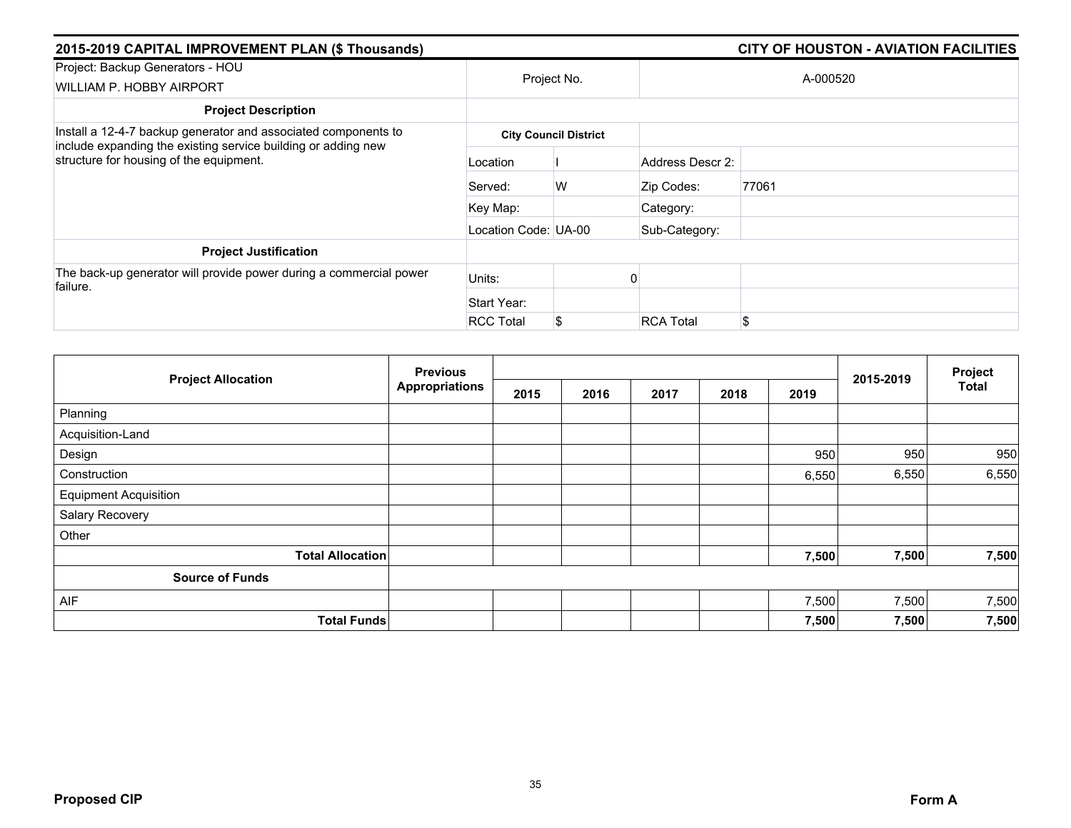## 2015-2019 CAPITAL IMPROVEMENT PLAN ($ Thousands) — CITY OF HOUSTON - AVIATION FACILITIES

| Project: Backup Generators - HOU<br>WILLIAM P. HOBBY AIRPORT | Project No. | | A-000520 | |
|---|---|---|---|---|
| **Project Description** | | | | |
| Install a 12-4-7 backup generator and associated components to include expanding the existing service building or adding new structure for housing of the equipment. | **City Council District** | | | |
| | Location | I | Address Descr 2: | |
| | Served: | W | Zip Codes: | 77061 |
| | Key Map: | | Category: | |
| | Location Code: | UA-00 | Sub-Category: | |
| **Project Justification** | | | | |
| The back-up generator will provide power during a commercial power failure. | Units: | 0 | | |
| | Start Year: | | | |
| | RCC Total | $ | RCA Total | $ |

| Project Allocation | Previous Appropriations | 2015 | 2016 | 2017 | 2018 | 2019 | 2015-2019 | Project Total |
|---|---|---|---|---|---|---|---|---|
| Planning | | | | | | | | |
| Acquisition-Land | | | | | | | | |
| Design | | | | | | 950 | 950 | 950 |
| Construction | | | | | | 6,550 | 6,550 | 6,550 |
| Equipment Acquisition | | | | | | | | |
| Salary Recovery | | | | | | | | |
| Other | | | | | | | | |
| **Total Allocation** | | | | | | **7,500** | **7,500** | **7,500** |
| **Source of Funds** | | | | | | | | |
| AIF | | | | | | 7,500 | 7,500 | 7,500 |
| **Total Funds** | | | | | | **7,500** | **7,500** | **7,500** |

**Proposed CIP** — **Form A**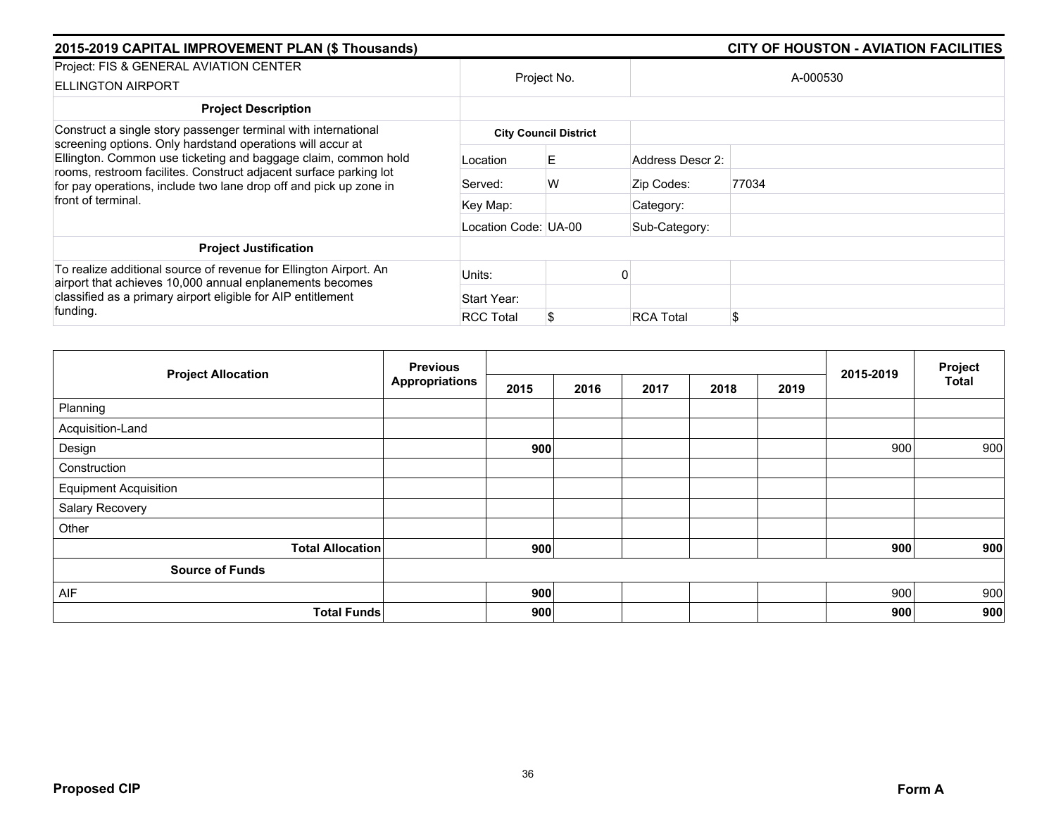## 2015-2019 CAPITAL IMPROVEMENT PLAN ($ Thousands) — CITY OF HOUSTON - AVIATION FACILITIES

| Project: FIS & GENERAL AVIATION CENTER ELLINGTON AIRPORT | Project No. | | A-000530 |
|---|---|---|---|

| Project Description | City Council District | | | |
|---|---|---|---|---|
| Construct a single story passenger terminal with international screening options. Only hardstand operations will accur at Ellington. Common use ticketing and baggage claim, common hold rooms, restroom facilites. Construct adjacent surface parking lot for pay operations, include two lane drop off and pick up zone in front of terminal. | Location | E | Address Descr 2: | |
| | Served: | W | Zip Codes: | 77034 |
| | Key Map: | | Category: | |
| | Location Code: | UA-00 | Sub-Category: | |

| Project Justification | | | | |
|---|---|---|---|---|
| To realize additional source of revenue for Ellington Airport. An airport that achieves 10,000 annual enplanements becomes classified as a primary airport eligible for AIP entitlement funding. | Units: | 0 | | |
| | Start Year: | | | |
| | RCC Total | $ | RCA Total | $ |

| Project Allocation | Previous Appropriations | 2015 | 2016 | 2017 | 2018 | 2019 | 2015-2019 | Project Total |
|---|---|---|---|---|---|---|---|---|
| Planning | | | | | | | | |
| Acquisition-Land | | | | | | | | |
| Design | | **900** | | | | | 900 | 900 |
| Construction | | | | | | | | |
| Equipment Acquisition | | | | | | | | |
| Salary Recovery | | | | | | | | |
| Other | | | | | | | | |
| **Total Allocation** | | **900** | | | | | **900** | **900** |
| **Source of Funds** | | | | | | | | |
| AIF | | **900** | | | | | 900 | 900 |
| **Total Funds** | | **900** | | | | | **900** | **900** |

**Proposed CIP** — **Form A**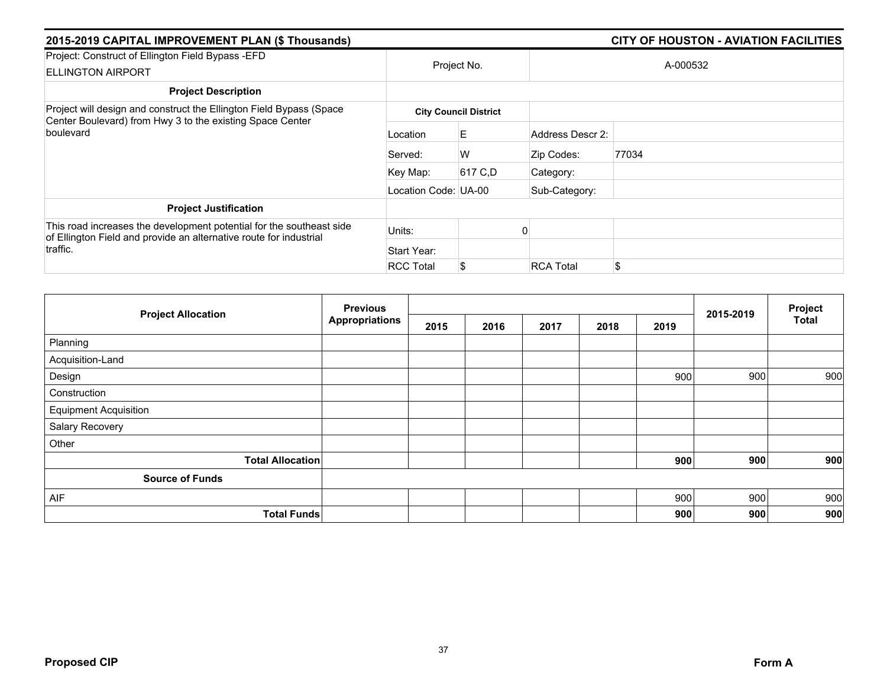## 2015-2019 CAPITAL IMPROVEMENT PLAN ($ Thousands) — CITY OF HOUSTON - AVIATION FACILITIES

| Project: Construct of Ellington Field Bypass -EFD<br>ELLINGTON AIRPORT | Project No. | | A-000532 | |
|---|---|---|---|---|
| **Project Description** | | | | |
| Project will design and construct the Ellington Field Bypass (Space Center Boulevard) from Hwy 3 to the existing Space Center boulevard | **City Council District** | | | |
| | Location | E | Address Descr 2: | |
| | Served: | W | Zip Codes: | 77034 |
| | Key Map: | 617 C,D | Category: | |
| | Location Code: | UA-00 | Sub-Category: | |
| **Project Justification** | | | | |
| This road increases the development potential for the southeast side of Ellington Field and provide an alternative route for industrial traffic. | Units: | 0 | | |
| | Start Year: | | | |
| | RCC Total | $ | RCA Total | $ |

| Project Allocation | Previous Appropriations | 2015 | 2016 | 2017 | 2018 | 2019 | 2015-2019 | Project Total |
|---|---|---|---|---|---|---|---|---|
| Planning | | | | | | | | |
| Acquisition-Land | | | | | | | | |
| Design | | | | | | 900 | 900 | 900 |
| Construction | | | | | | | | |
| Equipment Acquisition | | | | | | | | |
| Salary Recovery | | | | | | | | |
| Other | | | | | | | | |
| **Total Allocation** | | | | | | **900** | **900** | **900** |
| **Source of Funds** | | | | | | | | |
| AIF | | | | | | 900 | 900 | 900 |
| **Total Funds** | | | | | | **900** | **900** | **900** |

**Proposed CIP** **Form A**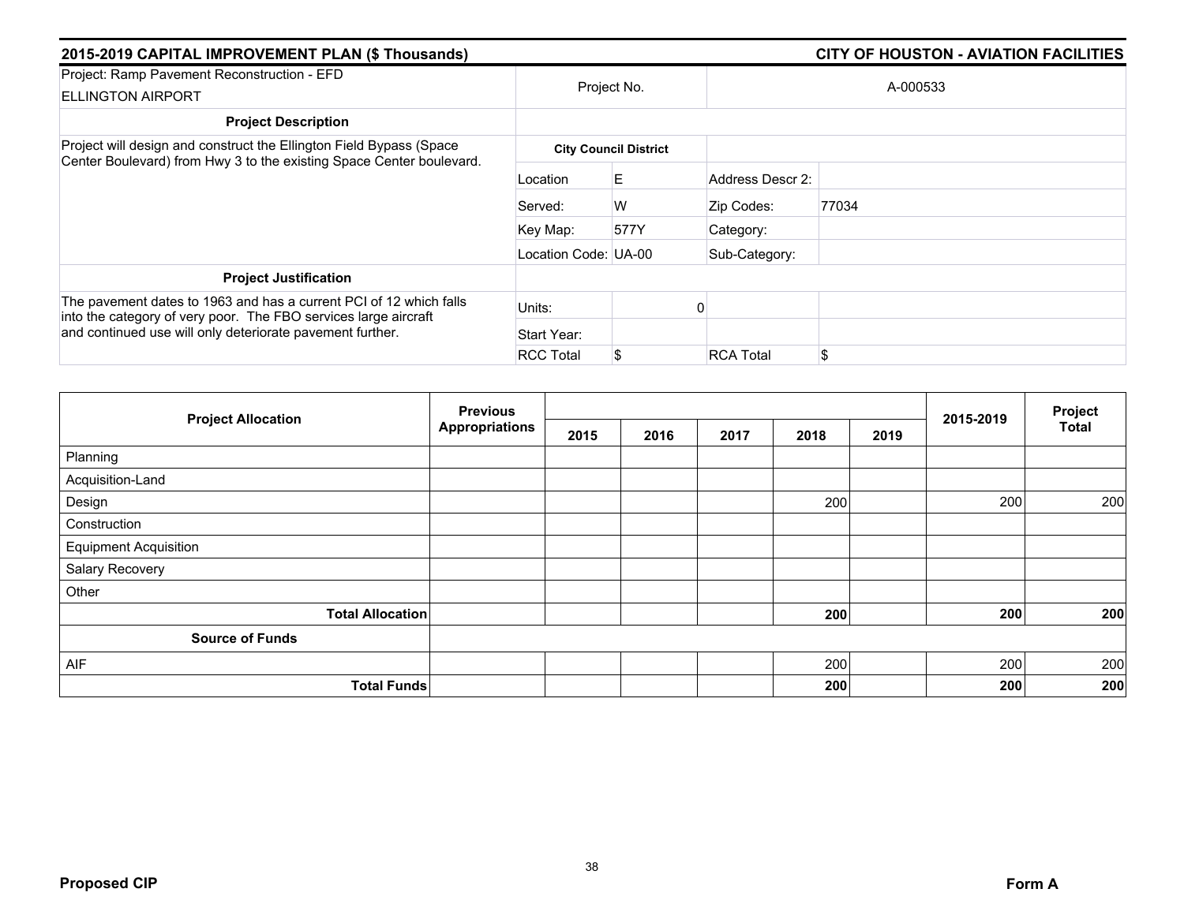## 2015-2019 CAPITAL IMPROVEMENT PLAN ($ Thousands)

## CITY OF HOUSTON - AVIATION FACILITIES

| Project: Ramp Pavement Reconstruction - EFD<br>ELLINGTON AIRPORT | Project No. | | A-000533 | |
|---|---|---|---|---|
| **Project Description** | | | | |
| Project will design and construct the Ellington Field Bypass (Space Center Boulevard) from Hwy 3 to the existing Space Center boulevard. | **City Council District** | | | |
| | Location | E | Address Descr 2: | |
| | Served: | W | Zip Codes: | 77034 |
| | Key Map: | 577Y | Category: | |
| | Location Code: | UA-00 | Sub-Category: | |
| **Project Justification** | | | | |
| The pavement dates to 1963 and has a current PCI of 12 which falls into the category of very poor. The FBO services large aircraft and continued use will only deteriorate pavement further. | Units: | 0 | | |
| | Start Year: | | | |
| | RCC Total | $ | RCA Total | $ |

| Project Allocation | Previous Appropriations | 2015 | 2016 | 2017 | 2018 | 2019 | 2015-2019 | Project Total |
|---|---|---|---|---|---|---|---|---|
| Planning | | | | | | | | |
| Acquisition-Land | | | | | | | | |
| Design | | | | | 200 | | 200 | 200 |
| Construction | | | | | | | | |
| Equipment Acquisition | | | | | | | | |
| Salary Recovery | | | | | | | | |
| Other | | | | | | | | |
| **Total Allocation** | | | | | **200** | | **200** | **200** |
| **Source of Funds** | | | | | | | | |
| AIF | | | | | 200 | | 200 | 200 |
| **Total Funds** | | | | | **200** | | **200** | **200** |

**Proposed CIP** **Form A**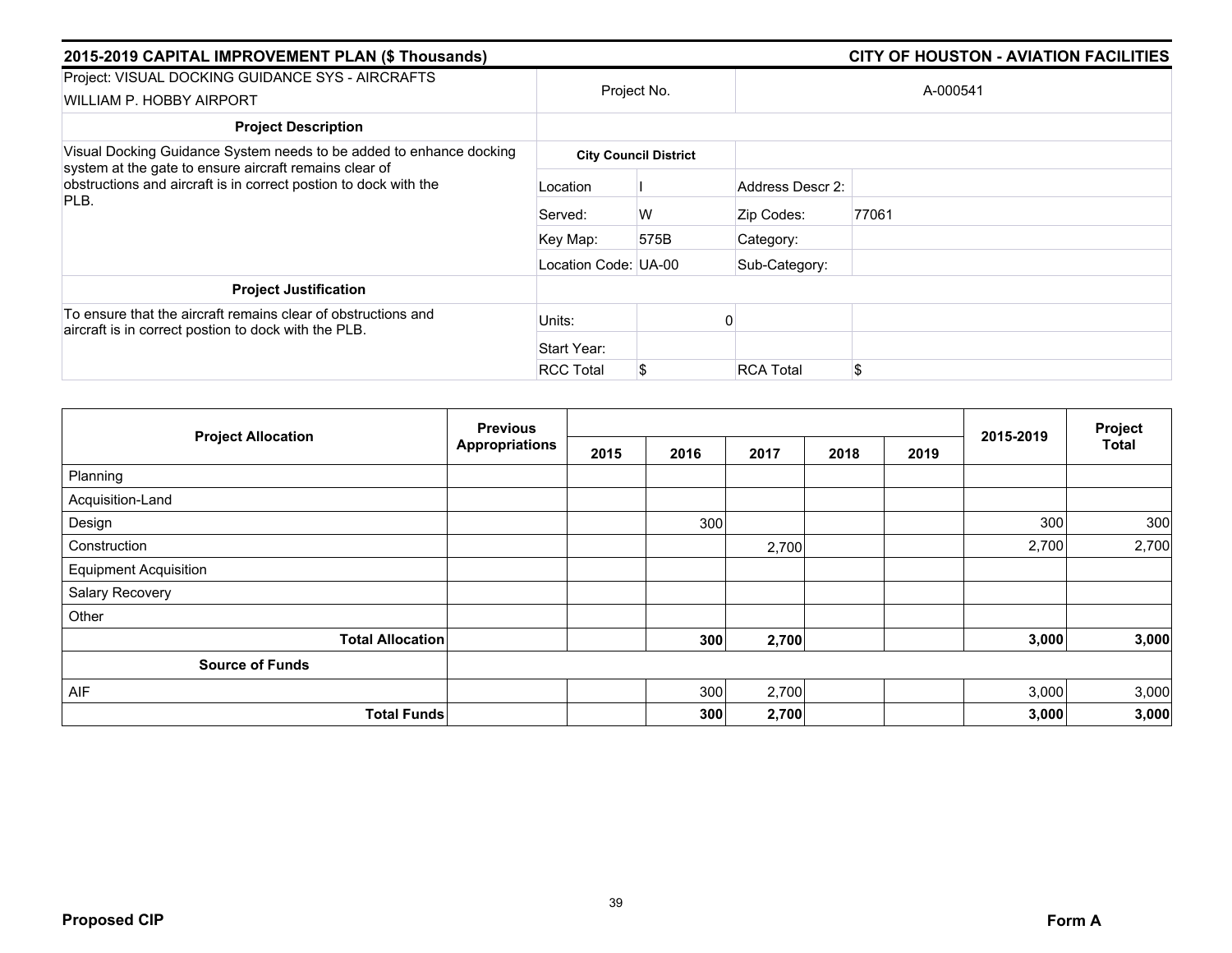## 2015-2019 CAPITAL IMPROVEMENT PLAN ($ Thousands) — CITY OF HOUSTON - AVIATION FACILITIES

| Project: VISUAL DOCKING GUIDANCE SYS - AIRCRAFTS<br>WILLIAM P. HOBBY AIRPORT | Project No. | | A-000541 | |
|---|---|---|---|---|
| **Project Description** | | | | |
| Visual Docking Guidance System needs to be added to enhance docking system at the gate to ensure aircraft remains clear of obstructions and aircraft is in correct postion to dock with the PLB. | **City Council District** | | | |
| | Location | I | Address Descr 2: | |
| | Served: | W | Zip Codes: | 77061 |
| | Key Map: | 575B | Category: | |
| | Location Code: | UA-00 | Sub-Category: | |
| **Project Justification** | | | | |
| To ensure that the aircraft remains clear of obstructions and aircraft is in correct postion to dock with the PLB. | Units: | 0 | | |
| | Start Year: | | | |
| | RCC Total | $ | RCA Total | $ |

| Project Allocation | Previous Appropriations | 2015 | 2016 | 2017 | 2018 | 2019 | 2015-2019 | Project Total |
|---|---|---|---|---|---|---|---|---|
| Planning | | | | | | | | |
| Acquisition-Land | | | | | | | | |
| Design | | | 300 | | | | 300 | 300 |
| Construction | | | | 2,700 | | | 2,700 | 2,700 |
| Equipment Acquisition | | | | | | | | |
| Salary Recovery | | | | | | | | |
| Other | | | | | | | | |
| **Total Allocation** | | | **300** | **2,700** | | | **3,000** | **3,000** |
| **Source of Funds** | | | | | | | | |
| AIF | | | 300 | 2,700 | | | 3,000 | 3,000 |
| **Total Funds** | | | **300** | **2,700** | | | **3,000** | **3,000** |

**Proposed CIP** **Form A**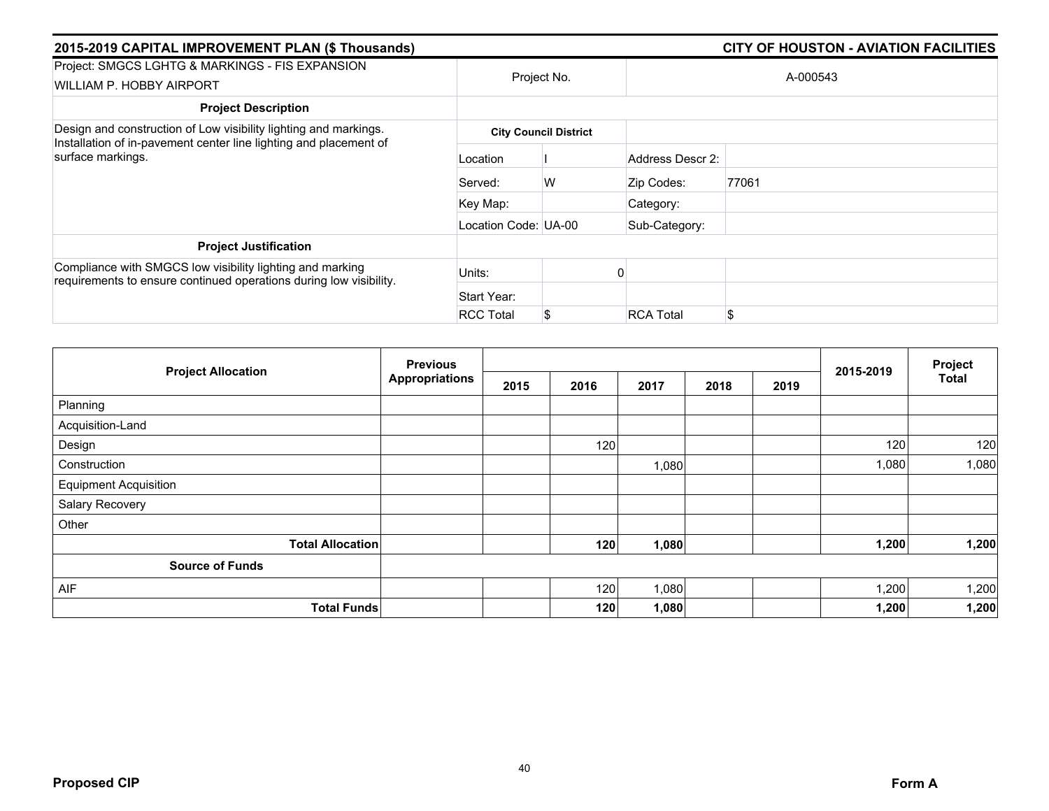**2015-2019 CAPITAL IMPROVEMENT PLAN ($ Thousands)** | **CITY OF HOUSTON - AVIATION FACILITIES**

| Project: SMGCS LGHTG & MARKINGS - FIS EXPANSION WILLIAM P. HOBBY AIRPORT | Project No. | | A-000543 | |
|---|---|---|---|---|
| **Project Description** | | | | |
| Design and construction of Low visibility lighting and markings. Installation of in-pavement center line lighting and placement of surface markings. | **City Council District** | | | |
| | Location | I | Address Descr 2: | |
| | Served: | W | Zip Codes: | 77061 |
| | Key Map: | | Category: | |
| | Location Code: | UA-00 | Sub-Category: | |
| **Project Justification** | | | | |
| Compliance with SMGCS low visibility lighting and marking requirements to ensure continued operations during low visibility. | Units: | 0 | | |
| | Start Year: | | | |
| | RCC Total | $ | RCA Total | $ |

| Project Allocation | Previous Appropriations | 2015 | 2016 | 2017 | 2018 | 2019 | 2015-2019 | Project Total |
|---|---|---|---|---|---|---|---|---|
| Planning | | | | | | | | |
| Acquisition-Land | | | | | | | | |
| Design | | | 120 | | | | 120 | 120 |
| Construction | | | | 1,080 | | | 1,080 | 1,080 |
| Equipment Acquisition | | | | | | | | |
| Salary Recovery | | | | | | | | |
| Other | | | | | | | | |
| **Total Allocation** | | | **120** | **1,080** | | | **1,200** | **1,200** |
| **Source of Funds** | | | | | | | | |
| AIF | | | 120 | 1,080 | | | 1,200 | 1,200 |
| **Total Funds** | | | **120** | **1,080** | | | **1,200** | **1,200** |

**Proposed CIP** | **Form A**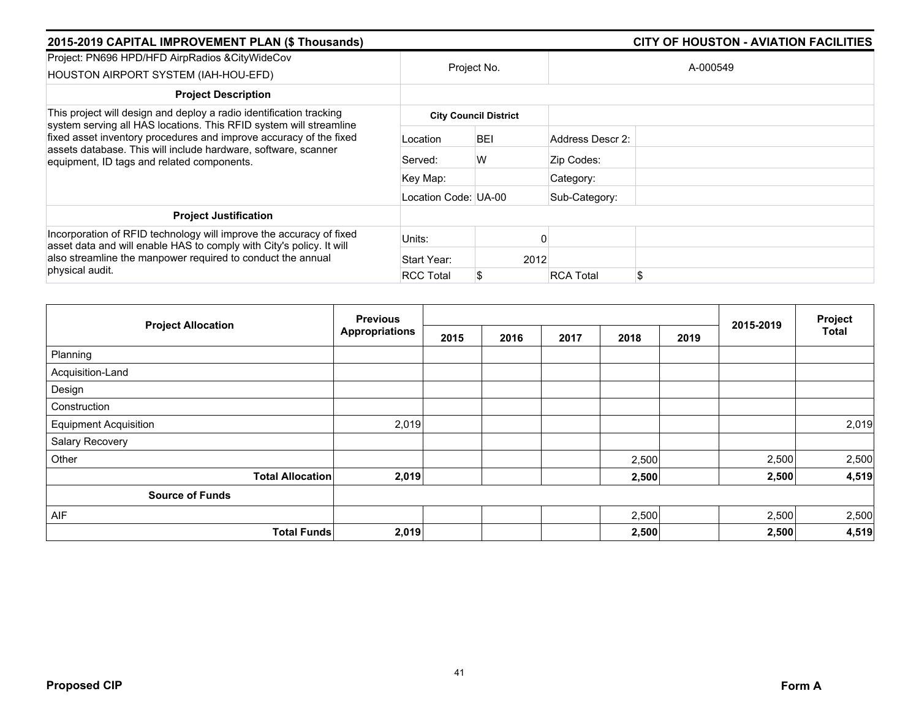## 2015-2019 CAPITAL IMPROVEMENT PLAN ($ Thousands) — CITY OF HOUSTON - AVIATION FACILITIES

| Project: PN696 HPD/HFD AirpRadios &CityWideCov HOUSTON AIRPORT SYSTEM (IAH-HOU-EFD) | Project No. | | A-000549 |
|---|---|---|---|

| **Project Description** | **City Council District** | | | |
|---|---|---|---|---|
| This project will design and deploy a radio identification tracking system serving all HAS locations. This RFID system will streamline fixed asset inventory procedures and improve accuracy of the fixed assets database. This will include hardware, software, scanner equipment, ID tags and related components. | Location | BEI | Address Descr 2: | |
| | Served: | W | Zip Codes: | |
| | Key Map: | | Category: | |
| | Location Code: | UA-00 | Sub-Category: | |

| **Project Justification** | | | | |
|---|---|---|---|---|
| Incorporation of RFID technology will improve the accuracy of fixed asset data and will enable HAS to comply with City's policy. It will also streamline the manpower required to conduct the annual physical audit. | Units: | 0 | | |
| | Start Year: | 2012 | | |
| | RCC Total | $ | RCA Total | $ |

| Project Allocation | Previous Appropriations | 2015 | 2016 | 2017 | 2018 | 2019 | 2015-2019 | Project Total |
|---|---|---|---|---|---|---|---|---|
| Planning | | | | | | | | |
| Acquisition-Land | | | | | | | | |
| Design | | | | | | | | |
| Construction | | | | | | | | |
| Equipment Acquisition | 2,019 | | | | | | | 2,019 |
| Salary Recovery | | | | | | | | |
| Other | | | | | 2,500 | | 2,500 | 2,500 |
| **Total Allocation** | **2,019** | | | | **2,500** | | **2,500** | **4,519** |
| **Source of Funds** | | | | | | | | |
| AIF | | | | | 2,500 | | 2,500 | 2,500 |
| **Total Funds** | **2,019** | | | | **2,500** | | **2,500** | **4,519** |

**Proposed CIP** — **Form A**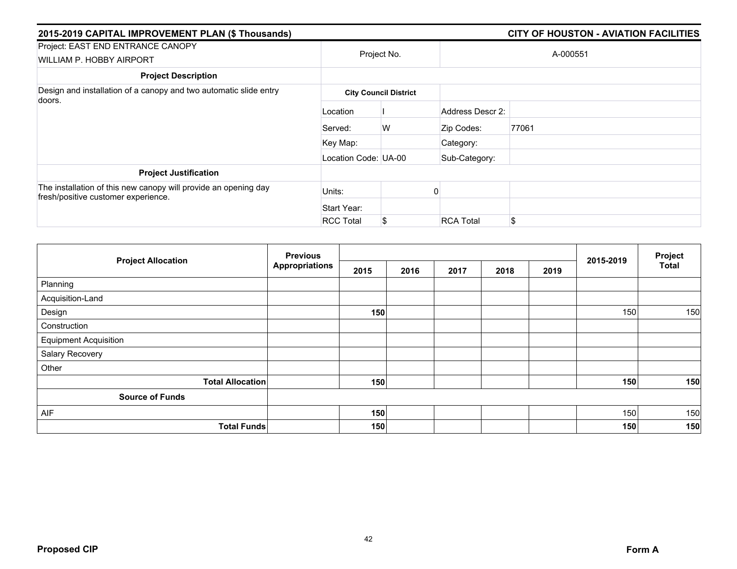## 2015-2019 CAPITAL IMPROVEMENT PLAN ($ Thousands)

## CITY OF HOUSTON - AVIATION FACILITIES

| Project: EAST END ENTRANCE CANOPY<br>WILLIAM P. HOBBY AIRPORT | Project No. | | A-000551 | |
|---|---|---|---|---|
| **Project Description** | | | | |
| Design and installation of a canopy and two automatic slide entry doors. | **City Council District** | | | |
| | Location | I | Address Descr 2: | |
| | Served: | W | Zip Codes: | 77061 |
| | Key Map: | | Category: | |
| | Location Code: | UA-00 | Sub-Category: | |
| **Project Justification** | | | | |
| The installation of this new canopy will provide an opening day fresh/positive customer experience. | Units: | 0 | | |
| | Start Year: | | | |
| | RCC Total | $ | RCA Total | $ |

| Project Allocation | Previous Appropriations | 2015 | 2016 | 2017 | 2018 | 2019 | 2015-2019 | Project Total |
|---|---|---|---|---|---|---|---|---|
| Planning | | | | | | | | |
| Acquisition-Land | | | | | | | | |
| Design | | **150** | | | | | 150 | 150 |
| Construction | | | | | | | | |
| Equipment Acquisition | | | | | | | | |
| Salary Recovery | | | | | | | | |
| Other | | | | | | | | |
| **Total Allocation** | | **150** | | | | | **150** | **150** |
| **Source of Funds** | | | | | | | | |
| AIF | | **150** | | | | | 150 | 150 |
| **Total Funds** | | **150** | | | | | **150** | **150** |

**Proposed CIP** **Form A**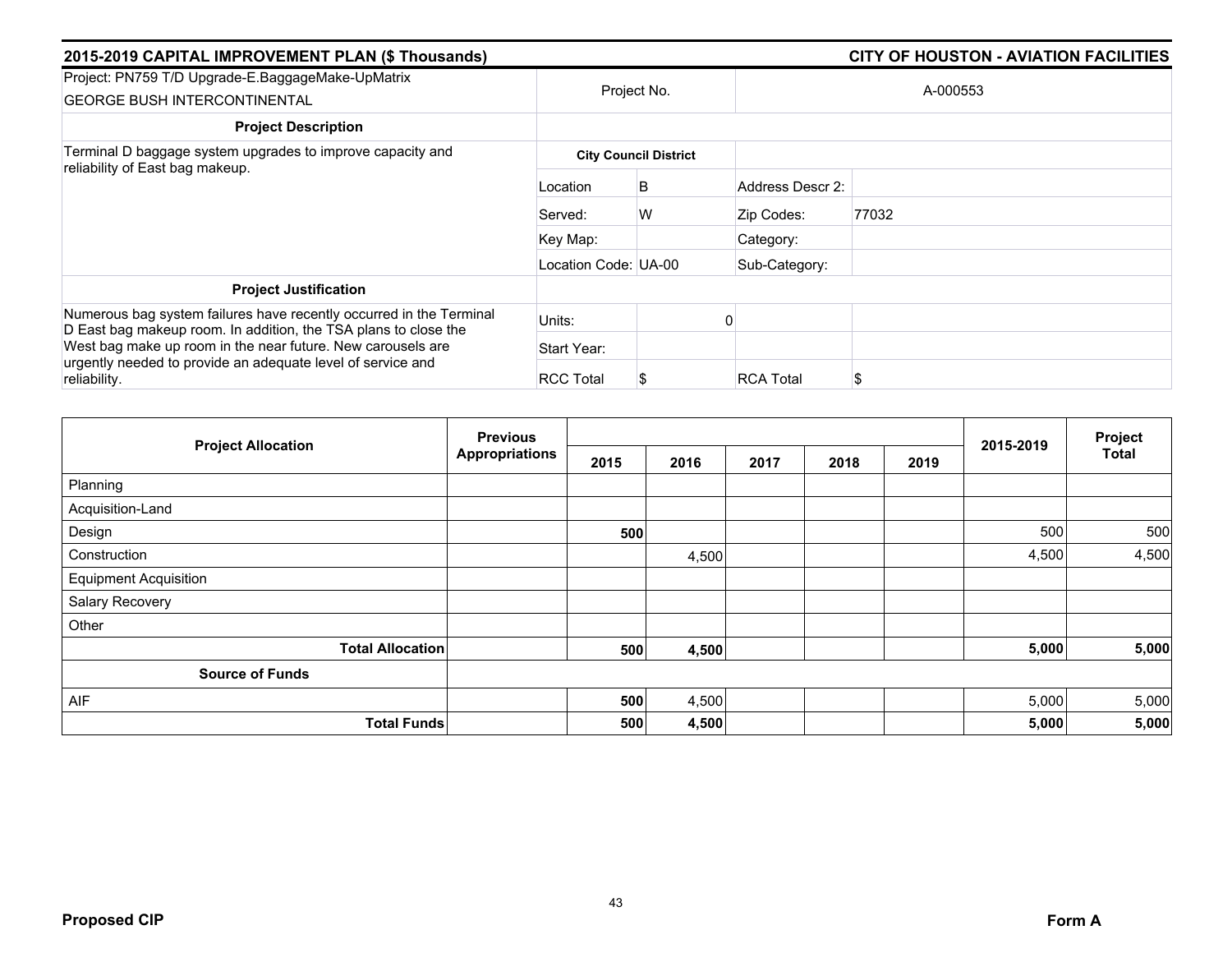## 2015-2019 CAPITAL IMPROVEMENT PLAN ($ Thousands) — CITY OF HOUSTON - AVIATION FACILITIES

| Project: PN759 T/D Upgrade-E.BaggageMake-UpMatrix GEORGE BUSH INTERCONTINENTAL | Project No. | | A-000553 |
|---|---|---|---|
| **Project Description** | | | |
| Terminal D baggage system upgrades to improve capacity and reliability of East bag makeup. | **City Council District** | | |
| | Location | B | Address Descr 2: |
| | Served: | W | Zip Codes: 77032 |
| | Key Map: | | Category: |
| | Location Code: UA-00 | | Sub-Category: |
| **Project Justification** | | | |
| Numerous bag system failures have recently occurred in the Terminal D East bag makeup room. In addition, the TSA plans to close the West bag make up room in the near future. New carousels are urgently needed to provide an adequate level of service and reliability. | Units: | 0 | |
| | Start Year: | | |
| | RCC Total | $ | RCA Total $ |

| Project Allocation | Previous Appropriations | 2015 | 2016 | 2017 | 2018 | 2019 | 2015-2019 | Project Total |
|---|---|---|---|---|---|---|---|---|
| Planning | | | | | | | | |
| Acquisition-Land | | | | | | | | |
| Design | | **500** | | | | | 500 | 500 |
| Construction | | | 4,500 | | | | 4,500 | 4,500 |
| Equipment Acquisition | | | | | | | | |
| Salary Recovery | | | | | | | | |
| Other | | | | | | | | |
| **Total Allocation** | | **500** | **4,500** | | | | **5,000** | **5,000** |
| **Source of Funds** | | | | | | | | |
| AIF | | **500** | 4,500 | | | | 5,000 | 5,000 |
| **Total Funds** | | **500** | **4,500** | | | | **5,000** | **5,000** |

**Proposed CIP** — **Form A**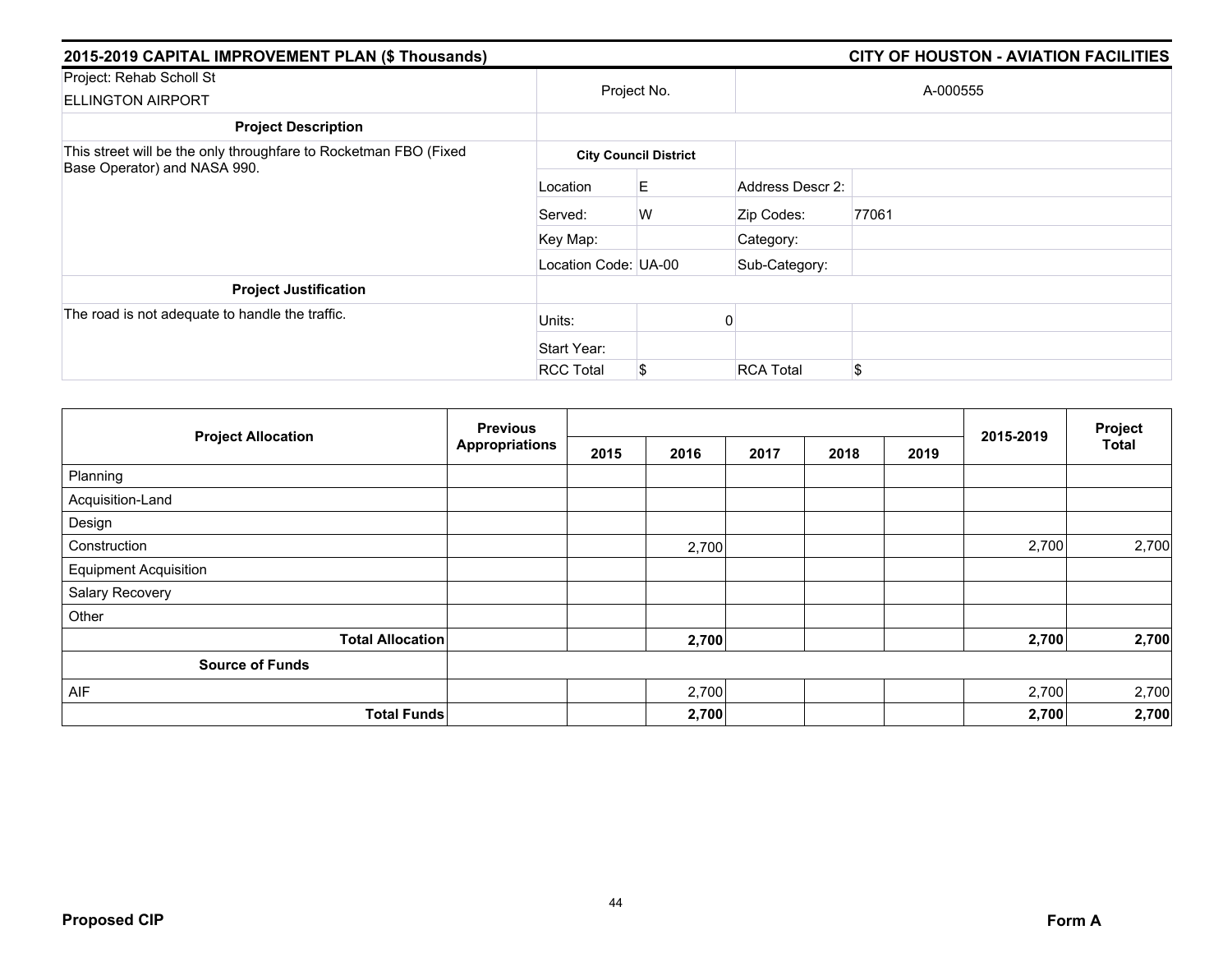## 2015-2019 CAPITAL IMPROVEMENT PLAN ($ Thousands) — CITY OF HOUSTON - AVIATION FACILITIES

| Project: Rehab Scholl St ELLINGTON AIRPORT | Project No. | | A-000555 | |
|---|---|---|---|---|
| **Project Description** | | | | |
| This street will be the only throughfare to Rocketman FBO (Fixed Base Operator) and NASA 990. | **City Council District** | | | |
| | Location | E | Address Descr 2: | |
| | Served: | W | Zip Codes: | 77061 |
| | Key Map: | | Category: | |
| | Location Code: | UA-00 | Sub-Category: | |
| **Project Justification** | | | | |
| The road is not adequate to handle the traffic. | Units: | 0 | | |
| | Start Year: | | | |
| | RCC Total | $ | RCA Total | $ |

| Project Allocation | Previous Appropriations | 2015 | 2016 | 2017 | 2018 | 2019 | 2015-2019 | Project Total |
|---|---|---|---|---|---|---|---|---|
| Planning | | | | | | | | |
| Acquisition-Land | | | | | | | | |
| Design | | | | | | | | |
| Construction | | | 2,700 | | | | 2,700 | 2,700 |
| Equipment Acquisition | | | | | | | | |
| Salary Recovery | | | | | | | | |
| Other | | | | | | | | |
| **Total Allocation** | | | **2,700** | | | | **2,700** | **2,700** |
| **Source of Funds** | | | | | | | | |
| AIF | | | 2,700 | | | | 2,700 | 2,700 |
| **Total Funds** | | | **2,700** | | | | **2,700** | **2,700** |

**Proposed CIP** **Form A**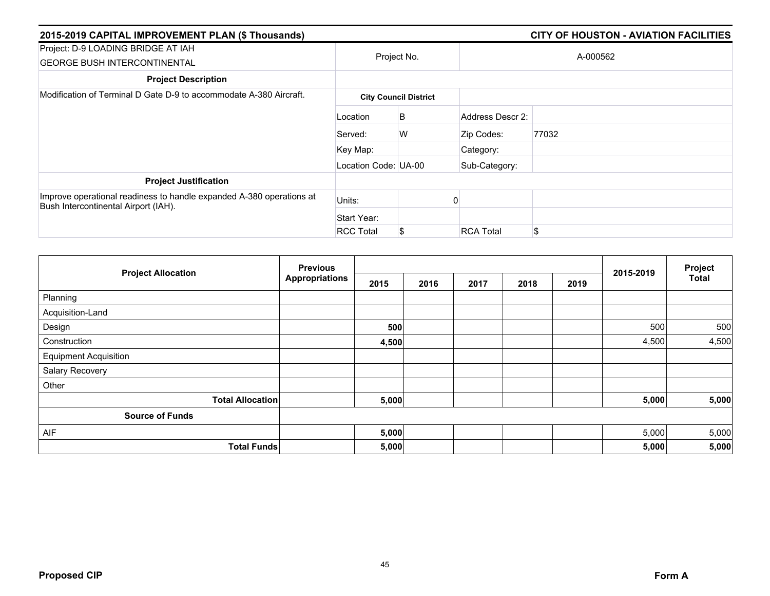## 2015-2019 CAPITAL IMPROVEMENT PLAN ($ Thousands) — CITY OF HOUSTON - AVIATION FACILITIES

| Project: D-9 LOADING BRIDGE AT IAH GEORGE BUSH INTERCONTINENTAL | Project No. | | A-000562 | |
|---|---|---|---|---|
| **Project Description** | | | | |
| Modification of Terminal D Gate D-9 to accommodate A-380 Aircraft. | **City Council District** | | | |
| | Location | B | Address Descr 2: | |
| | Served: | W | Zip Codes: | 77032 |
| | Key Map: | | Category: | |
| | Location Code: | UA-00 | Sub-Category: | |
| **Project Justification** | | | | |
| Improve operational readiness to handle expanded A-380 operations at Bush Intercontinental Airport (IAH). | Units: | 0 | | |
| | Start Year: | | | |
| | RCC Total | $ | RCA Total | $ |

| Project Allocation | Previous Appropriations | 2015 | 2016 | 2017 | 2018 | 2019 | 2015-2019 | Project Total |
|---|---|---|---|---|---|---|---|---|
| Planning | | | | | | | | |
| Acquisition-Land | | | | | | | | |
| Design | | **500** | | | | | 500 | 500 |
| Construction | | **4,500** | | | | | 4,500 | 4,500 |
| Equipment Acquisition | | | | | | | | |
| Salary Recovery | | | | | | | | |
| Other | | | | | | | | |
| **Total Allocation** | | **5,000** | | | | | **5,000** | **5,000** |
| **Source of Funds** | | | | | | | | |
| AIF | | **5,000** | | | | | 5,000 | 5,000 |
| **Total Funds** | | **5,000** | | | | | **5,000** | **5,000** |

**Proposed CIP** **Form A**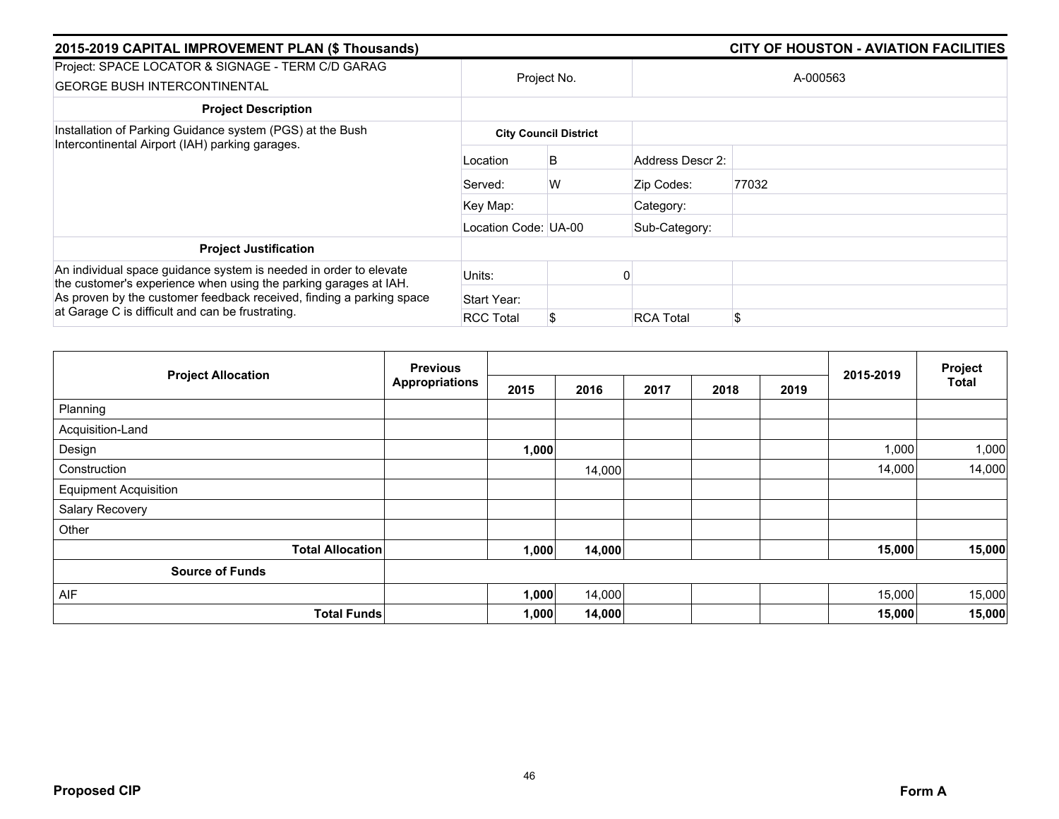## 2015-2019 CAPITAL IMPROVEMENT PLAN ($ Thousands) — CITY OF HOUSTON - AVIATION FACILITIES

| Project: SPACE LOCATOR & SIGNAGE - TERM C/D GARAG GEORGE BUSH INTERCONTINENTAL | Project No. | | A-000563 | |
|---|---|---|---|---|
| **Project Description** | | | | |
| Installation of Parking Guidance system (PGS) at the Bush Intercontinental Airport (IAH) parking garages. | **City Council District** | | | |
| | Location | B | Address Descr 2: | |
| | Served: | W | Zip Codes: | 77032 |
| | Key Map: | | Category: | |
| | Location Code: UA-00 | | Sub-Category: | |
| **Project Justification** | | | | |
| An individual space guidance system is needed in order to elevate the customer's experience when using the parking garages at IAH. As proven by the customer feedback received, finding a parking space at Garage C is difficult and can be frustrating. | Units: | 0 | | |
| | Start Year: | | | |
| | RCC Total | $ | RCA Total | $ |

| Project Allocation | Previous Appropriations | 2015 | 2016 | 2017 | 2018 | 2019 | 2015-2019 | Project Total |
|---|---|---|---|---|---|---|---|---|
| Planning | | | | | | | | |
| Acquisition-Land | | | | | | | | |
| Design | | **1,000** | | | | | 1,000 | 1,000 |
| Construction | | | 14,000 | | | | 14,000 | 14,000 |
| Equipment Acquisition | | | | | | | | |
| Salary Recovery | | | | | | | | |
| Other | | | | | | | | |
| **Total Allocation** | | **1,000** | **14,000** | | | | **15,000** | **15,000** |
| **Source of Funds** | | | | | | | | |
| AIF | | **1,000** | 14,000 | | | | 15,000 | 15,000 |
| **Total Funds** | | **1,000** | **14,000** | | | | **15,000** | **15,000** |

**Proposed CIP** — **Form A**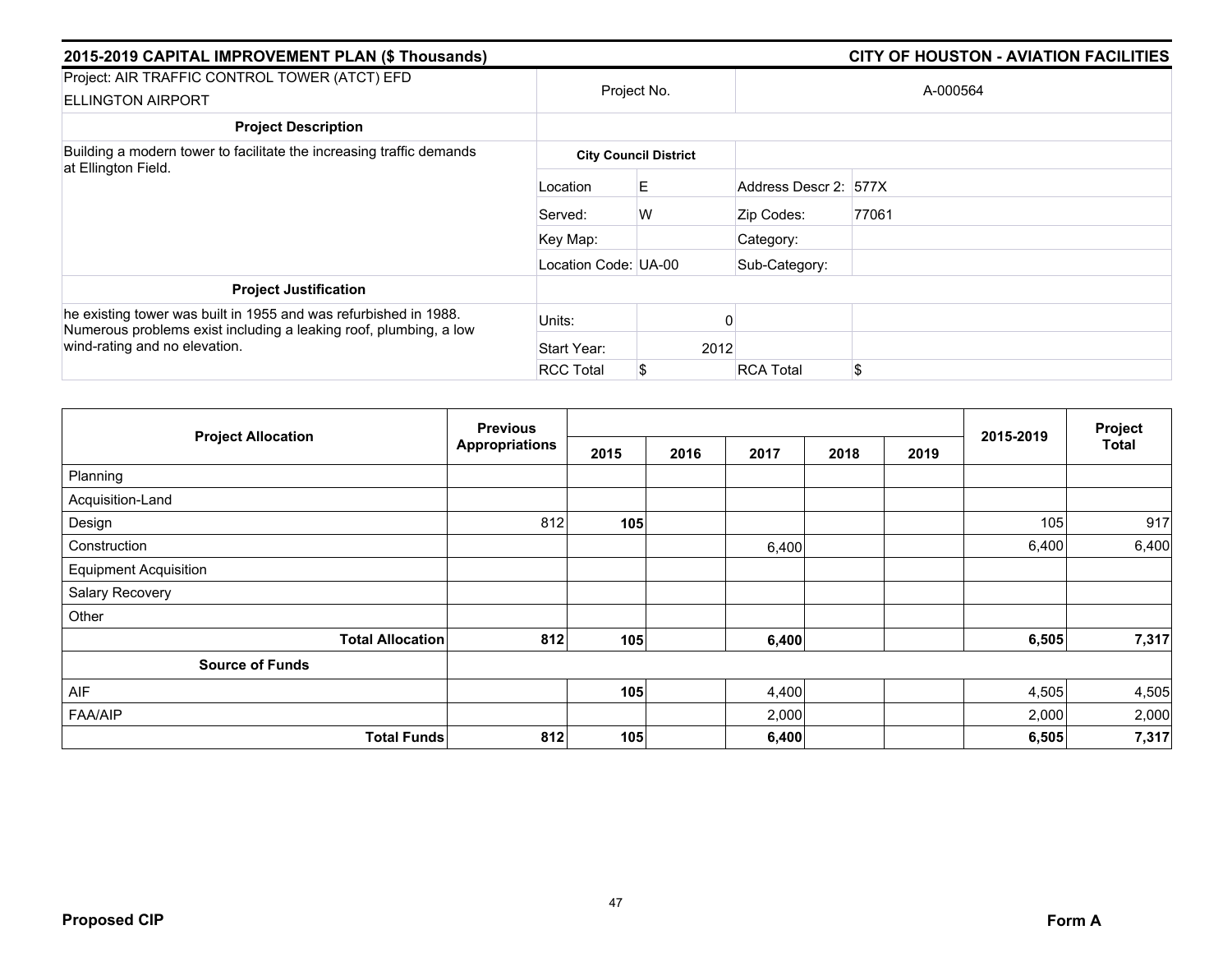## 2015-2019 CAPITAL IMPROVEMENT PLAN ($ Thousands) — CITY OF HOUSTON - AVIATION FACILITIES

| Project: AIR TRAFFIC CONTROL TOWER (ATCT) EFD ELLINGTON AIRPORT | Project No. | | A-000564 | |
|---|---|---|---|---|
| **Project Description** | | | | |
| Building a modern tower to facilitate the increasing traffic demands at Ellington Field. | **City Council District** | | | |
| | Location | E | Address Descr 2: | 577X |
| | Served: | W | Zip Codes: | 77061 |
| | Key Map: | | Category: | |
| | Location Code: | UA-00 | Sub-Category: | |
| **Project Justification** | | | | |
| he existing tower was built in 1955 and was refurbished in 1988. Numerous problems exist including a leaking roof, plumbing, a low wind-rating and no elevation. | Units: | 0 | | |
| | Start Year: | 2012 | | |
| | RCC Total | $ | RCA Total | $ |

| Project Allocation | Previous Appropriations | 2015 | 2016 | 2017 | 2018 | 2019 | 2015-2019 | Project Total |
|---|---|---|---|---|---|---|---|---|
| Planning | | | | | | | | |
| Acquisition-Land | | | | | | | | |
| Design | 812 | **105** | | | | | 105 | 917 |
| Construction | | | | 6,400 | | | 6,400 | 6,400 |
| Equipment Acquisition | | | | | | | | |
| Salary Recovery | | | | | | | | |
| Other | | | | | | | | |
| **Total Allocation** | **812** | **105** | | **6,400** | | | **6,505** | **7,317** |
| **Source of Funds** | | | | | | | | |
| AIF | | **105** | | 4,400 | | | 4,505 | 4,505 |
| FAA/AIP | | | | 2,000 | | | 2,000 | 2,000 |
| **Total Funds** | **812** | **105** | | **6,400** | | | **6,505** | **7,317** |

**Proposed CIP** — **Form A**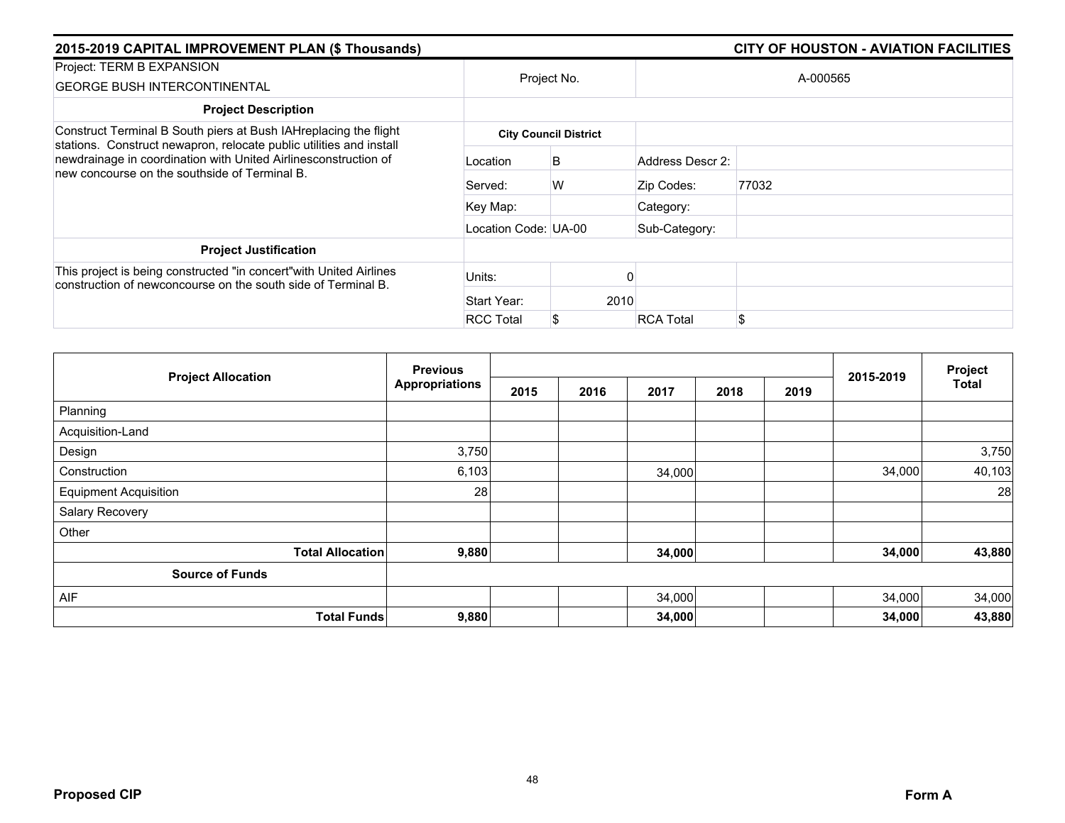## 2015-2019 CAPITAL IMPROVEMENT PLAN ($ Thousands)

## CITY OF HOUSTON - AVIATION FACILITIES

| Project: TERM B EXPANSION<br>GEORGE BUSH INTERCONTINENTAL | Project No. | | A-000565 | |
|---|---|---|---|---|
| **Project Description** | | | | |
| Construct Terminal B South piers at Bush IAHreplacing the flight stations. Construct newapron, relocate public utilities and install newdrainage in coordination with United Airlinesconstruction of new concourse on the southside of Terminal B. | **City Council District** | | | |
| | Location | B | Address Descr 2: | |
| | Served: | W | Zip Codes: | 77032 |
| | Key Map: | | Category: | |
| | Location Code: | UA-00 | Sub-Category: | |
| **Project Justification** | | | | |
| This project is being constructed "in concert"with United Airlines construction of newconcourse on the south side of Terminal B. | Units: | 0 | | |
| | Start Year: | 2010 | | |
| | RCC Total | $ | RCA Total | $ |

| Project Allocation | Previous Appropriations | 2015 | 2016 | 2017 | 2018 | 2019 | 2015-2019 | Project Total |
|---|---|---|---|---|---|---|---|---|
| Planning | | | | | | | | |
| Acquisition-Land | | | | | | | | |
| Design | 3,750 | | | | | | | 3,750 |
| Construction | 6,103 | | | 34,000 | | | 34,000 | 40,103 |
| Equipment Acquisition | 28 | | | | | | | 28 |
| Salary Recovery | | | | | | | | |
| Other | | | | | | | | |
| **Total Allocation** | **9,880** | | | **34,000** | | | **34,000** | **43,880** |
| **Source of Funds** | | | | | | | | |
| AIF | | | | 34,000 | | | 34,000 | 34,000 |
| **Total Funds** | **9,880** | | | **34,000** | | | **34,000** | **43,880** |

**Proposed CIP** **Form A**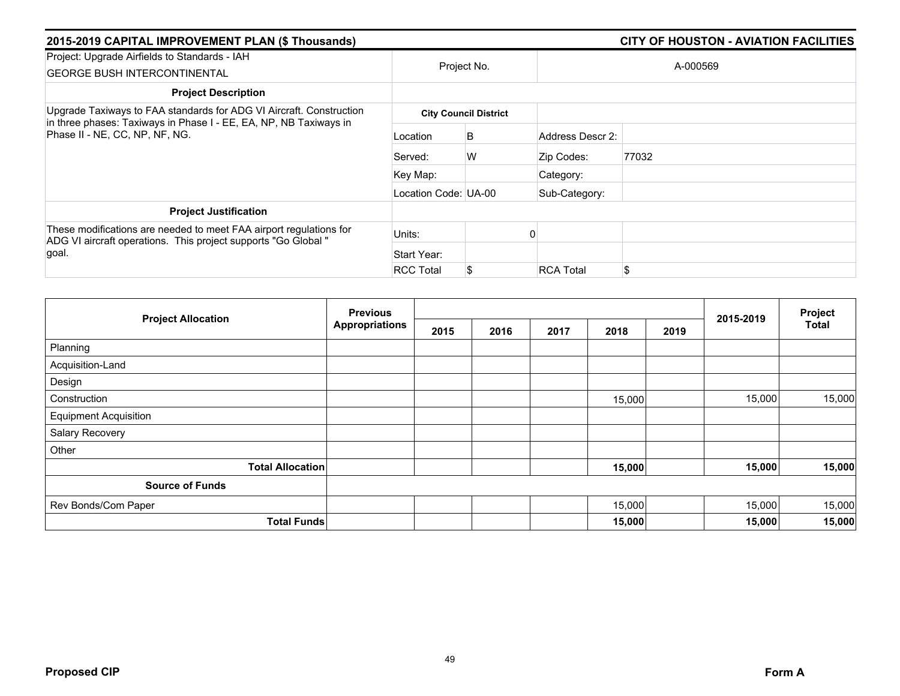## 2015-2019 CAPITAL IMPROVEMENT PLAN ($ Thousands) — CITY OF HOUSTON - AVIATION FACILITIES

| Project: Upgrade Airfields to Standards - IAH<br>GEORGE BUSH INTERCONTINENTAL | Project No. | | A-000569 | |
|---|---|---|---|---|
| **Project Description** | | | | |
| Upgrade Taxiways to FAA standards for ADG VI Aircraft. Construction in three phases: Taxiways in Phase I - EE, EA, NP, NB Taxiways in Phase II - NE, CC, NP, NF, NG. | **City Council District** | | | |
| | Location | B | Address Descr 2: | |
| | Served: | W | Zip Codes: | 77032 |
| | Key Map: | | Category: | |
| | Location Code: | UA-00 | Sub-Category: | |
| **Project Justification** | | | | |
| These modifications are needed to meet FAA airport regulations for ADG VI aircraft operations. This project supports "Go Global " goal. | Units: | 0 | | |
| | Start Year: | | | |
| | RCC Total | $ | RCA Total | $ |

| Project Allocation | Previous Appropriations | 2015 | 2016 | 2017 | 2018 | 2019 | 2015-2019 | Project Total |
|---|---|---|---|---|---|---|---|---|
| Planning | | | | | | | | |
| Acquisition-Land | | | | | | | | |
| Design | | | | | | | | |
| Construction | | | | | 15,000 | | 15,000 | 15,000 |
| Equipment Acquisition | | | | | | | | |
| Salary Recovery | | | | | | | | |
| Other | | | | | | | | |
| **Total Allocation** | | | | | **15,000** | | **15,000** | **15,000** |
| **Source of Funds** | | | | | | | | |
| Rev Bonds/Com Paper | | | | | 15,000 | | 15,000 | 15,000 |
| **Total Funds** | | | | | **15,000** | | **15,000** | **15,000** |

**Proposed CIP** — **Form A**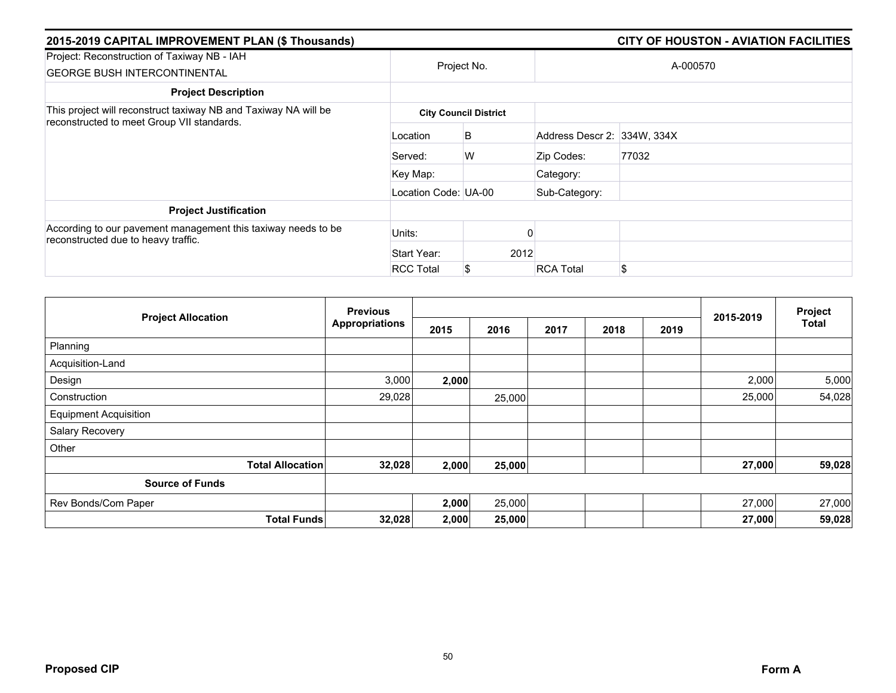## 2015-2019 CAPITAL IMPROVEMENT PLAN ($ Thousands) — CITY OF HOUSTON - AVIATION FACILITIES

| Project: Reconstruction of Taxiway NB - IAH<br>GEORGE BUSH INTERCONTINENTAL | Project No. | | A-000570 | |
|---|---|---|---|---|
| **Project Description** | | | | |
| This project will reconstruct taxiway NB and Taxiway NA will be reconstructed to meet Group VII standards. | **City Council District** | | | |
| | Location | B | Address Descr 2: | 334W, 334X |
| | Served: | W | Zip Codes: | 77032 |
| | Key Map: | | Category: | |
| | Location Code: | UA-00 | Sub-Category: | |
| **Project Justification** | | | | |
| According to our pavement management this taxiway needs to be reconstructed due to heavy traffic. | Units: | 0 | | |
| | Start Year: | 2012 | | |
| | RCC Total | $ | RCA Total | $ |

| Project Allocation | Previous Appropriations | 2015 | 2016 | 2017 | 2018 | 2019 | 2015-2019 | Project Total |
|---|---|---|---|---|---|---|---|---|
| Planning | | | | | | | | |
| Acquisition-Land | | | | | | | | |
| Design | 3,000 | **2,000** | | | | | 2,000 | 5,000 |
| Construction | 29,028 | | 25,000 | | | | 25,000 | 54,028 |
| Equipment Acquisition | | | | | | | | |
| Salary Recovery | | | | | | | | |
| Other | | | | | | | | |
| **Total Allocation** | **32,028** | **2,000** | **25,000** | | | | **27,000** | **59,028** |
| **Source of Funds** | | | | | | | | |
| Rev Bonds/Com Paper | | **2,000** | 25,000 | | | | 27,000 | 27,000 |
| **Total Funds** | **32,028** | **2,000** | **25,000** | | | | **27,000** | **59,028** |

**Proposed CIP** — **Form A**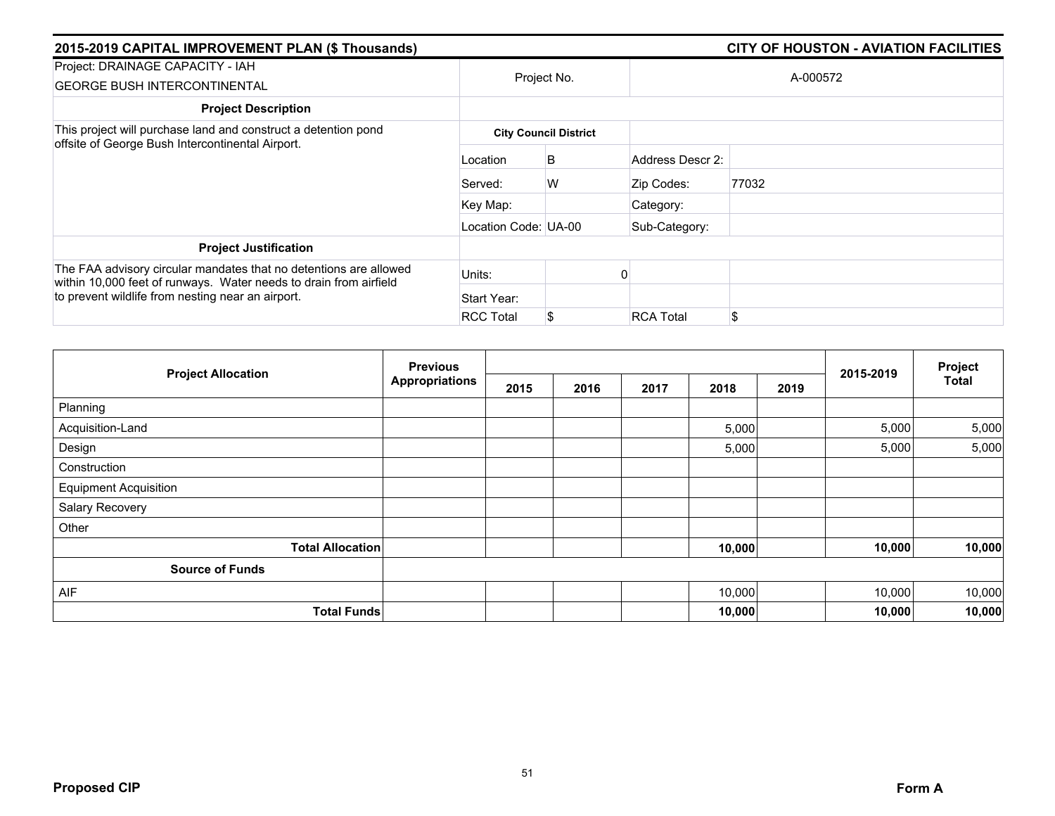## 2015-2019 CAPITAL IMPROVEMENT PLAN ($ Thousands) — CITY OF HOUSTON - AVIATION FACILITIES

| Project: DRAINAGE CAPACITY - IAH GEORGE BUSH INTERCONTINENTAL | Project No. | | A-000572 |
|---|---|---|---|
| **Project Description** | | | |
| This project will purchase land and construct a detention pond offsite of George Bush Intercontinental Airport. | **City Council District** | | |
| | Location | B | Address Descr 2: |
| | Served: | W | Zip Codes: 77032 |
| | Key Map: | | Category: |
| | Location Code: UA-00 | | Sub-Category: |
| **Project Justification** | | | |
| The FAA advisory circular mandates that no detentions are allowed within 10,000 feet of runways. Water needs to drain from airfield to prevent wildlife from nesting near an airport. | Units: | 0 | |
| | Start Year: | | |
| | RCC Total | $ | RCA Total $ |

| Project Allocation | Previous Appropriations | 2015 | 2016 | 2017 | 2018 | 2019 | 2015-2019 | Project Total |
|---|---|---|---|---|---|---|---|---|
| Planning | | | | | | | | |
| Acquisition-Land | | | | | 5,000 | | 5,000 | 5,000 |
| Design | | | | | 5,000 | | 5,000 | 5,000 |
| Construction | | | | | | | | |
| Equipment Acquisition | | | | | | | | |
| Salary Recovery | | | | | | | | |
| Other | | | | | | | | |
| **Total Allocation** | | | | | **10,000** | | **10,000** | **10,000** |
| **Source of Funds** | | | | | | | | |
| AIF | | | | | 10,000 | | 10,000 | 10,000 |
| **Total Funds** | | | | | **10,000** | | **10,000** | **10,000** |

**Proposed CIP** — **Form A**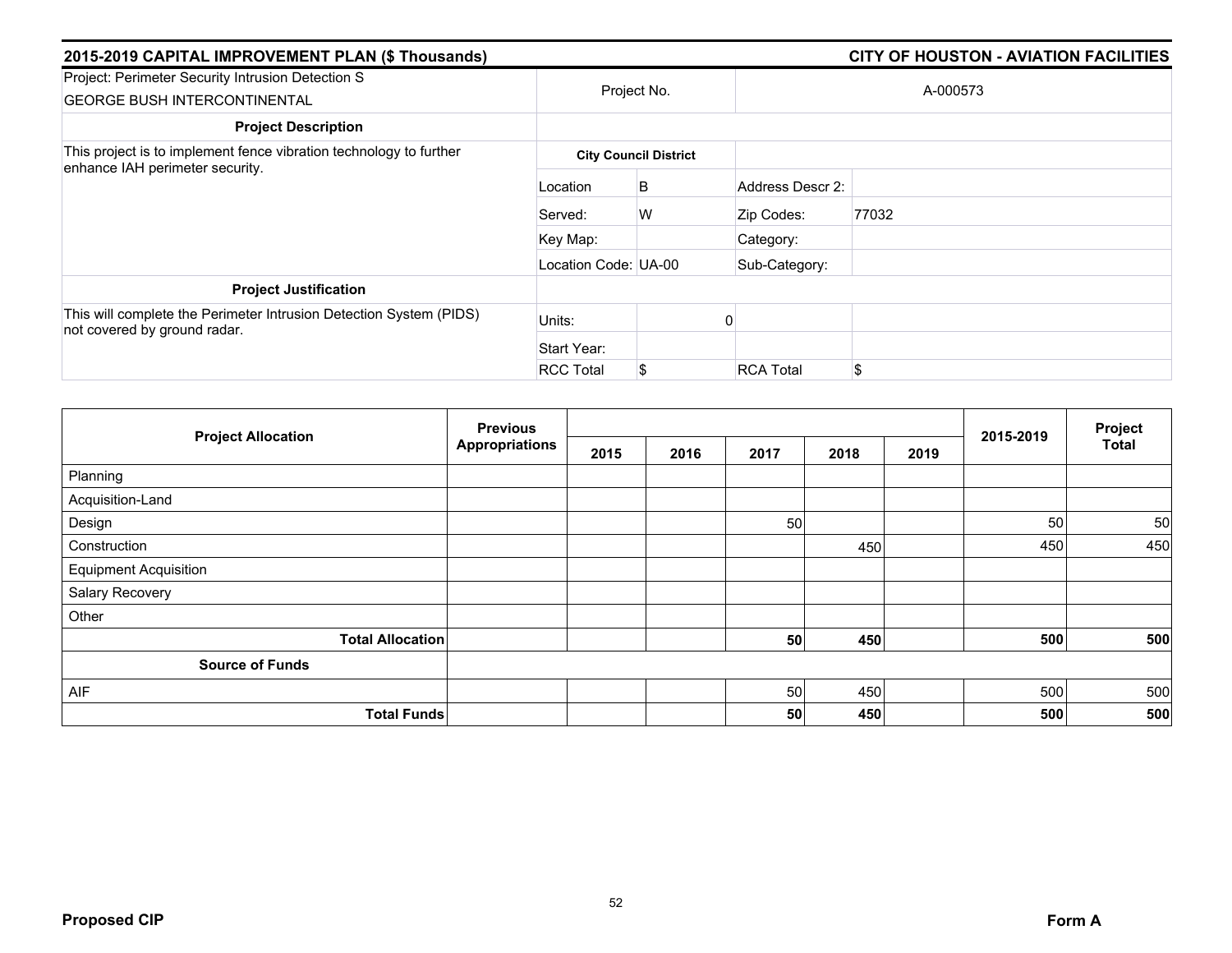## 2015-2019 CAPITAL IMPROVEMENT PLAN ($ Thousands) — CITY OF HOUSTON - AVIATION FACILITIES

| Project: Perimeter Security Intrusion Detection S<br>GEORGE BUSH INTERCONTINENTAL | Project No. | | A-000573 |
|---|---|---|---|
| **Project Description** | | | |
| This project is to implement fence vibration technology to further enhance IAH perimeter security. | **City Council District** | | |
| | Location: B | Address Descr 2: | |
| | Served: W | Zip Codes: | 77032 |
| | Key Map: | Category: | |
| | Location Code: UA-00 | Sub-Category: | |
| **Project Justification** | | | |
| This will complete the Perimeter Intrusion Detection System (PIDS) not covered by ground radar. | Units: 0 | | |
| | Start Year: | | |
| | RCC Total: $ | RCA Total | $ |

| Project Allocation | Previous Appropriations | 2015 | 2016 | 2017 | 2018 | 2019 | 2015-2019 | Project Total |
|---|---|---|---|---|---|---|---|---|
| Planning | | | | | | | | |
| Acquisition-Land | | | | | | | | |
| Design | | | | 50 | | | 50 | 50 |
| Construction | | | | | 450 | | 450 | 450 |
| Equipment Acquisition | | | | | | | | |
| Salary Recovery | | | | | | | | |
| Other | | | | | | | | |
| **Total Allocation** | | | | **50** | **450** | | **500** | **500** |
| **Source of Funds** | | | | | | | | |
| AIF | | | | 50 | 450 | | 500 | 500 |
| **Total Funds** | | | | **50** | **450** | | **500** | **500** |

**Proposed CIP** — **Form A**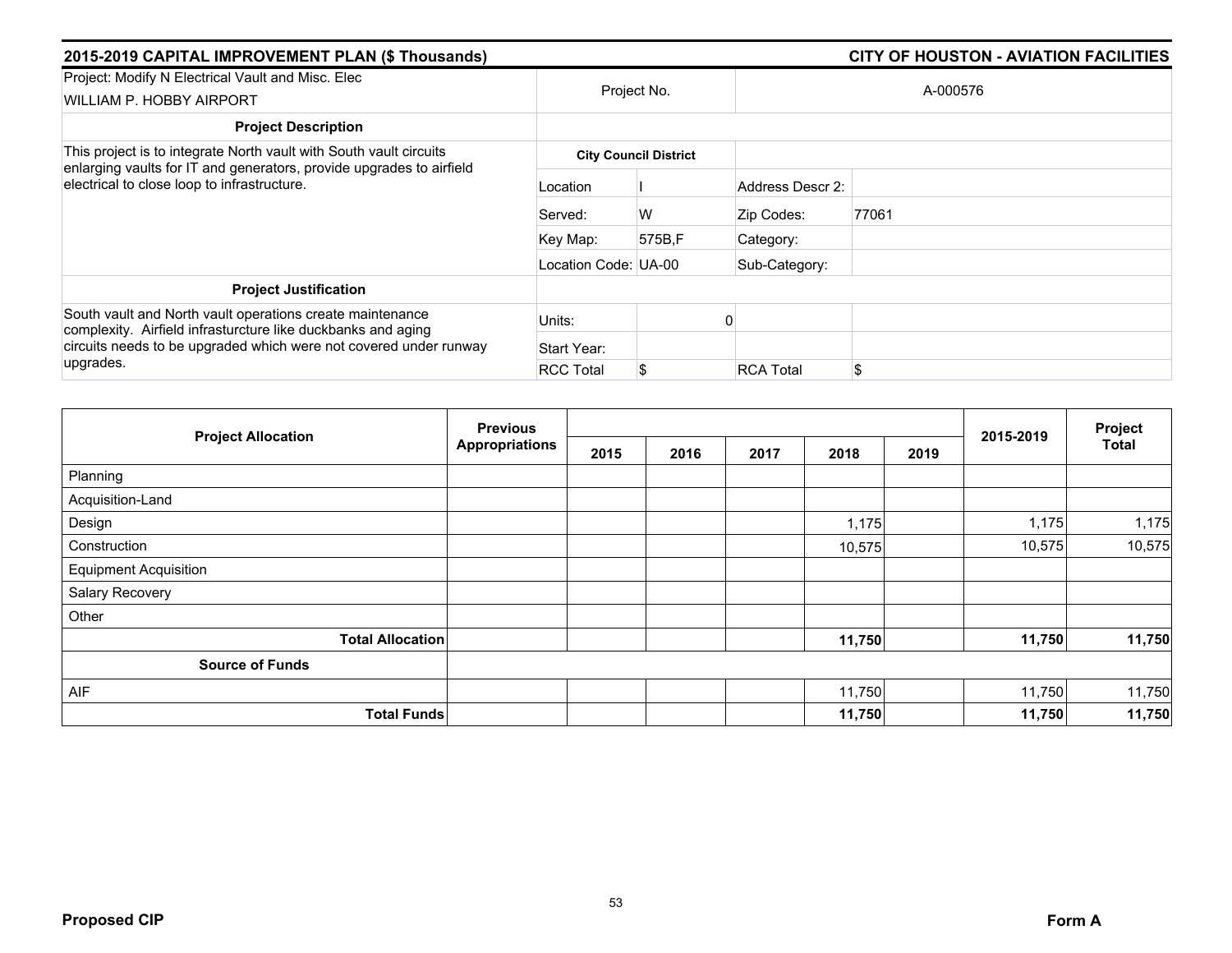## 2015-2019 CAPITAL IMPROVEMENT PLAN ($ Thousands)

## CITY OF HOUSTON - AVIATION FACILITIES

| Project: Modify N Electrical Vault and Misc. Elec<br>WILLIAM P. HOBBY AIRPORT | Project No. | | A-000576 | |
|---|---|---|---|---|
| **Project Description** | | | | |
| This project is to integrate North vault with South vault circuits enlarging vaults for IT and generators, provide upgrades to airfield electrical to close loop to infrastructure. | **City Council District** | | | |
| | Location | I | Address Descr 2: | |
| | Served: | W | Zip Codes: | 77061 |
| | Key Map: | 575B,F | Category: | |
| | Location Code: | UA-00 | Sub-Category: | |
| **Project Justification** | | | | |
| South vault and North vault operations create maintenance complexity. Airfield infrasturcture like duckbanks and aging circuits needs to be upgraded which were not covered under runway upgrades. | Units: | 0 | | |
| | Start Year: | | | |
| | RCC Total | $ | RCA Total | $ |

| Project Allocation | Previous Appropriations | 2015 | 2016 | 2017 | 2018 | 2019 | 2015-2019 | Project Total |
|---|---|---|---|---|---|---|---|---|
| Planning | | | | | | | | |
| Acquisition-Land | | | | | | | | |
| Design | | | | | 1,175 | | 1,175 | 1,175 |
| Construction | | | | | 10,575 | | 10,575 | 10,575 |
| Equipment Acquisition | | | | | | | | |
| Salary Recovery | | | | | | | | |
| Other | | | | | | | | |
| **Total Allocation** | | | | | **11,750** | | **11,750** | **11,750** |
| **Source of Funds** | | | | | | | | |
| AIF | | | | | 11,750 | | 11,750 | 11,750 |
| **Total Funds** | | | | | **11,750** | | **11,750** | **11,750** |

**Proposed CIP** **Form A**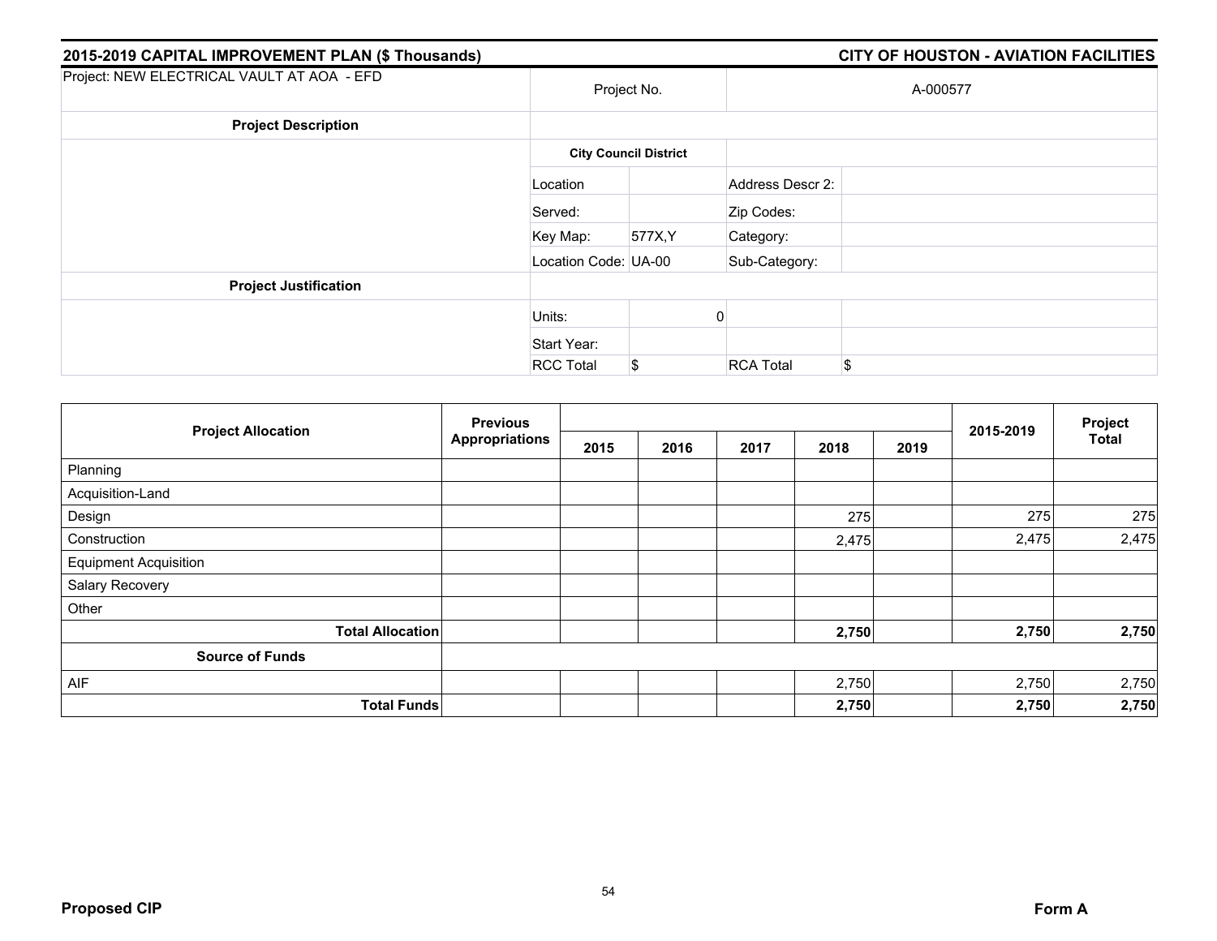**2015-2019 CAPITAL IMPROVEMENT PLAN ($ Thousands)** | **CITY OF HOUSTON - AVIATION FACILITIES**

| Project: NEW ELECTRICAL VAULT AT AOA - EFD | Project No. | | A-000577 | |
|---|---|---|---|---|
| **Project Description** | | | | |
| | **City Council District** | | | |
| | Location | | Address Descr 2: | |
| | Served: | | Zip Codes: | |
| | Key Map: | 577X,Y | Category: | |
| | Location Code: | UA-00 | Sub-Category: | |
| **Project Justification** | | | | |
| | Units: | 0 | | |
| | Start Year: | | | |
| | RCC Total | $ | RCA Total | $ |

| Project Allocation | Previous Appropriations | 2015 | 2016 | 2017 | 2018 | 2019 | 2015-2019 | Project Total |
|---|---|---|---|---|---|---|---|---|
| Planning | | | | | | | | |
| Acquisition-Land | | | | | | | | |
| Design | | | | | 275 | | 275 | 275 |
| Construction | | | | | 2,475 | | 2,475 | 2,475 |
| Equipment Acquisition | | | | | | | | |
| Salary Recovery | | | | | | | | |
| Other | | | | | | | | |
| **Total Allocation** | | | | | **2,750** | | **2,750** | **2,750** |
| **Source of Funds** | | | | | | | | |
| AIF | | | | | 2,750 | | 2,750 | 2,750 |
| **Total Funds** | | | | | **2,750** | | **2,750** | **2,750** |

**Proposed CIP** | **Form A**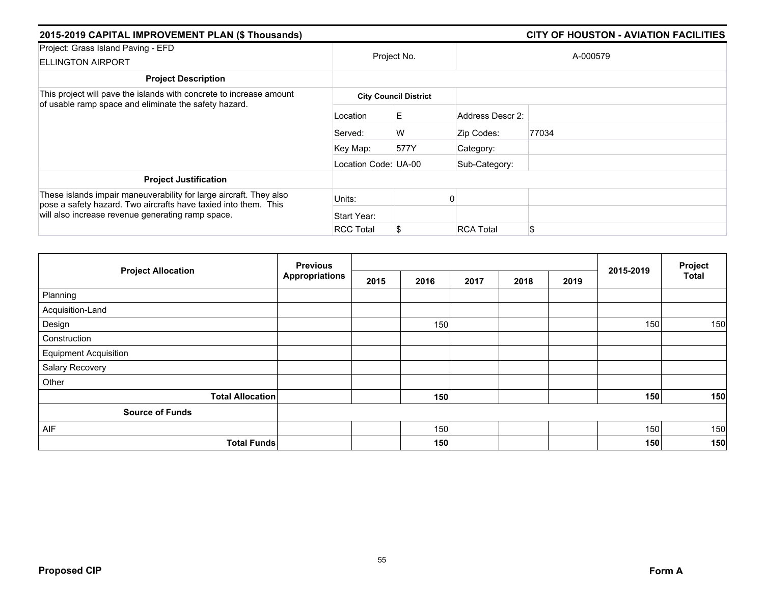## 2015-2019 CAPITAL IMPROVEMENT PLAN ($ Thousands)

## CITY OF HOUSTON - AVIATION FACILITIES

| Project: Grass Island Paving - EFD<br>ELLINGTON AIRPORT | Project No. | | A-000579 | |
|---|---|---|---|---|
| **Project Description** | | | | |
| This project will pave the islands with concrete to increase amount of usable ramp space and eliminate the safety hazard. | **City Council District** | | | |
| | Location | E | Address Descr 2: | |
| | Served: | W | Zip Codes: | 77034 |
| | Key Map: | 577Y | Category: | |
| | Location Code: | UA-00 | Sub-Category: | |
| **Project Justification** | | | | |
| These islands impair maneuverability for large aircraft. They also pose a safety hazard. Two aircrafts have taxied into them. This will also increase revenue generating ramp space. | Units: | 0 | | |
| | Start Year: | | | |
| | RCC Total | $ | RCA Total | $ |

| Project Allocation | Previous Appropriations | 2015 | 2016 | 2017 | 2018 | 2019 | 2015-2019 | Project Total |
|---|---|---|---|---|---|---|---|---|
| Planning | | | | | | | | |
| Acquisition-Land | | | | | | | | |
| Design | | | 150 | | | | 150 | 150 |
| Construction | | | | | | | | |
| Equipment Acquisition | | | | | | | | |
| Salary Recovery | | | | | | | | |
| Other | | | | | | | | |
| **Total Allocation** | | | **150** | | | | **150** | **150** |
| **Source of Funds** | | | | | | | | |
| AIF | | | 150 | | | | 150 | 150 |
| **Total Funds** | | | **150** | | | | **150** | **150** |

**Proposed CIP** | **Form A**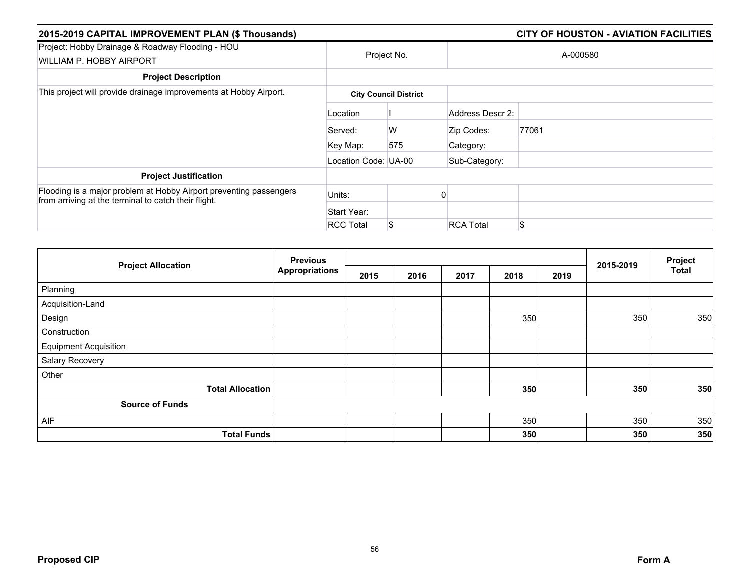## 2015-2019 CAPITAL IMPROVEMENT PLAN ($ Thousands) — CITY OF HOUSTON - AVIATION FACILITIES

| Project: Hobby Drainage & Roadway Flooding - HOU<br>WILLIAM P. HOBBY AIRPORT | Project No. | | A-000580 | |
|---|---|---|---|---|
| **Project Description** | | | | |
| This project will provide drainage improvements at Hobby Airport. | **City Council District** | | | |
| | Location | I | Address Descr 2: | |
| | Served: | W | Zip Codes: | 77061 |
| | Key Map: | 575 | Category: | |
| | Location Code: | UA-00 | Sub-Category: | |
| **Project Justification** | | | | |
| Flooding is a major problem at Hobby Airport preventing passengers from arriving at the terminal to catch their flight. | Units: | 0 | | |
| | Start Year: | | | |
| | RCC Total | $ | RCA Total | $ |

| Project Allocation | Previous Appropriations | 2015 | 2016 | 2017 | 2018 | 2019 | 2015-2019 | Project Total |
|---|---|---|---|---|---|---|---|---|
| Planning | | | | | | | | |
| Acquisition-Land | | | | | | | | |
| Design | | | | | 350 | | 350 | 350 |
| Construction | | | | | | | | |
| Equipment Acquisition | | | | | | | | |
| Salary Recovery | | | | | | | | |
| Other | | | | | | | | |
| **Total Allocation** | | | | | **350** | | **350** | **350** |
| **Source of Funds** | | | | | | | | |
| AIF | | | | | 350 | | 350 | 350 |
| **Total Funds** | | | | | **350** | | **350** | **350** |

**Proposed CIP** — **Form A**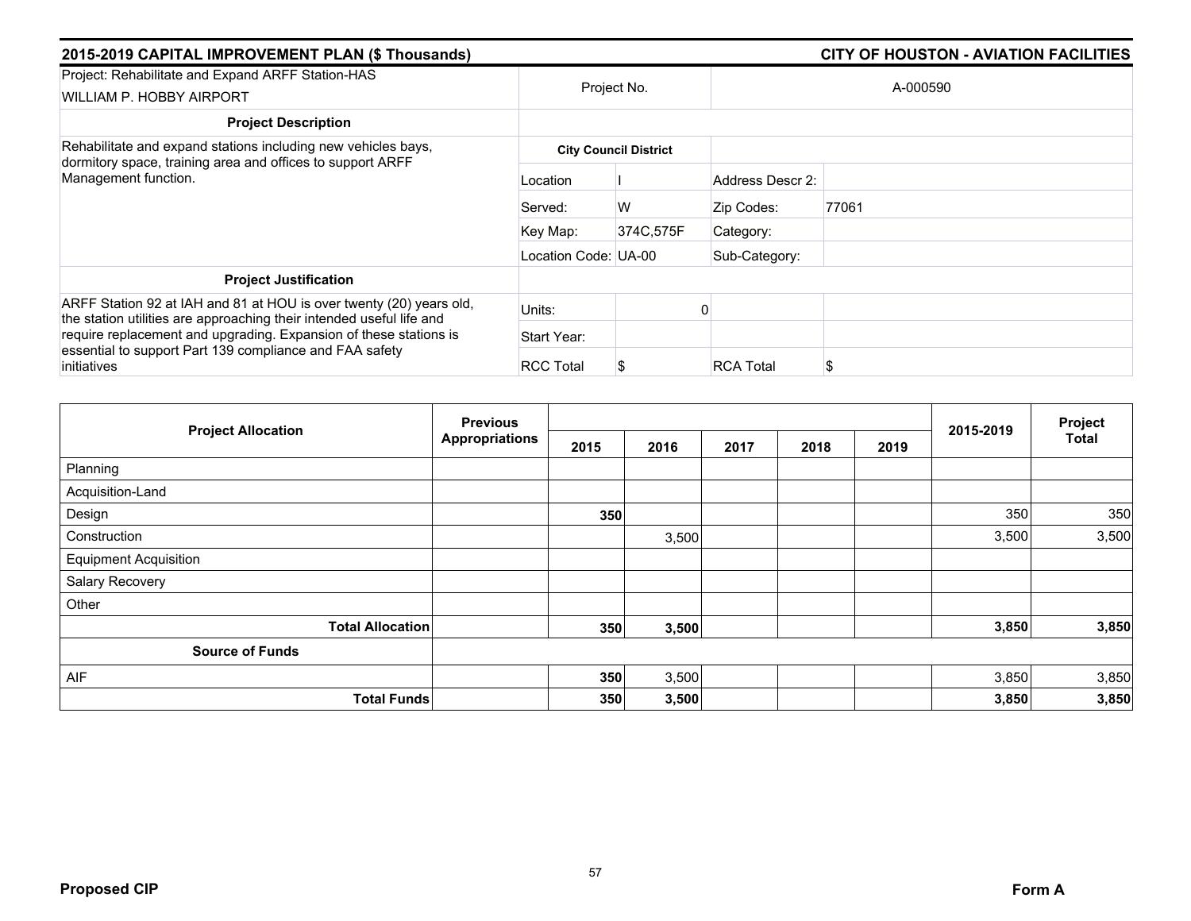## 2015-2019 CAPITAL IMPROVEMENT PLAN ($ Thousands) — CITY OF HOUSTON - AVIATION FACILITIES

| Project: Rehabilitate and Expand ARFF Station-HAS WILLIAM P. HOBBY AIRPORT | Project No. | | A-000590 | |
|---|---|---|---|---|
| **Project Description** | | | | |
| Rehabilitate and expand stations including new vehicles bays, dormitory space, training area and offices to support ARFF Management function. | **City Council District** | | | |
| | Location | I | Address Descr 2: | |
| | Served: | W | Zip Codes: | 77061 |
| | Key Map: | 374C,575F | Category: | |
| | Location Code: | UA-00 | Sub-Category: | |
| **Project Justification** | | | | |
| ARFF Station 92 at IAH and 81 at HOU is over twenty (20) years old, the station utilities are approaching their intended useful life and require replacement and upgrading. Expansion of these stations is essential to support Part 139 compliance and FAA safety initiatives | Units: | 0 | | |
| | Start Year: | | | |
| | RCC Total | $ | RCA Total | $ |

| Project Allocation | Previous Appropriations | 2015 | 2016 | 2017 | 2018 | 2019 | 2015-2019 | Project Total |
|---|---|---|---|---|---|---|---|---|
| Planning | | | | | | | | |
| Acquisition-Land | | | | | | | | |
| Design | | **350** | | | | | 350 | 350 |
| Construction | | | 3,500 | | | | 3,500 | 3,500 |
| Equipment Acquisition | | | | | | | | |
| Salary Recovery | | | | | | | | |
| Other | | | | | | | | |
| **Total Allocation** | | **350** | **3,500** | | | | **3,850** | **3,850** |
| **Source of Funds** | | | | | | | | |
| AIF | | **350** | 3,500 | | | | 3,850 | 3,850 |
| **Total Funds** | | **350** | **3,500** | | | | **3,850** | **3,850** |

**Proposed CIP** — **Form A**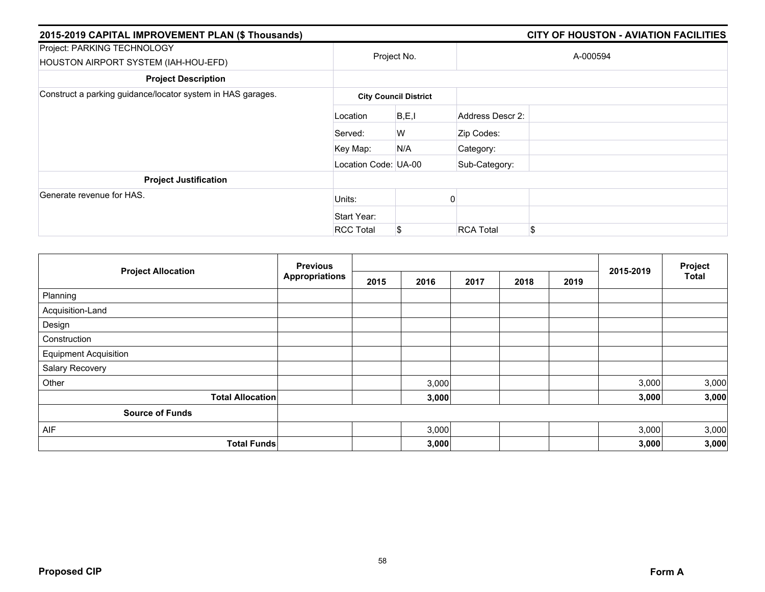## 2015-2019 CAPITAL IMPROVEMENT PLAN ($ Thousands) — CITY OF HOUSTON - AVIATION FACILITIES

| Project: PARKING TECHNOLOGY<br>HOUSTON AIRPORT SYSTEM (IAH-HOU-EFD) | Project No. | | A-000594 | |
|---|---|---|---|---|
| **Project Description** | | | | |
| Construct a parking guidance/locator system in HAS garages. | **City Council District** | | | |
| | Location | B,E,I | Address Descr 2: | |
| | Served: | W | Zip Codes: | |
| | Key Map: | N/A | Category: | |
| | Location Code: | UA-00 | Sub-Category: | |
| **Project Justification** | | | | |
| Generate revenue for HAS. | Units: | 0 | | |
| | Start Year: | | | |
| | RCC Total | $ | RCA Total | $ |

| Project Allocation | Previous Appropriations | 2015 | 2016 | 2017 | 2018 | 2019 | 2015-2019 | Project Total |
|---|---|---|---|---|---|---|---|---|
| Planning | | | | | | | | |
| Acquisition-Land | | | | | | | | |
| Design | | | | | | | | |
| Construction | | | | | | | | |
| Equipment Acquisition | | | | | | | | |
| Salary Recovery | | | | | | | | |
| Other | | | 3,000 | | | | 3,000 | 3,000 |
| **Total Allocation** | | | **3,000** | | | | **3,000** | **3,000** |
| **Source of Funds** | | | | | | | | |
| AIF | | | 3,000 | | | | 3,000 | 3,000 |
| **Total Funds** | | | **3,000** | | | | **3,000** | **3,000** |

**Proposed CIP** **Form A**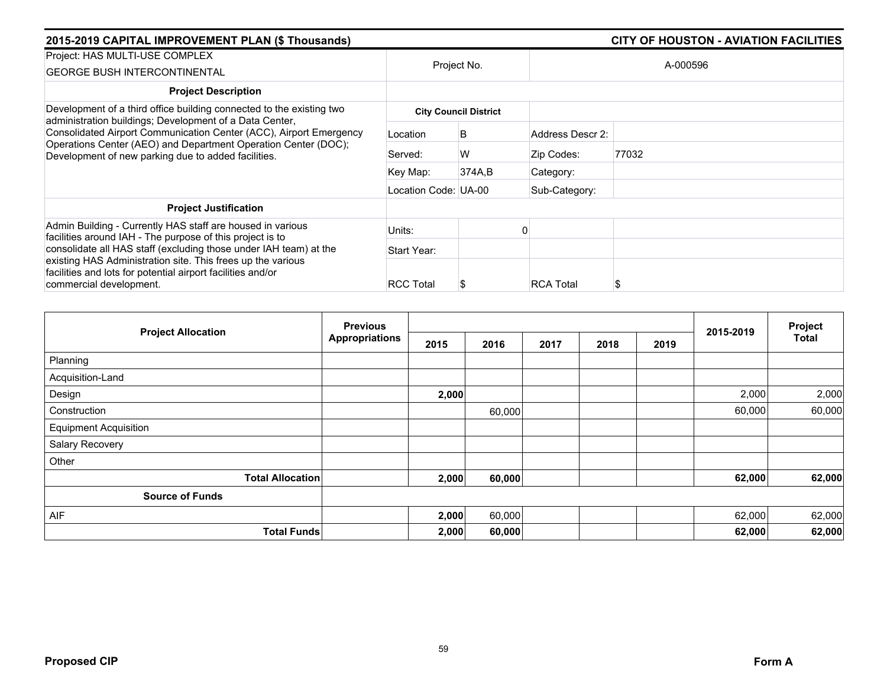## 2015-2019 CAPITAL IMPROVEMENT PLAN ($ Thousands) — CITY OF HOUSTON - AVIATION FACILITIES

| Project: HAS MULTI-USE COMPLEX GEORGE BUSH INTERCONTINENTAL | Project No. | | A-000596 | |
|---|---|---|---|---|
| **Project Description** | | | | |
| Development of a third office building connected to the existing two administration buildings; Development of a Data Center, Consolidated Airport Communication Center (ACC), Airport Emergency Operations Center (AEO) and Department Operation Center (DOC); Development of new parking due to added facilities. | **City Council District** | | | |
| | Location | B | Address Descr 2: | |
| | Served: | W | Zip Codes: | 77032 |
| | Key Map: | 374A,B | Category: | |
| | Location Code: | UA-00 | Sub-Category: | |
| **Project Justification** | | | | |
| Admin Building - Currently HAS staff are housed in various facilities around IAH - The purpose of this project is to consolidate all HAS staff (excluding those under IAH team) at the existing HAS Administration site. This frees up the various facilities and lots for potential airport facilities and/or commercial development. | Units: | 0 | | |
| | Start Year: | | | |
| | RCC Total | $ | RCA Total | $ |

| Project Allocation | Previous Appropriations | 2015 | 2016 | 2017 | 2018 | 2019 | 2015-2019 | Project Total |
|---|---|---|---|---|---|---|---|---|
| Planning | | | | | | | | |
| Acquisition-Land | | | | | | | | |
| Design | | **2,000** | | | | | 2,000 | 2,000 |
| Construction | | | 60,000 | | | | 60,000 | 60,000 |
| Equipment Acquisition | | | | | | | | |
| Salary Recovery | | | | | | | | |
| Other | | | | | | | | |
| **Total Allocation** | | **2,000** | **60,000** | | | | **62,000** | **62,000** |
| **Source of Funds** | | | | | | | | |
| AIF | | **2,000** | 60,000 | | | | 62,000 | 62,000 |
| **Total Funds** | | **2,000** | **60,000** | | | | **62,000** | **62,000** |

**Proposed CIP** — **Form A**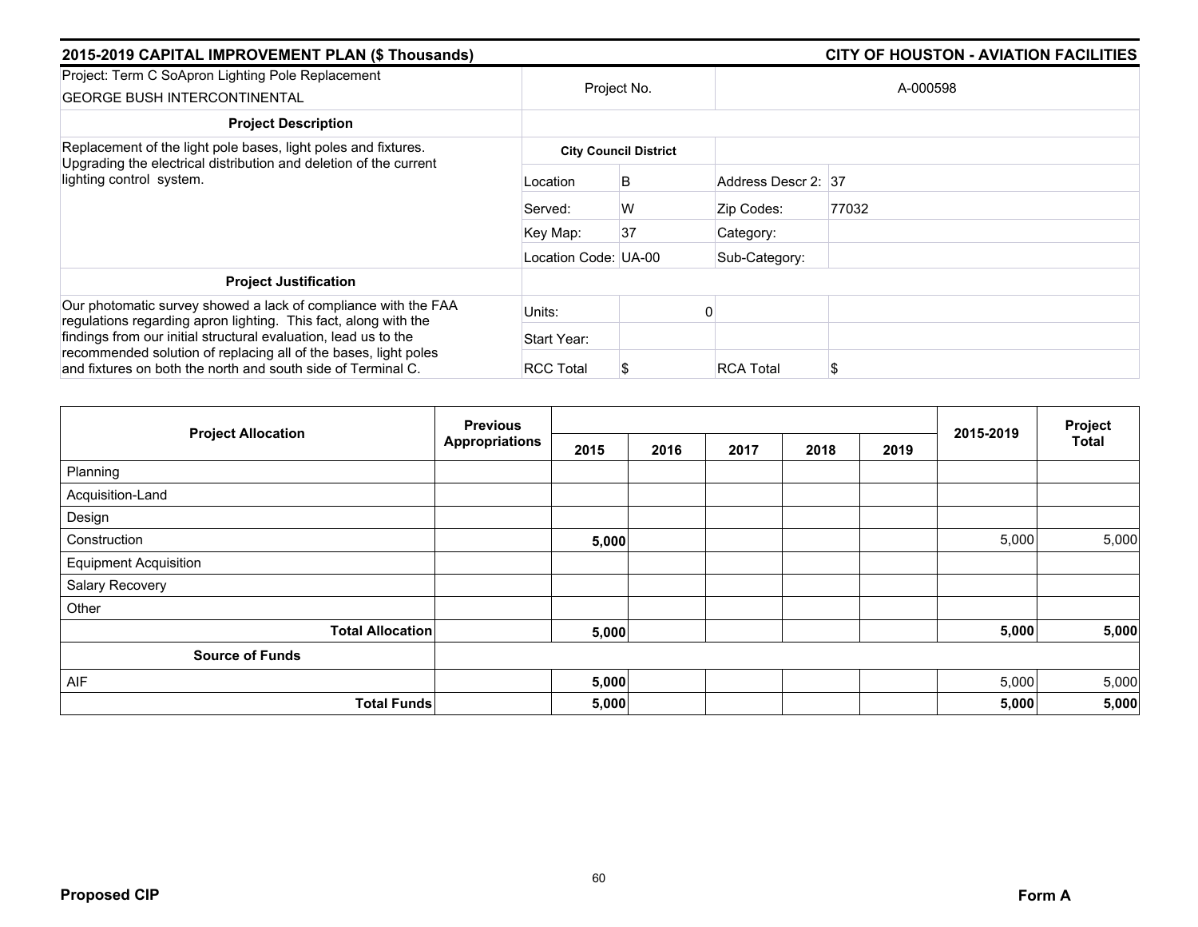## 2015-2019 CAPITAL IMPROVEMENT PLAN ($ Thousands)

## CITY OF HOUSTON - AVIATION FACILITIES

| Project: Term C SoApron Lighting Pole Replacement<br>GEORGE BUSH INTERCONTINENTAL | Project No. | | A-000598 | |
|---|---|---|---|---|
| **Project Description** | | | | |
| Replacement of the light pole bases, light poles and fixtures. Upgrading the electrical distribution and deletion of the current lighting control system. | **City Council District** | | | |
| | Location | B | Address Descr 2: | 37 |
| | Served: | W | Zip Codes: | 77032 |
| | Key Map: | 37 | Category: | |
| | Location Code: | UA-00 | Sub-Category: | |
| **Project Justification** | | | | |
| Our photomatic survey showed a lack of compliance with the FAA regulations regarding apron lighting. This fact, along with the findings from our initial structural evaluation, lead us to the recommended solution of replacing all of the bases, light poles and fixtures on both the north and south side of Terminal C. | Units: | 0 | | |
| | Start Year: | | | |
| | RCC Total | $ | RCA Total | $ |

| Project Allocation | Previous Appropriations | 2015 | 2016 | 2017 | 2018 | 2019 | 2015-2019 | Project Total |
|---|---|---|---|---|---|---|---|---|
| Planning | | | | | | | | |
| Acquisition-Land | | | | | | | | |
| Design | | | | | | | | |
| Construction | | 5,000 | | | | | 5,000 | 5,000 |
| Equipment Acquisition | | | | | | | | |
| Salary Recovery | | | | | | | | |
| Other | | | | | | | | |
| **Total Allocation** | | **5,000** | | | | | **5,000** | **5,000** |
| **Source of Funds** | | | | | | | | |
| AIF | | 5,000 | | | | | 5,000 | 5,000 |
| **Total Funds** | | **5,000** | | | | | **5,000** | **5,000** |

**Proposed CIP** **Form A**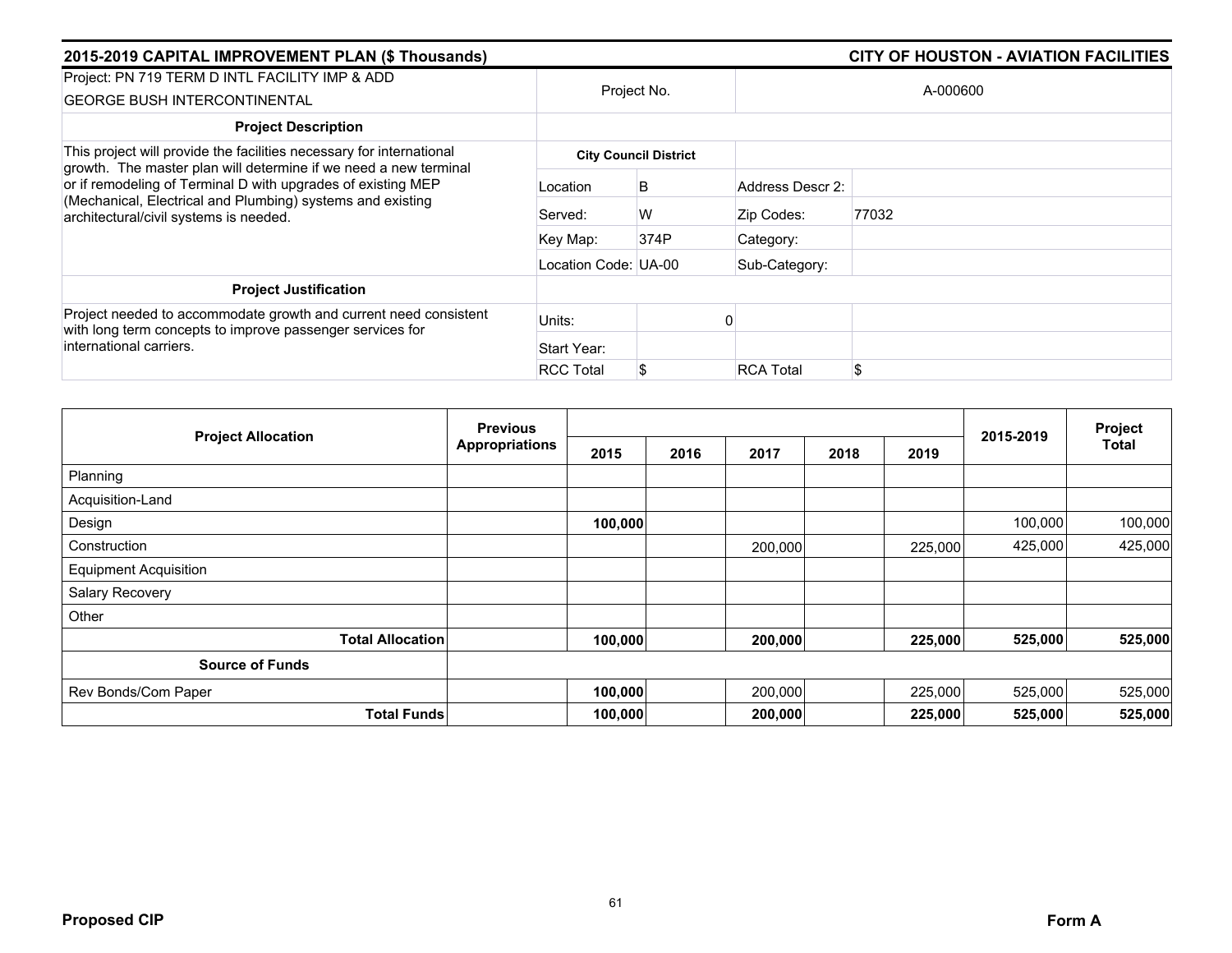## 2015-2019 CAPITAL IMPROVEMENT PLAN ($ Thousands)

## CITY OF HOUSTON - AVIATION FACILITIES

| Project: PN 719 TERM D INTL FACILITY IMP & ADD GEORGE BUSH INTERCONTINENTAL | Project No. | | A-000600 | |
|---|---|---|---|---|
| **Project Description** | | | | |
| This project will provide the facilities necessary for international growth. The master plan will determine if we need a new terminal or if remodeling of Terminal D with upgrades of existing MEP (Mechanical, Electrical and Plumbing) systems and existing architectural/civil systems is needed. | **City Council District** | | | |
| | Location | B | Address Descr 2: | |
| | Served: | W | Zip Codes: | 77032 |
| | Key Map: | 374P | Category: | |
| | Location Code: | UA-00 | Sub-Category: | |
| **Project Justification** | | | | |
| Project needed to accommodate growth and current need consistent with long term concepts to improve passenger services for international carriers. | Units: | 0 | | |
| | Start Year: | | | |
| | RCC Total | $ | RCA Total | $ |

| Project Allocation | Previous Appropriations | 2015 | 2016 | 2017 | 2018 | 2019 | 2015-2019 | Project Total |
|---|---|---|---|---|---|---|---|---|
| Planning | | | | | | | | |
| Acquisition-Land | | | | | | | | |
| Design | | **100,000** | | | | | 100,000 | 100,000 |
| Construction | | | | 200,000 | | 225,000 | 425,000 | 425,000 |
| Equipment Acquisition | | | | | | | | |
| Salary Recovery | | | | | | | | |
| Other | | | | | | | | |
| **Total Allocation** | | **100,000** | | **200,000** | | **225,000** | **525,000** | **525,000** |
| **Source of Funds** | | | | | | | | |
| Rev Bonds/Com Paper | | **100,000** | | 200,000 | | 225,000 | 525,000 | 525,000 |
| **Total Funds** | | **100,000** | | **200,000** | | **225,000** | **525,000** | **525,000** |

**Proposed CIP** **Form A**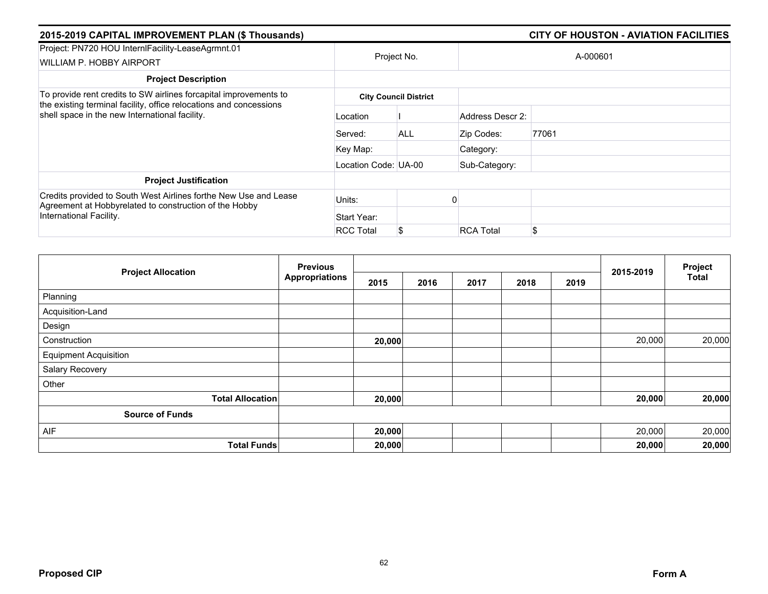## 2015-2019 CAPITAL IMPROVEMENT PLAN ($ Thousands)

## CITY OF HOUSTON - AVIATION FACILITIES

| Project: PN720 HOU InternlFacility-LeaseAgrmnt.01<br>WILLIAM P. HOBBY AIRPORT | Project No. | | A-000601 | |
|---|---|---|---|---|
| **Project Description** | | | | |
| To provide rent credits to SW airlines forcapital improvements to the existing terminal facility, office relocations and concessions shell space in the new International facility. | **City Council District** | | | |
| | Location | I | Address Descr 2: | |
| | Served: | ALL | Zip Codes: | 77061 |
| | Key Map: | | Category: | |
| | Location Code: | UA-00 | Sub-Category: | |
| **Project Justification** | | | | |
| Credits provided to South West Airlines forthe New Use and Lease Agreement at Hobbyrelated to construction of the Hobby International Facility. | Units: | 0 | | |
| | Start Year: | | | |
| | RCC Total | $ | RCA Total | $ |

| Project Allocation | Previous Appropriations | 2015 | 2016 | 2017 | 2018 | 2019 | 2015-2019 | Project Total |
|---|---|---|---|---|---|---|---|---|
| Planning | | | | | | | | |
| Acquisition-Land | | | | | | | | |
| Design | | | | | | | | |
| Construction | | **20,000** | | | | | 20,000 | 20,000 |
| Equipment Acquisition | | | | | | | | |
| Salary Recovery | | | | | | | | |
| Other | | | | | | | | |
| **Total Allocation** | | **20,000** | | | | | **20,000** | **20,000** |
| **Source of Funds** | | | | | | | | |
| AIF | | **20,000** | | | | | 20,000 | 20,000 |
| **Total Funds** | | **20,000** | | | | | **20,000** | **20,000** |

**Proposed CIP** — **Form A**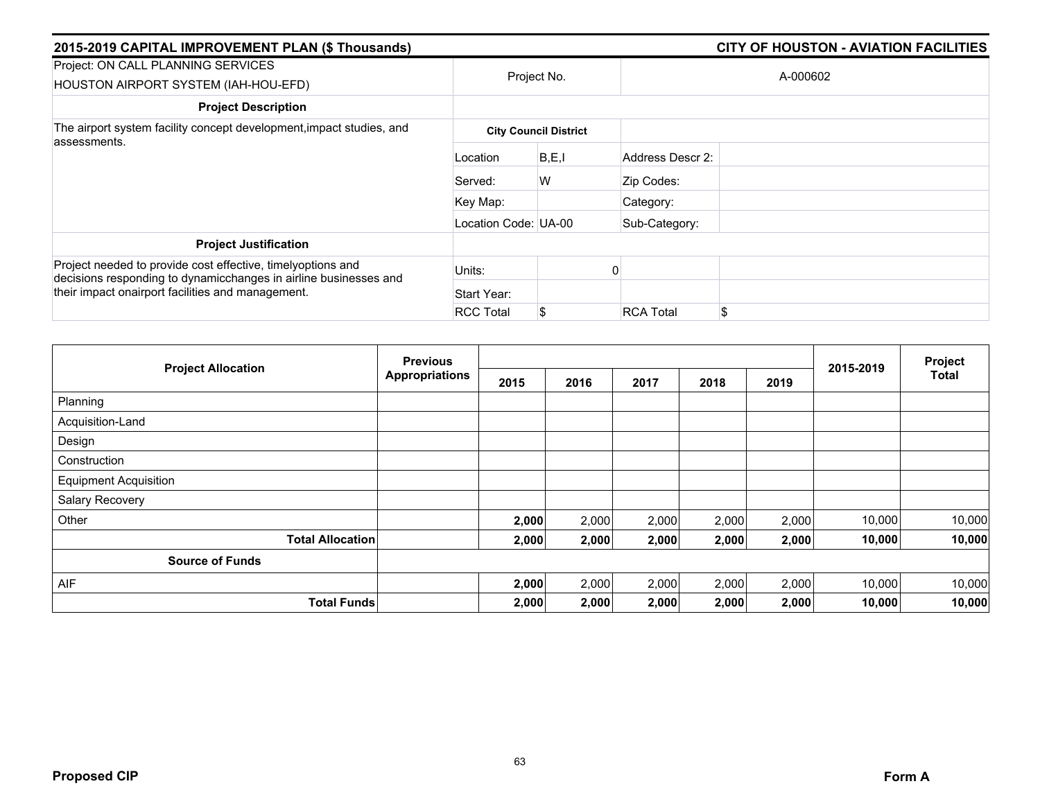## 2015-2019 CAPITAL IMPROVEMENT PLAN ($ Thousands) — CITY OF HOUSTON - AVIATION FACILITIES

| Project: ON CALL PLANNING SERVICES HOUSTON AIRPORT SYSTEM (IAH-HOU-EFD) | Project No. | | A-000602 | |
|---|---|---|---|---|
| **Project Description** | | | | |
| The airport system facility concept development,impact studies, and assessments. | **City Council District** | | | |
| | Location | B,E,I | Address Descr 2: | |
| | Served: | W | Zip Codes: | |
| | Key Map: | | Category: | |
| | Location Code: | UA-00 | Sub-Category: | |
| **Project Justification** | | | | |
| Project needed to provide cost effective, timelyoptions and decisions responding to dynamicchanges in airline businesses and their impact onairport facilities and management. | Units: | 0 | | |
| | Start Year: | | | |
| | RCC Total | $ | RCA Total | $ |

| Project Allocation | Previous Appropriations | 2015 | 2016 | 2017 | 2018 | 2019 | 2015-2019 | Project Total |
|---|---|---|---|---|---|---|---|---|
| Planning | | | | | | | | |
| Acquisition-Land | | | | | | | | |
| Design | | | | | | | | |
| Construction | | | | | | | | |
| Equipment Acquisition | | | | | | | | |
| Salary Recovery | | | | | | | | |
| Other | | **2,000** | 2,000 | 2,000 | 2,000 | 2,000 | 10,000 | 10,000 |
| **Total Allocation** | | **2,000** | **2,000** | **2,000** | **2,000** | **2,000** | **10,000** | **10,000** |
| **Source of Funds** | | | | | | | | |
| AIF | | **2,000** | 2,000 | 2,000 | 2,000 | 2,000 | 10,000 | 10,000 |
| **Total Funds** | | **2,000** | **2,000** | **2,000** | **2,000** | **2,000** | **10,000** | **10,000** |

**Proposed CIP** — **Form A**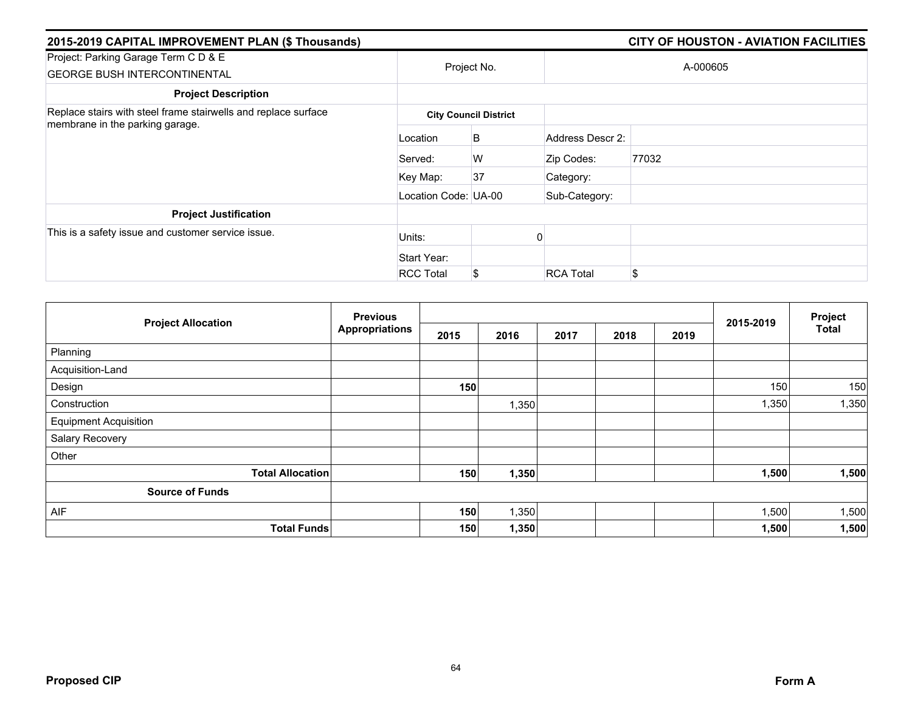## 2015-2019 CAPITAL IMPROVEMENT PLAN ($ Thousands)

## CITY OF HOUSTON - AVIATION FACILITIES

| Project: Parking Garage Term C D & E<br>GEORGE BUSH INTERCONTINENTAL | Project No. | | A-000605 | |
|---|---|---|---|---|
| **Project Description** | | | | |
| Replace stairs with steel frame stairwells and replace surface membrane in the parking garage. | **City Council District** | | | |
| | Location | B | Address Descr 2: | |
| | Served: | W | Zip Codes: | 77032 |
| | Key Map: | 37 | Category: | |
| | Location Code: | UA-00 | Sub-Category: | |
| **Project Justification** | | | | |
| This is a safety issue and customer service issue. | Units: | 0 | | |
| | Start Year: | | | |
| | RCC Total | $ | RCA Total | $ |

| Project Allocation | Previous Appropriations | 2015 | 2016 | 2017 | 2018 | 2019 | 2015-2019 | Project Total |
|---|---|---|---|---|---|---|---|---|
| Planning | | | | | | | | |
| Acquisition-Land | | | | | | | | |
| Design | | **150** | | | | | 150 | 150 |
| Construction | | | 1,350 | | | | 1,350 | 1,350 |
| Equipment Acquisition | | | | | | | | |
| Salary Recovery | | | | | | | | |
| Other | | | | | | | | |
| **Total Allocation** | | **150** | **1,350** | | | | **1,500** | **1,500** |
| **Source of Funds** | | | | | | | | |
| AIF | | **150** | 1,350 | | | | 1,500 | 1,500 |
| **Total Funds** | | **150** | **1,350** | | | | **1,500** | **1,500** |

**Proposed CIP** **Form A**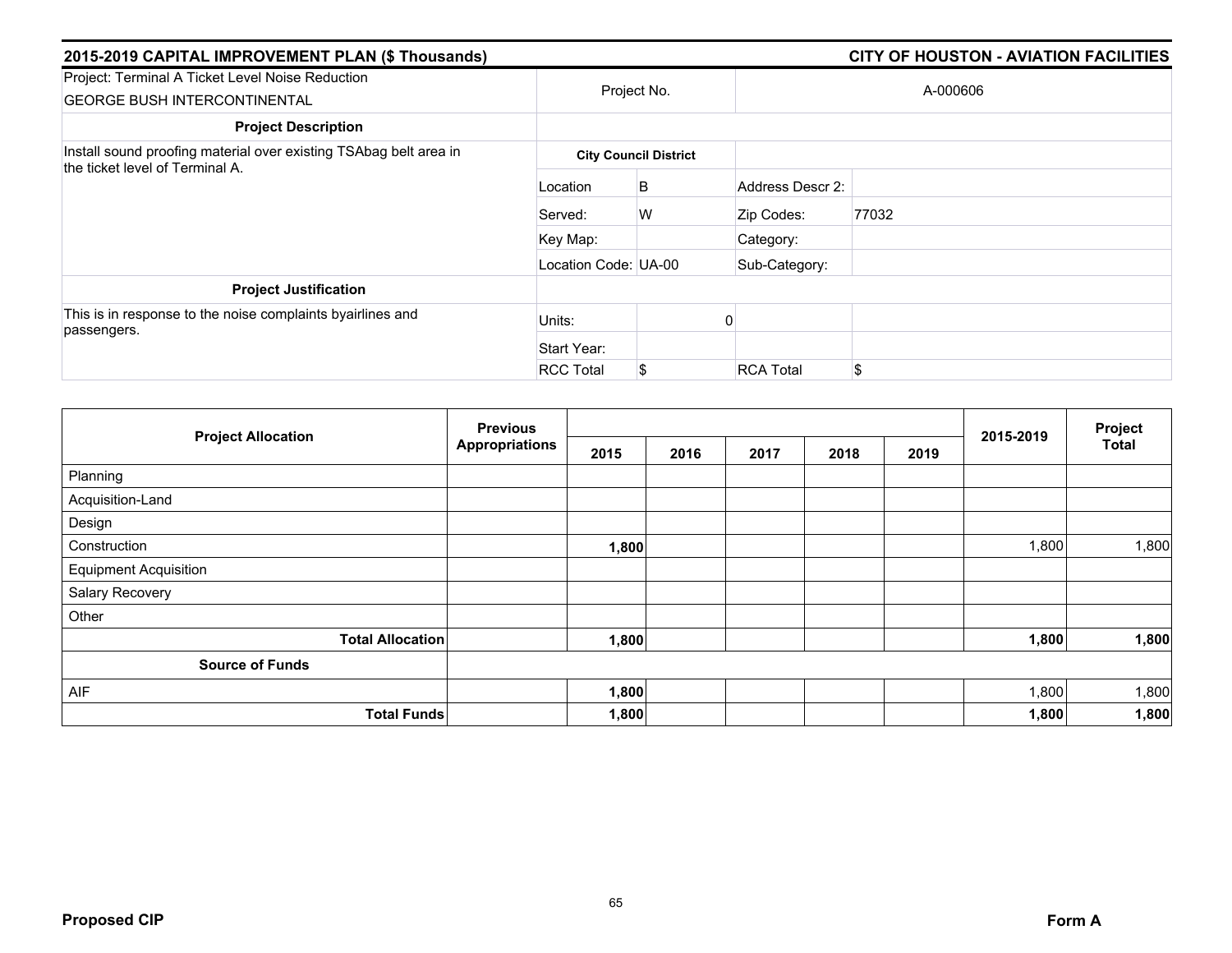## 2015-2019 CAPITAL IMPROVEMENT PLAN ($ Thousands)

## CITY OF HOUSTON - AVIATION FACILITIES

| Project: Terminal A Ticket Level Noise Reduction<br>GEORGE BUSH INTERCONTINENTAL | Project No. | | A-000606 | |
|---|---|---|---|---|
| **Project Description** | | | | |
| Install sound proofing material over existing TSAbag belt area in the ticket level of Terminal A. | **City Council District** | | | |
| | Location | B | Address Descr 2: | |
| | Served: | W | Zip Codes: | 77032 |
| | Key Map: | | Category: | |
| | Location Code: | UA-00 | Sub-Category: | |
| **Project Justification** | | | | |
| This is in response to the noise complaints byairlines and passengers. | Units: | 0 | | |
| | Start Year: | | | |
| | RCC Total | $ | RCA Total | $ |

| Project Allocation | Previous Appropriations | 2015 | 2016 | 2017 | 2018 | 2019 | 2015-2019 | Project Total |
|---|---|---|---|---|---|---|---|---|
| Planning | | | | | | | | |
| Acquisition-Land | | | | | | | | |
| Design | | | | | | | | |
| Construction | | **1,800** | | | | | 1,800 | 1,800 |
| Equipment Acquisition | | | | | | | | |
| Salary Recovery | | | | | | | | |
| Other | | | | | | | | |
| **Total Allocation** | | **1,800** | | | | | **1,800** | **1,800** |
| **Source of Funds** | | | | | | | | |
| AIF | | **1,800** | | | | | 1,800 | 1,800 |
| **Total Funds** | | **1,800** | | | | | **1,800** | **1,800** |

**Proposed CIP**

**Form A**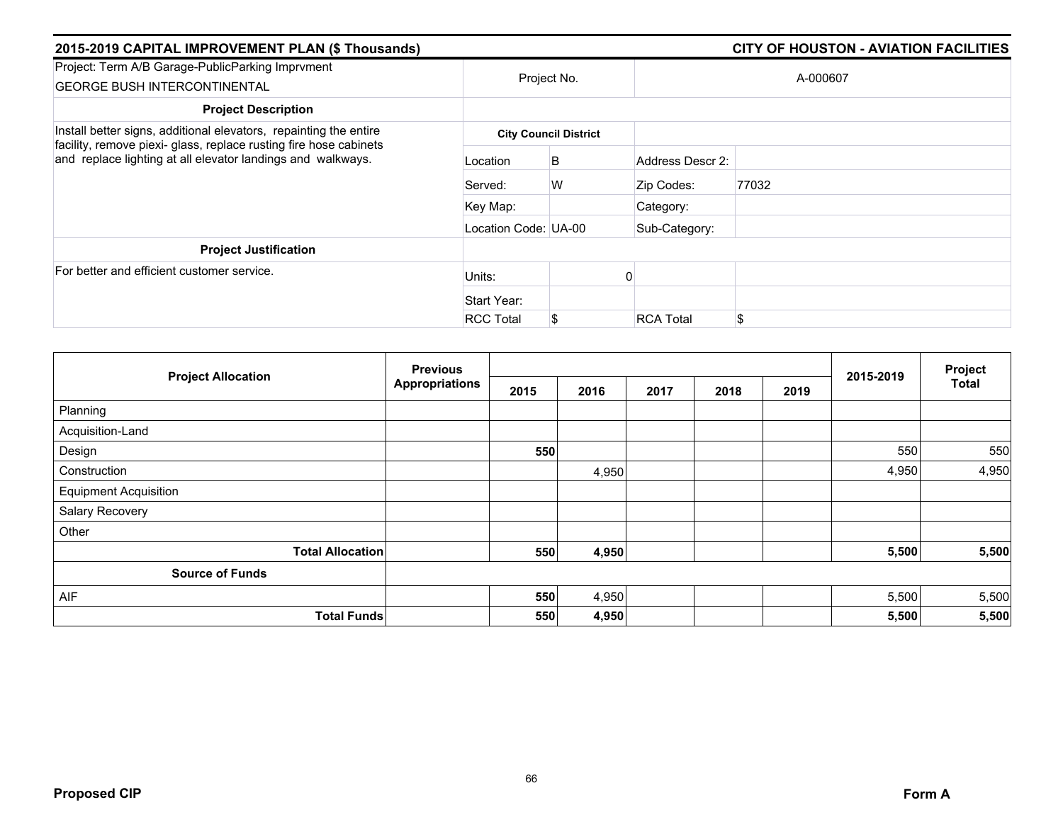## 2015-2019 CAPITAL IMPROVEMENT PLAN ($ Thousands)

## CITY OF HOUSTON - AVIATION FACILITIES

| Project: Term A/B Garage-PublicParking Imprvment GEORGE BUSH INTERCONTINENTAL | Project No. | | A-000607 | |
|---|---|---|---|---|
| **Project Description** | | | | |
| Install better signs, additional elevators, repainting the entire facility, remove piexi- glass, replace rusting fire hose cabinets and replace lighting at all elevator landings and walkways. | **City Council District** | | | |
| | Location | B | Address Descr 2: | |
| | Served: | W | Zip Codes: | 77032 |
| | Key Map: | | Category: | |
| | Location Code: UA-00 | | Sub-Category: | |
| **Project Justification** | | | | |
| For better and efficient customer service. | Units: | 0 | | |
| | Start Year: | | | |
| | RCC Total | $ | RCA Total | $ |

| Project Allocation | Previous Appropriations | 2015 | 2016 | 2017 | 2018 | 2019 | 2015-2019 | Project Total |
|---|---|---|---|---|---|---|---|---|
| Planning | | | | | | | | |
| Acquisition-Land | | | | | | | | |
| Design | | **550** | | | | | 550 | 550 |
| Construction | | | 4,950 | | | | 4,950 | 4,950 |
| Equipment Acquisition | | | | | | | | |
| Salary Recovery | | | | | | | | |
| Other | | | | | | | | |
| **Total Allocation** | | **550** | **4,950** | | | | **5,500** | **5,500** |
| **Source of Funds** | | | | | | | | |
| AIF | | **550** | 4,950 | | | | 5,500 | 5,500 |
| **Total Funds** | | **550** | **4,950** | | | | **5,500** | **5,500** |

**Proposed CIP** **Form A**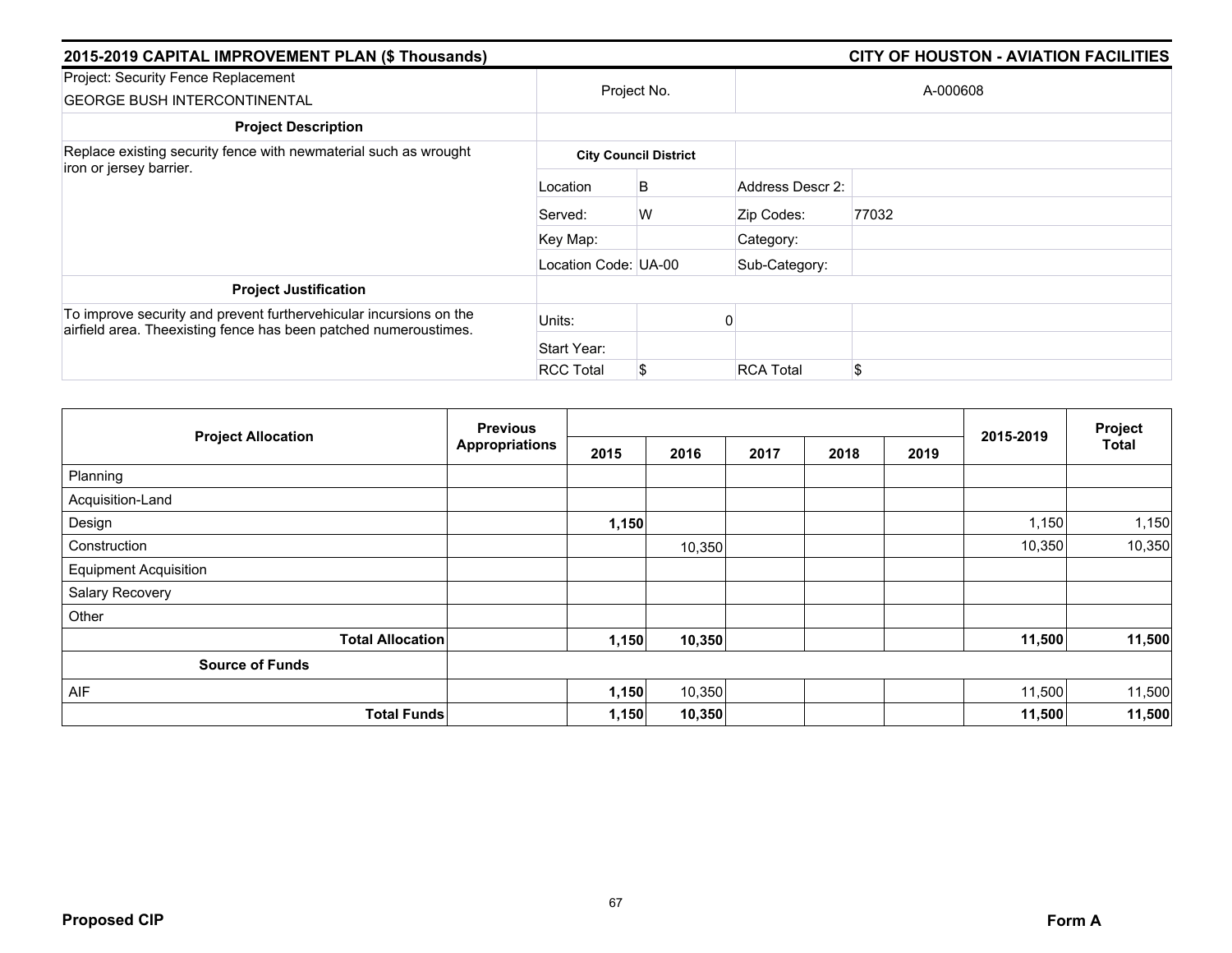## 2015-2019 CAPITAL IMPROVEMENT PLAN ($ Thousands) — CITY OF HOUSTON - AVIATION FACILITIES

| Project: Security Fence Replacement<br>GEORGE BUSH INTERCONTINENTAL | Project No. | | A-000608 | |
|---|---|---|---|---|
| **Project Description** | | | | |
| Replace existing security fence with newmaterial such as wrought iron or jersey barrier. | **City Council District** | | | |
| | Location | B | Address Descr 2: | |
| | Served: | W | Zip Codes: | 77032 |
| | Key Map: | | Category: | |
| | Location Code: | UA-00 | Sub-Category: | |
| **Project Justification** | | | | |
| To improve security and prevent furthervehicular incursions on the airfield area. Theexisting fence has been patched numeroustimes. | Units: | 0 | | |
| | Start Year: | | | |
| | RCC Total | $ | RCA Total | $ |

| Project Allocation | Previous Appropriations | 2015 | 2016 | 2017 | 2018 | 2019 | 2015-2019 | Project Total |
|---|---|---|---|---|---|---|---|---|
| Planning | | | | | | | | |
| Acquisition-Land | | | | | | | | |
| Design | | **1,150** | | | | | 1,150 | 1,150 |
| Construction | | | 10,350 | | | | 10,350 | 10,350 |
| Equipment Acquisition | | | | | | | | |
| Salary Recovery | | | | | | | | |
| Other | | | | | | | | |
| **Total Allocation** | | **1,150** | **10,350** | | | | **11,500** | **11,500** |
| **Source of Funds** | | | | | | | | |
| AIF | | **1,150** | 10,350 | | | | 11,500 | 11,500 |
| **Total Funds** | | **1,150** | **10,350** | | | | **11,500** | **11,500** |

**Proposed CIP** — **Form A**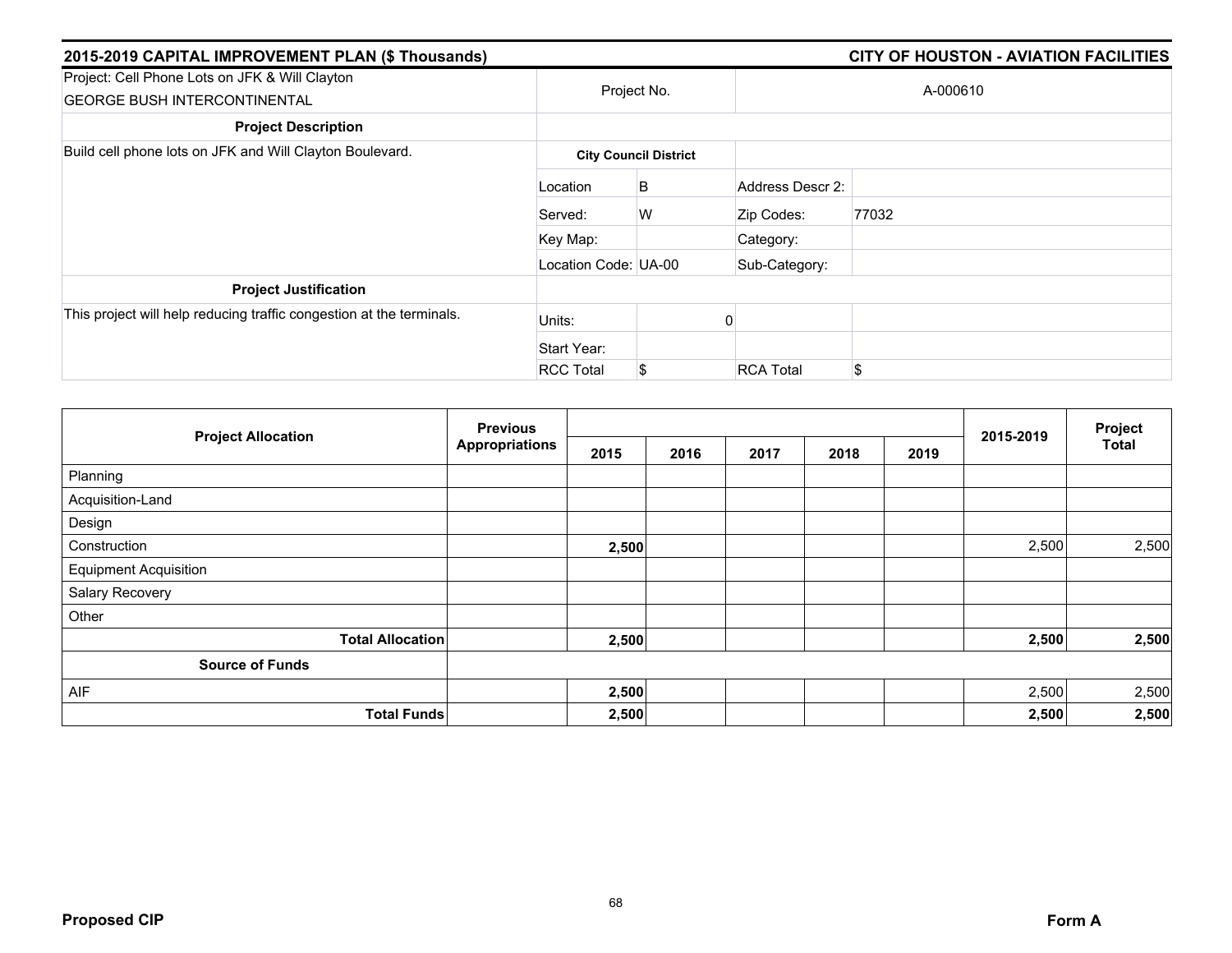## 2015-2019 CAPITAL IMPROVEMENT PLAN ($ Thousands)

## CITY OF HOUSTON - AVIATION FACILITIES

| Project: Cell Phone Lots on JFK & Will Clayton<br>GEORGE BUSH INTERCONTINENTAL | Project No. | | A-000610 | |
|---|---|---|---|---|
| **Project Description** | | | | |
| Build cell phone lots on JFK and Will Clayton Boulevard. | **City Council District** | | | |
| | Location | B | Address Descr 2: | |
| | Served: | W | Zip Codes: | 77032 |
| | Key Map: | | Category: | |
| | Location Code: | UA-00 | Sub-Category: | |
| **Project Justification** | | | | |
| This project will help reducing traffic congestion at the terminals. | Units: | 0 | | |
| | Start Year: | | | |
| | RCC Total | $ | RCA Total | $ |

| Project Allocation | Previous Appropriations | 2015 | 2016 | 2017 | 2018 | 2019 | 2015-2019 | Project Total |
|---|---|---|---|---|---|---|---|---|
| Planning | | | | | | | | |
| Acquisition-Land | | | | | | | | |
| Design | | | | | | | | |
| Construction | | **2,500** | | | | | 2,500 | 2,500 |
| Equipment Acquisition | | | | | | | | |
| Salary Recovery | | | | | | | | |
| Other | | | | | | | | |
| **Total Allocation** | | **2,500** | | | | | **2,500** | **2,500** |
| **Source of Funds** | | | | | | | | |
| AIF | | **2,500** | | | | | 2,500 | 2,500 |
| **Total Funds** | | **2,500** | | | | | **2,500** | **2,500** |

**Proposed CIP** **Form A**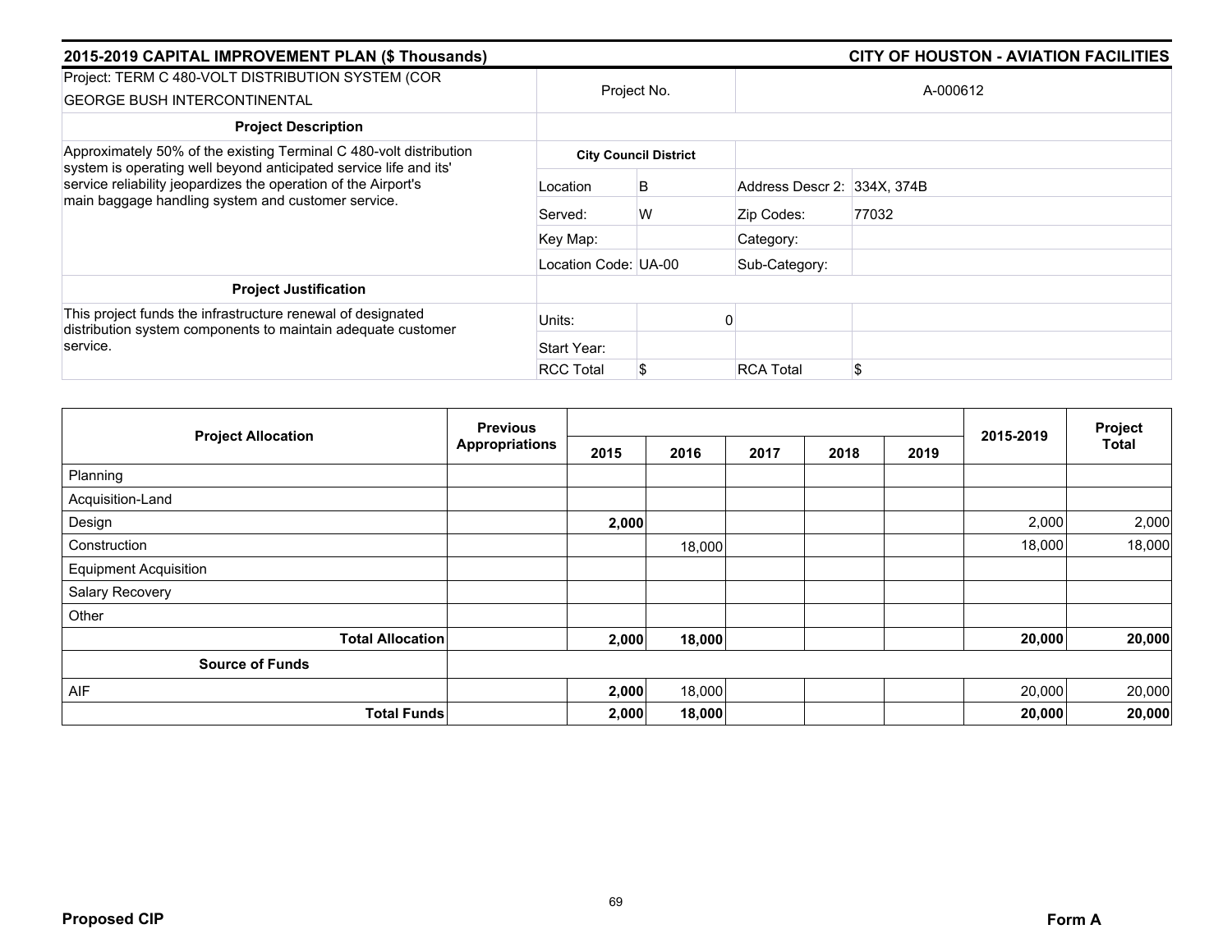## 2015-2019 CAPITAL IMPROVEMENT PLAN ($ Thousands) — CITY OF HOUSTON - AVIATION FACILITIES

| Project: TERM C 480-VOLT DISTRIBUTION SYSTEM (COR GEORGE BUSH INTERCONTINENTAL | Project No. | | A-000612 | |
|---|---|---|---|---|
| **Project Description** | | | | |
| Approximately 50% of the existing Terminal C 480-volt distribution system is operating well beyond anticipated service life and its' service reliability jeopardizes the operation of the Airport's main baggage handling system and customer service. | **City Council District** | | | |
| | Location | B | Address Descr 2: | 334X, 374B |
| | Served: | W | Zip Codes: | 77032 |
| | Key Map: | | Category: | |
| | Location Code: | UA-00 | Sub-Category: | |
| **Project Justification** | | | | |
| This project funds the infrastructure renewal of designated distribution system components to maintain adequate customer service. | Units: | 0 | | |
| | Start Year: | | | |
| | RCC Total | $ | RCA Total | $ |

| Project Allocation | Previous Appropriations | 2015 | 2016 | 2017 | 2018 | 2019 | 2015-2019 | Project Total |
|---|---|---|---|---|---|---|---|---|
| Planning | | | | | | | | |
| Acquisition-Land | | | | | | | | |
| Design | | **2,000** | | | | | 2,000 | 2,000 |
| Construction | | | 18,000 | | | | 18,000 | 18,000 |
| Equipment Acquisition | | | | | | | | |
| Salary Recovery | | | | | | | | |
| Other | | | | | | | | |
| **Total Allocation** | | **2,000** | **18,000** | | | | **20,000** | **20,000** |
| **Source of Funds** | | | | | | | | |
| AIF | | **2,000** | 18,000 | | | | 20,000 | 20,000 |
| **Total Funds** | | **2,000** | **18,000** | | | | **20,000** | **20,000** |

**Proposed CIP** — **Form A**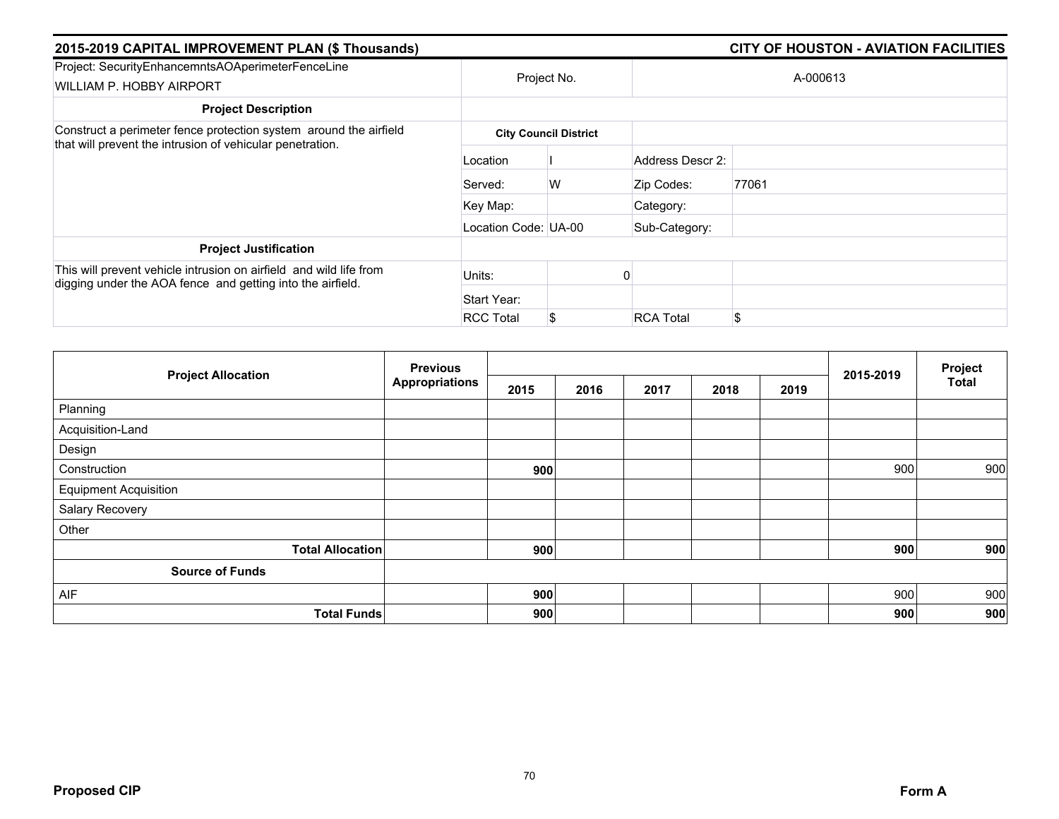## 2015-2019 CAPITAL IMPROVEMENT PLAN ($ Thousands)

## CITY OF HOUSTON - AVIATION FACILITIES

| Project: SecurityEnhancemntsAOAperimeterFenceLine<br>WILLIAM P. HOBBY AIRPORT | Project No. | | A-000613 | |
|---|---|---|---|---|
| **Project Description** | | | | |
| Construct a perimeter fence protection system around the airfield that will prevent the intrusion of vehicular penetration. | **City Council District** | | | |
| | Location | I | Address Descr 2: | |
| | Served: | W | Zip Codes: | 77061 |
| | Key Map: | | Category: | |
| | Location Code: | UA-00 | Sub-Category: | |
| **Project Justification** | | | | |
| This will prevent vehicle intrusion on airfield and wild life from digging under the AOA fence and getting into the airfield. | Units: | 0 | | |
| | Start Year: | | | |
| | RCC Total | $ | RCA Total | $ |

| Project Allocation | Previous Appropriations | 2015 | 2016 | 2017 | 2018 | 2019 | 2015-2019 | Project Total |
|---|---|---|---|---|---|---|---|---|
| Planning | | | | | | | | |
| Acquisition-Land | | | | | | | | |
| Design | | | | | | | | |
| Construction | | 900 | | | | | 900 | 900 |
| Equipment Acquisition | | | | | | | | |
| Salary Recovery | | | | | | | | |
| Other | | | | | | | | |
| **Total Allocation** | | **900** | | | | | **900** | **900** |
| **Source of Funds** | | | | | | | | |
| AIF | | 900 | | | | | 900 | 900 |
| **Total Funds** | | **900** | | | | | **900** | **900** |

**Proposed CIP** **Form A**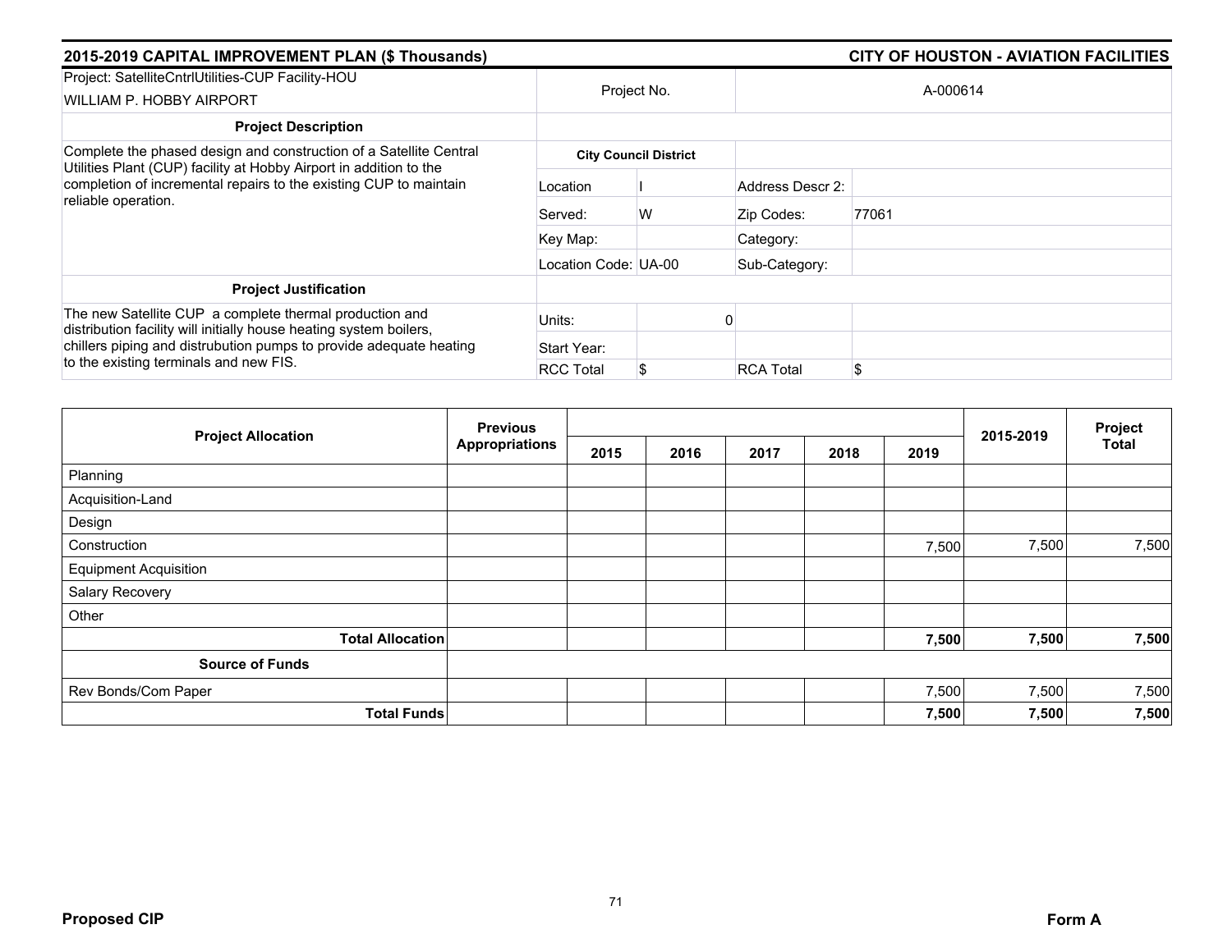## 2015-2019 CAPITAL IMPROVEMENT PLAN ($ Thousands) — CITY OF HOUSTON - AVIATION FACILITIES

| Project: SatelliteCntrlUtilities-CUP Facility-HOU<br>WILLIAM P. HOBBY AIRPORT | Project No. | | A-000614 | |
|---|---|---|---|---|
| **Project Description** | | | | |
| Complete the phased design and construction of a Satellite Central Utilities Plant (CUP) facility at Hobby Airport in addition to the completion of incremental repairs to the existing CUP to maintain reliable operation. | **City Council District** | | | |
| | Location | I | Address Descr 2: | |
| | Served: | W | Zip Codes: | 77061 |
| | Key Map: | | Category: | |
| | Location Code: | UA-00 | Sub-Category: | |
| **Project Justification** | | | | |
| The new Satellite CUP a complete thermal production and distribution facility will initially house heating system boilers, chillers piping and distrubution pumps to provide adequate heating to the existing terminals and new FIS. | Units: | 0 | | |
| | Start Year: | | | |
| | RCC Total | $ | RCA Total | $ |

| Project Allocation | Previous Appropriations | 2015 | 2016 | 2017 | 2018 | 2019 | 2015-2019 | Project Total |
|---|---|---|---|---|---|---|---|---|
| Planning | | | | | | | | |
| Acquisition-Land | | | | | | | | |
| Design | | | | | | | | |
| Construction | | | | | | 7,500 | 7,500 | 7,500 |
| Equipment Acquisition | | | | | | | | |
| Salary Recovery | | | | | | | | |
| Other | | | | | | | | |
| **Total Allocation** | | | | | | **7,500** | **7,500** | **7,500** |
| **Source of Funds** | | | | | | | | |
| Rev Bonds/Com Paper | | | | | | 7,500 | 7,500 | 7,500 |
| **Total Funds** | | | | | | **7,500** | **7,500** | **7,500** |

**Proposed CIP** — **Form A**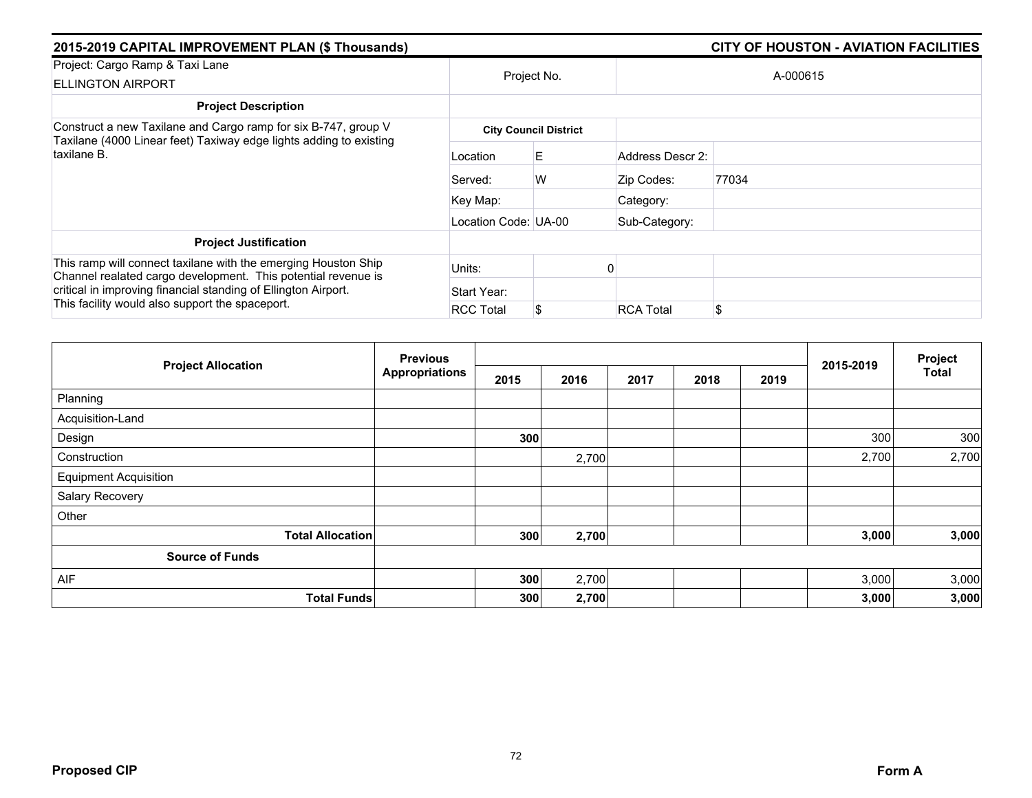## 2015-2019 CAPITAL IMPROVEMENT PLAN ($ Thousands) — CITY OF HOUSTON - AVIATION FACILITIES

| Project: Cargo Ramp & Taxi Lane<br>ELLINGTON AIRPORT | Project No. | | A-000615 | |
|---|---|---|---|---|
| **Project Description** | | | | |
| Construct a new Taxilane and Cargo ramp for six B-747, group V Taxilane (4000 Linear feet) Taxiway edge lights adding to existing taxilane B. | **City Council District** | | | |
| | Location | E | Address Descr 2: | |
| | Served: | W | Zip Codes: | 77034 |
| | Key Map: | | Category: | |
| | Location Code: | UA-00 | Sub-Category: | |
| **Project Justification** | | | | |
| This ramp will connect taxilane with the emerging Houston Ship Channel realated cargo development. This potential revenue is critical in improving financial standing of Ellington Airport. This facility would also support the spaceport. | Units: | 0 | | |
| | Start Year: | | | |
| | RCC Total | $ | RCA Total | $ |

| Project Allocation | Previous Appropriations | 2015 | 2016 | 2017 | 2018 | 2019 | 2015-2019 | Project Total |
|---|---|---|---|---|---|---|---|---|
| Planning | | | | | | | | |
| Acquisition-Land | | | | | | | | |
| Design | | **300** | | | | | 300 | 300 |
| Construction | | | 2,700 | | | | 2,700 | 2,700 |
| Equipment Acquisition | | | | | | | | |
| Salary Recovery | | | | | | | | |
| Other | | | | | | | | |
| **Total Allocation** | | **300** | **2,700** | | | | **3,000** | **3,000** |
| **Source of Funds** | | | | | | | | |
| AIF | | **300** | 2,700 | | | | 3,000 | 3,000 |
| **Total Funds** | | **300** | **2,700** | | | | **3,000** | **3,000** |

**Proposed CIP** **Form A**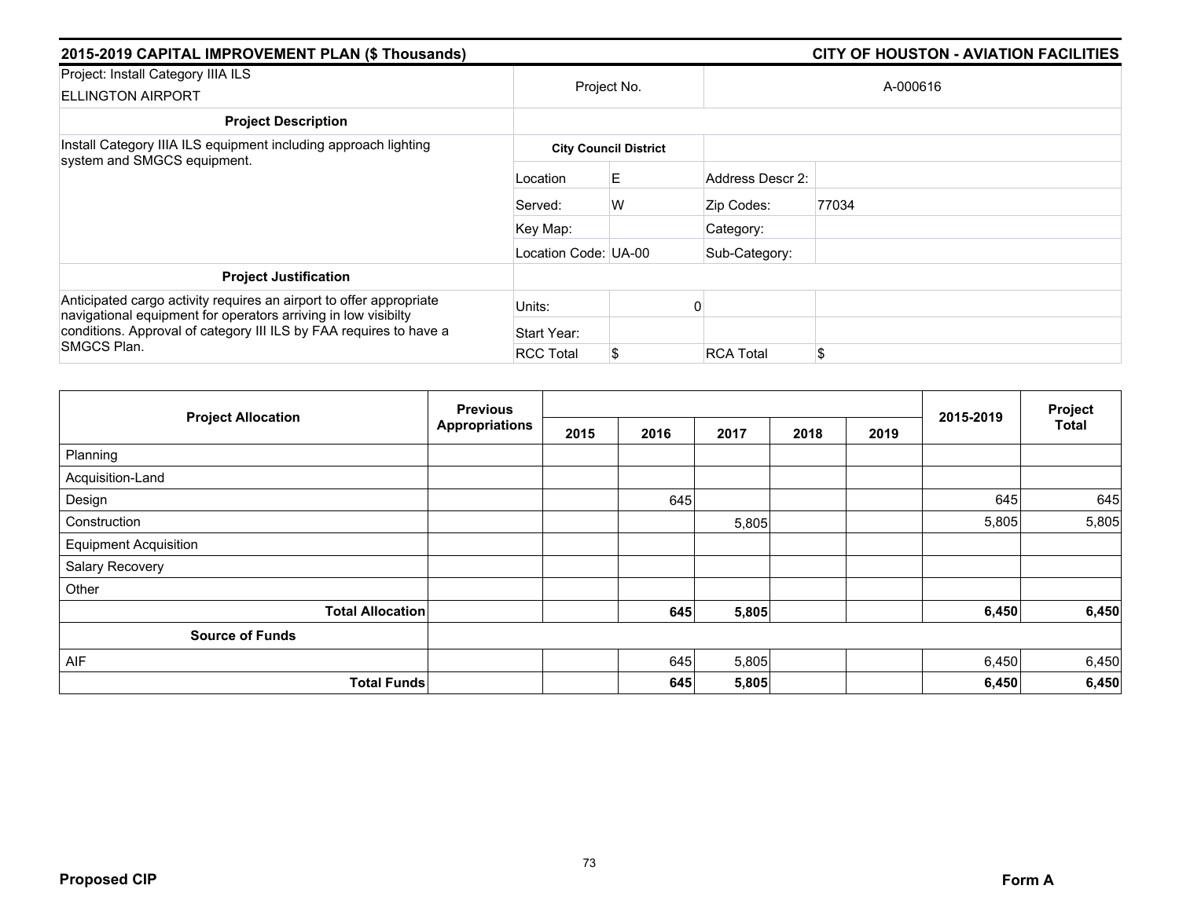## 2015-2019 CAPITAL IMPROVEMENT PLAN ($ Thousands) — CITY OF HOUSTON - AVIATION FACILITIES

| Project: Install Category IIIA ILS<br>ELLINGTON AIRPORT | Project No. | | A-000616 | |
|---|---|---|---|---|
| **Project Description** | | | | |
| Install Category IIIA ILS equipment including approach lighting system and SMGCS equipment. | **City Council District** | | | |
| | Location | E | Address Descr 2: | |
| | Served: | W | Zip Codes: | 77034 |
| | Key Map: | | Category: | |
| | Location Code: | UA-00 | Sub-Category: | |
| **Project Justification** | | | | |
| Anticipated cargo activity requires an airport to offer appropriate navigational equipment for operators arriving in low visibilty conditions. Approval of category III ILS by FAA requires to have a SMGCS Plan. | Units: | 0 | | |
| | Start Year: | | | |
| | RCC Total | $ | RCA Total | $ |

| Project Allocation | Previous Appropriations | 2015 | 2016 | 2017 | 2018 | 2019 | 2015-2019 | Project Total |
|---|---|---|---|---|---|---|---|---|
| Planning | | | | | | | | |
| Acquisition-Land | | | | | | | | |
| Design | | | 645 | | | | 645 | 645 |
| Construction | | | | 5,805 | | | 5,805 | 5,805 |
| Equipment Acquisition | | | | | | | | |
| Salary Recovery | | | | | | | | |
| Other | | | | | | | | |
| **Total Allocation** | | | **645** | **5,805** | | | **6,450** | **6,450** |
| **Source of Funds** | | | | | | | | |
| AIF | | | 645 | 5,805 | | | 6,450 | 6,450 |
| **Total Funds** | | | **645** | **5,805** | | | **6,450** | **6,450** |

**Proposed CIP** **Form A**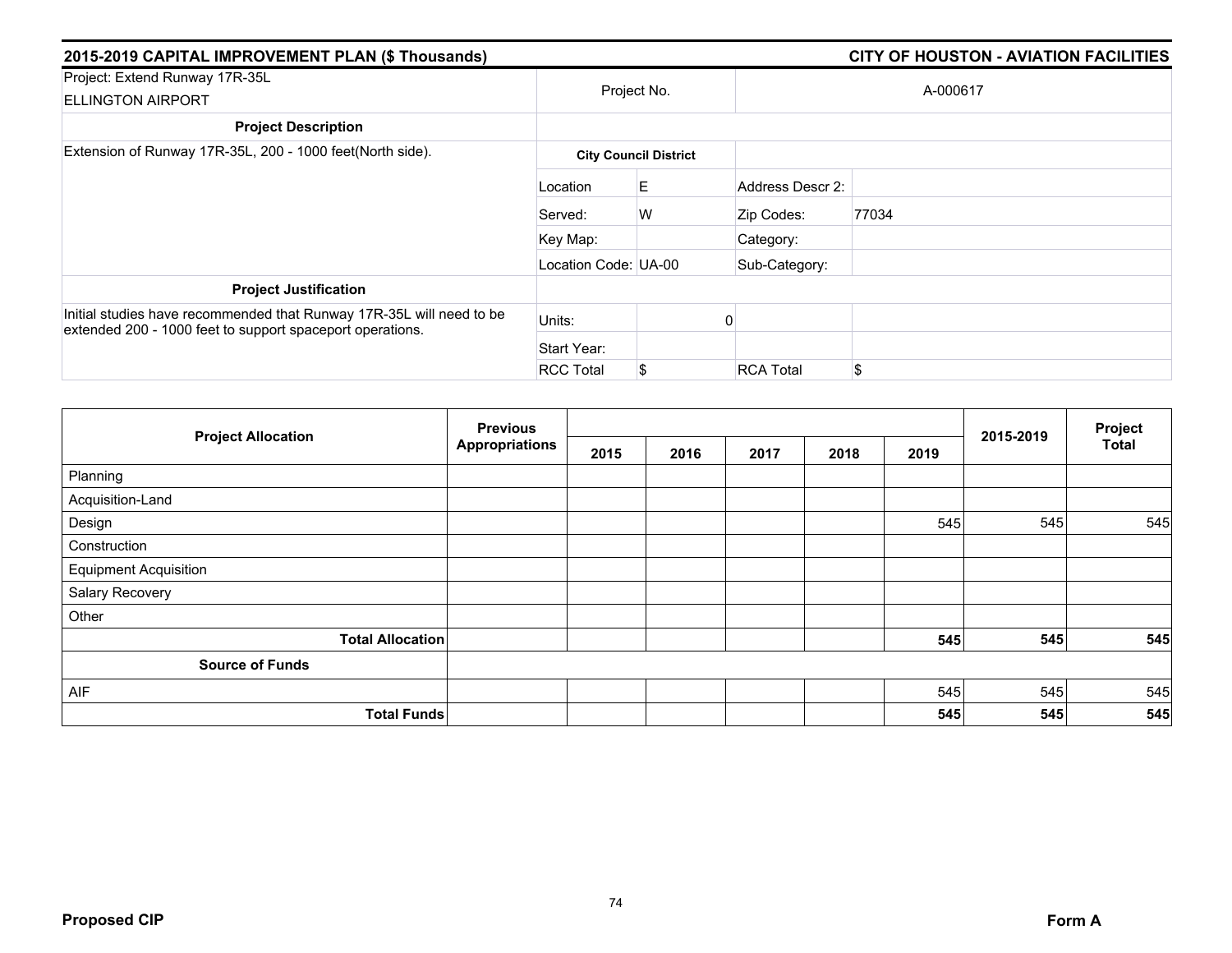## 2015-2019 CAPITAL IMPROVEMENT PLAN ($ Thousands) — CITY OF HOUSTON - AVIATION FACILITIES

| Project: Extend Runway 17R-35L<br>ELLINGTON AIRPORT | Project No. | | A-000617 | |
|---|---|---|---|---|
| **Project Description** | | | | |
| Extension of Runway 17R-35L, 200 - 1000 feet(North side). | **City Council District** | | | |
| | Location | E | Address Descr 2: | |
| | Served: | W | Zip Codes: | 77034 |
| | Key Map: | | Category: | |
| | Location Code: UA-00 | | Sub-Category: | |
| **Project Justification** | | | | |
| Initial studies have recommended that Runway 17R-35L will need to be extended 200 - 1000 feet to support spaceport operations. | Units: | 0 | | |
| | Start Year: | | | |
| | RCC Total | $ | RCA Total | $ |

| Project Allocation | Previous Appropriations | 2015 | 2016 | 2017 | 2018 | 2019 | 2015-2019 | Project Total |
|---|---|---|---|---|---|---|---|---|
| Planning | | | | | | | | |
| Acquisition-Land | | | | | | | | |
| Design | | | | | | 545 | 545 | 545 |
| Construction | | | | | | | | |
| Equipment Acquisition | | | | | | | | |
| Salary Recovery | | | | | | | | |
| Other | | | | | | | | |
| **Total Allocation** | | | | | | **545** | **545** | **545** |
| **Source of Funds** | | | | | | | | |
| AIF | | | | | | 545 | 545 | 545 |
| **Total Funds** | | | | | | **545** | **545** | **545** |

**Proposed CIP** **Form A**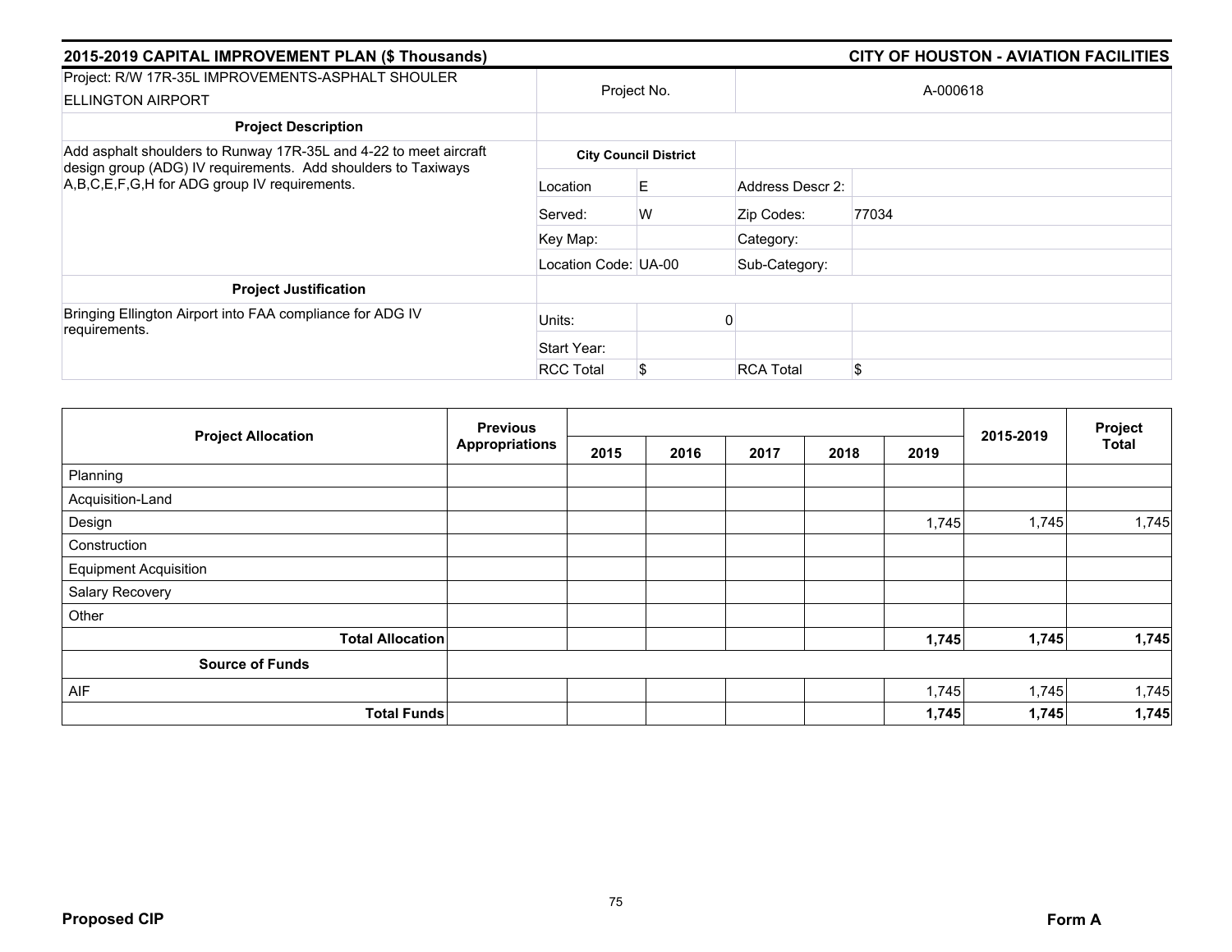**2015-2019 CAPITAL IMPROVEMENT PLAN ($ Thousands)** | **CITY OF HOUSTON - AVIATION FACILITIES**

| Project: R/W 17R-35L IMPROVEMENTS-ASPHALT SHOULER ELLINGTON AIRPORT | Project No. | | A-000618 | |
|---|---|---|---|---|
| **Project Description** | | | | |
| Add asphalt shoulders to Runway 17R-35L and 4-22 to meet aircraft design group (ADG) IV requirements. Add shoulders to Taxiways A,B,C,E,F,G,H for ADG group IV requirements. | **City Council District** | | | |
| | Location | E | Address Descr 2: | |
| | Served: | W | Zip Codes: | 77034 |
| | Key Map: | | Category: | |
| | Location Code: | UA-00 | Sub-Category: | |
| **Project Justification** | | | | |
| Bringing Ellington Airport into FAA compliance for ADG IV requirements. | Units: | 0 | | |
| | Start Year: | | | |
| | RCC Total | $ | RCA Total | $ |

| Project Allocation | Previous Appropriations | 2015 | 2016 | 2017 | 2018 | 2019 | 2015-2019 | Project Total |
|---|---|---|---|---|---|---|---|---|
| Planning | | | | | | | | |
| Acquisition-Land | | | | | | | | |
| Design | | | | | | 1,745 | 1,745 | 1,745 |
| Construction | | | | | | | | |
| Equipment Acquisition | | | | | | | | |
| Salary Recovery | | | | | | | | |
| Other | | | | | | | | |
| **Total Allocation** | | | | | | **1,745** | **1,745** | **1,745** |
| **Source of Funds** | | | | | | | | |
| AIF | | | | | | 1,745 | 1,745 | 1,745 |
| **Total Funds** | | | | | | **1,745** | **1,745** | **1,745** |

**Proposed CIP** | **Form A**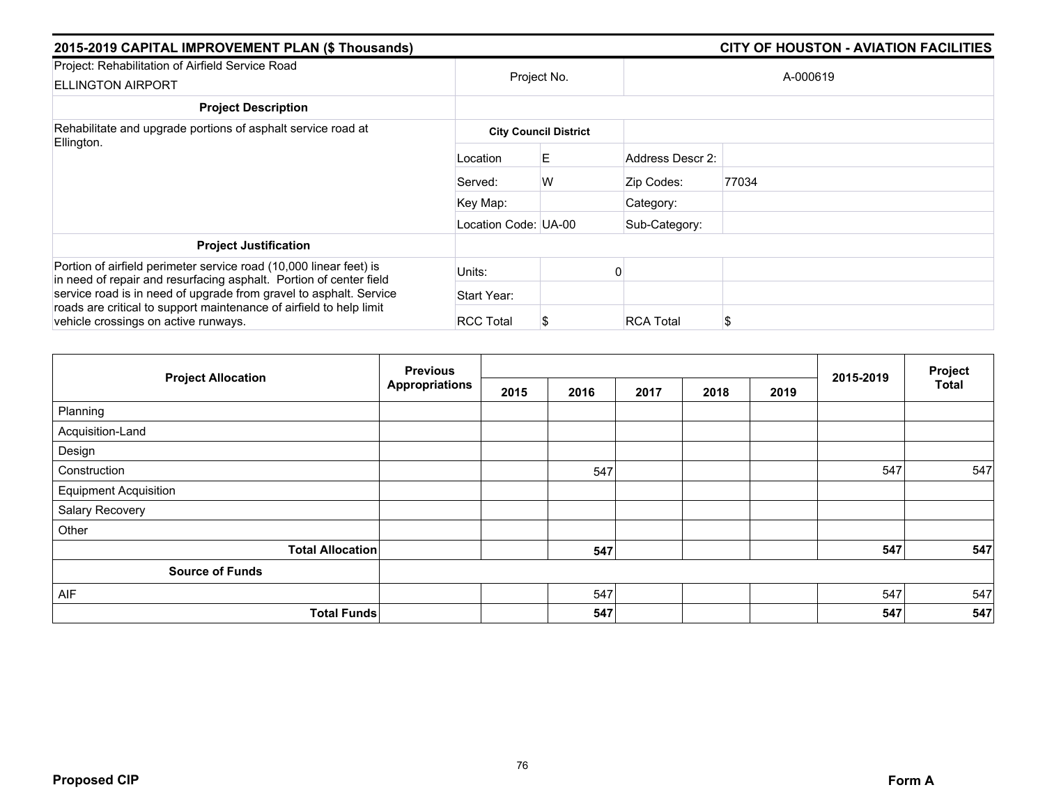## 2015-2019 CAPITAL IMPROVEMENT PLAN ($ Thousands) — CITY OF HOUSTON - AVIATION FACILITIES

| Project: Rehabilitation of Airfield Service Road<br>ELLINGTON AIRPORT | Project No. | | A-000619 | |
|---|---|---|---|---|
| **Project Description** | | | | |
| Rehabilitate and upgrade portions of asphalt service road at Ellington. | **City Council District** | | | |
| | Location | E | Address Descr 2: | |
| | Served: | W | Zip Codes: | 77034 |
| | Key Map: | | Category: | |
| | Location Code: | UA-00 | Sub-Category: | |
| **Project Justification** | | | | |
| Portion of airfield perimeter service road (10,000 linear feet) is in need of repair and resurfacing asphalt. Portion of center field service road is in need of upgrade from gravel to asphalt. Service roads are critical to support maintenance of airfield to help limit vehicle crossings on active runways. | Units: | 0 | | |
| | Start Year: | | | |
| | RCC Total | $ | RCA Total | $ |

| Project Allocation | Previous Appropriations | 2015 | 2016 | 2017 | 2018 | 2019 | 2015-2019 | Project Total |
|---|---|---|---|---|---|---|---|---|
| Planning | | | | | | | | |
| Acquisition-Land | | | | | | | | |
| Design | | | | | | | | |
| Construction | | | 547 | | | | 547 | 547 |
| Equipment Acquisition | | | | | | | | |
| Salary Recovery | | | | | | | | |
| Other | | | | | | | | |
| **Total Allocation** | | | **547** | | | | **547** | **547** |
| **Source of Funds** | | | | | | | | |
| AIF | | | 547 | | | | 547 | 547 |
| **Total Funds** | | | **547** | | | | **547** | **547** |

**Proposed CIP** — **Form A**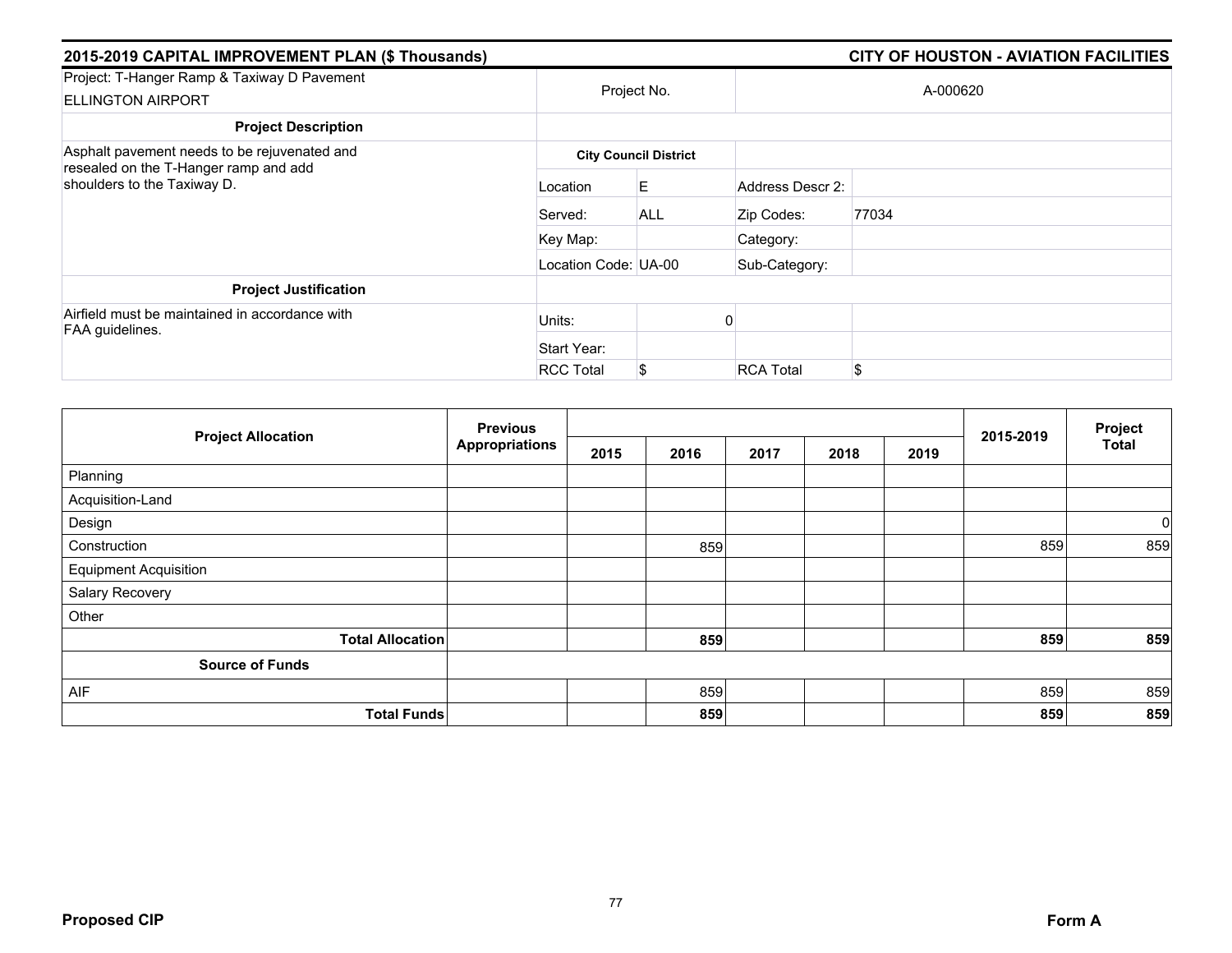## 2015-2019 CAPITAL IMPROVEMENT PLAN ($ Thousands) — CITY OF HOUSTON - AVIATION FACILITIES

| Project: T-Hanger Ramp & Taxiway D Pavement<br>ELLINGTON AIRPORT | Project No. | A-000620 |
|---|---|---|

| Project Description | City Council District | | | |
|---|---|---|---|---|
| Asphalt pavement needs to be rejuvenated and resealed on the T-Hanger ramp and add shoulders to the Taxiway D. | Location | E | Address Descr 2: | |
| | Served: | ALL | Zip Codes: | 77034 |
| | Key Map: | | Category: | |
| | Location Code: | UA-00 | Sub-Category: | |

| Project Justification | | | | |
|---|---|---|---|---|
| Airfield must be maintained in accordance with FAA guidelines. | Units: | 0 | | |
| | Start Year: | | | |
| | RCC Total | $ | RCA Total | $ |

| Project Allocation | Previous Appropriations | 2015 | 2016 | 2017 | 2018 | 2019 | 2015-2019 | Project Total |
|---|---|---|---|---|---|---|---|---|
| Planning | | | | | | | | |
| Acquisition-Land | | | | | | | | |
| Design | | | | | | | | 0 |
| Construction | | | 859 | | | | 859 | 859 |
| Equipment Acquisition | | | | | | | | |
| Salary Recovery | | | | | | | | |
| Other | | | | | | | | |
| **Total Allocation** | | | **859** | | | | **859** | **859** |
| **Source of Funds** | | | | | | | | |
| AIF | | | 859 | | | | 859 | 859 |
| **Total Funds** | | | **859** | | | | **859** | **859** |

**Proposed CIP** — **Form A**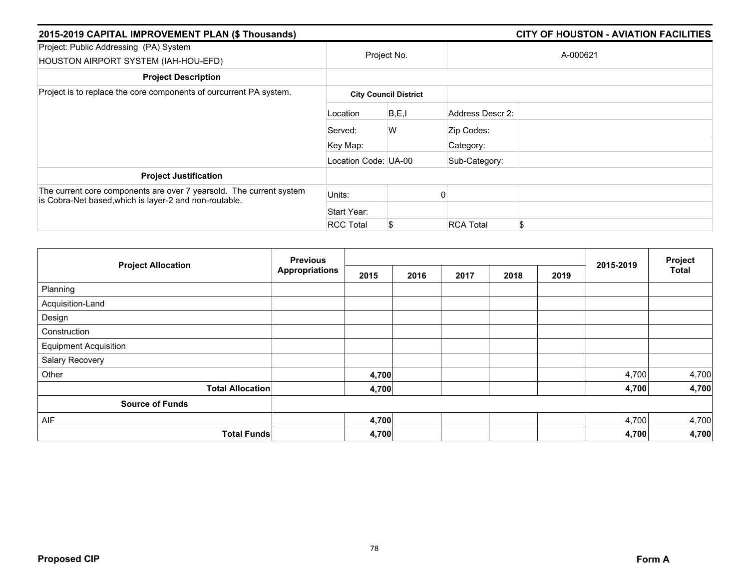## 2015-2019 CAPITAL IMPROVEMENT PLAN ($ Thousands) — CITY OF HOUSTON - AVIATION FACILITIES

| Project: Public Addressing (PA) System<br>HOUSTON AIRPORT SYSTEM (IAH-HOU-EFD) | Project No. | | A-000621 | |
|---|---|---|---|---|
| **Project Description** | | | | |
| Project is to replace the core components of ourcurrent PA system. | **City Council District** | | | |
| | Location | B,E,I | Address Descr 2: | |
| | Served: | W | Zip Codes: | |
| | Key Map: | | Category: | |
| | Location Code: | UA-00 | Sub-Category: | |
| **Project Justification** | | | | |
| The current core components are over 7 yearsold. The current system is Cobra-Net based,which is layer-2 and non-routable. | Units: | 0 | | |
| | Start Year: | | | |
| | RCC Total | $ | RCA Total | $ |

| Project Allocation | Previous Appropriations | 2015 | 2016 | 2017 | 2018 | 2019 | 2015-2019 | Project Total |
|---|---|---|---|---|---|---|---|---|
| Planning | | | | | | | | |
| Acquisition-Land | | | | | | | | |
| Design | | | | | | | | |
| Construction | | | | | | | | |
| Equipment Acquisition | | | | | | | | |
| Salary Recovery | | | | | | | | |
| Other | | **4,700** | | | | | 4,700 | 4,700 |
| **Total Allocation** | | **4,700** | | | | | **4,700** | **4,700** |
| **Source of Funds** | | | | | | | | |
| AIF | | **4,700** | | | | | 4,700 | 4,700 |
| **Total Funds** | | **4,700** | | | | | **4,700** | **4,700** |

**Proposed CIP** — **Form A**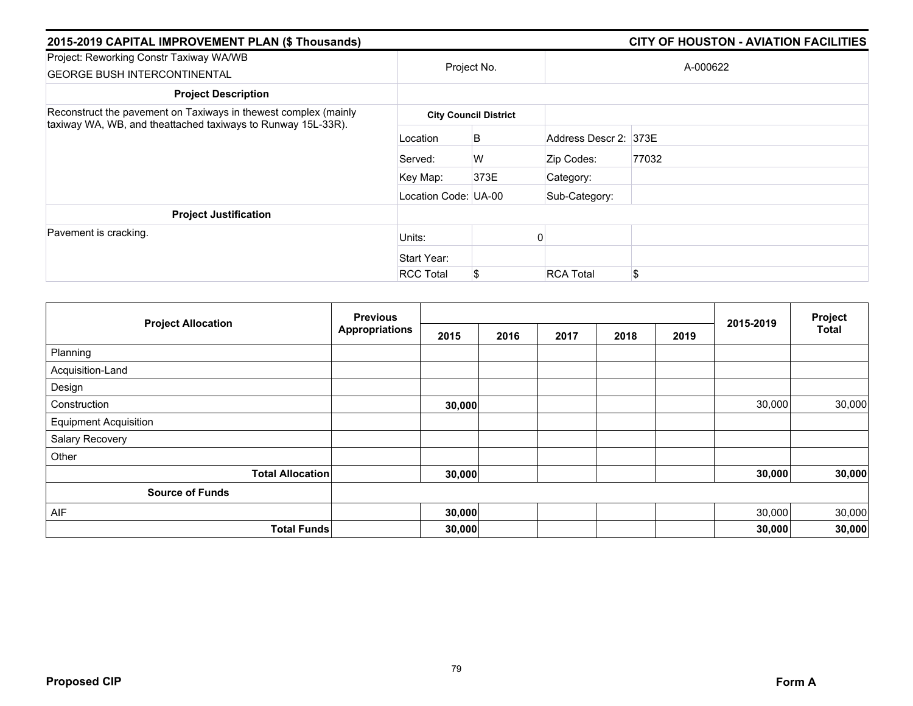## 2015-2019 CAPITAL IMPROVEMENT PLAN ($ Thousands)

## CITY OF HOUSTON - AVIATION FACILITIES

| Project: Reworking Constr Taxiway WA/WB<br>GEORGE BUSH INTERCONTINENTAL | Project No. | | A-000622 | |
|---|---|---|---|---|
| **Project Description** | | | | |
| Reconstruct the pavement on Taxiways in thewest complex (mainly taxiway WA, WB, and theattached taxiways to Runway 15L-33R). | **City Council District** | | | |
| | Location | B | Address Descr 2: | 373E |
| | Served: | W | Zip Codes: | 77032 |
| | Key Map: | 373E | Category: | |
| | Location Code: | UA-00 | Sub-Category: | |
| **Project Justification** | | | | |
| Pavement is cracking. | Units: | 0 | | |
| | Start Year: | | | |
| | RCC Total | $ | RCA Total | $ |

| Project Allocation | Previous Appropriations | 2015 | 2016 | 2017 | 2018 | 2019 | 2015-2019 | Project Total |
|---|---|---|---|---|---|---|---|---|
| Planning | | | | | | | | |
| Acquisition-Land | | | | | | | | |
| Design | | | | | | | | |
| Construction | | **30,000** | | | | | 30,000 | 30,000 |
| Equipment Acquisition | | | | | | | | |
| Salary Recovery | | | | | | | | |
| Other | | | | | | | | |
| **Total Allocation** | | **30,000** | | | | | **30,000** | **30,000** |
| **Source of Funds** | | | | | | | | |
| AIF | | **30,000** | | | | | 30,000 | 30,000 |
| **Total Funds** | | **30,000** | | | | | **30,000** | **30,000** |

**Proposed CIP** **Form A**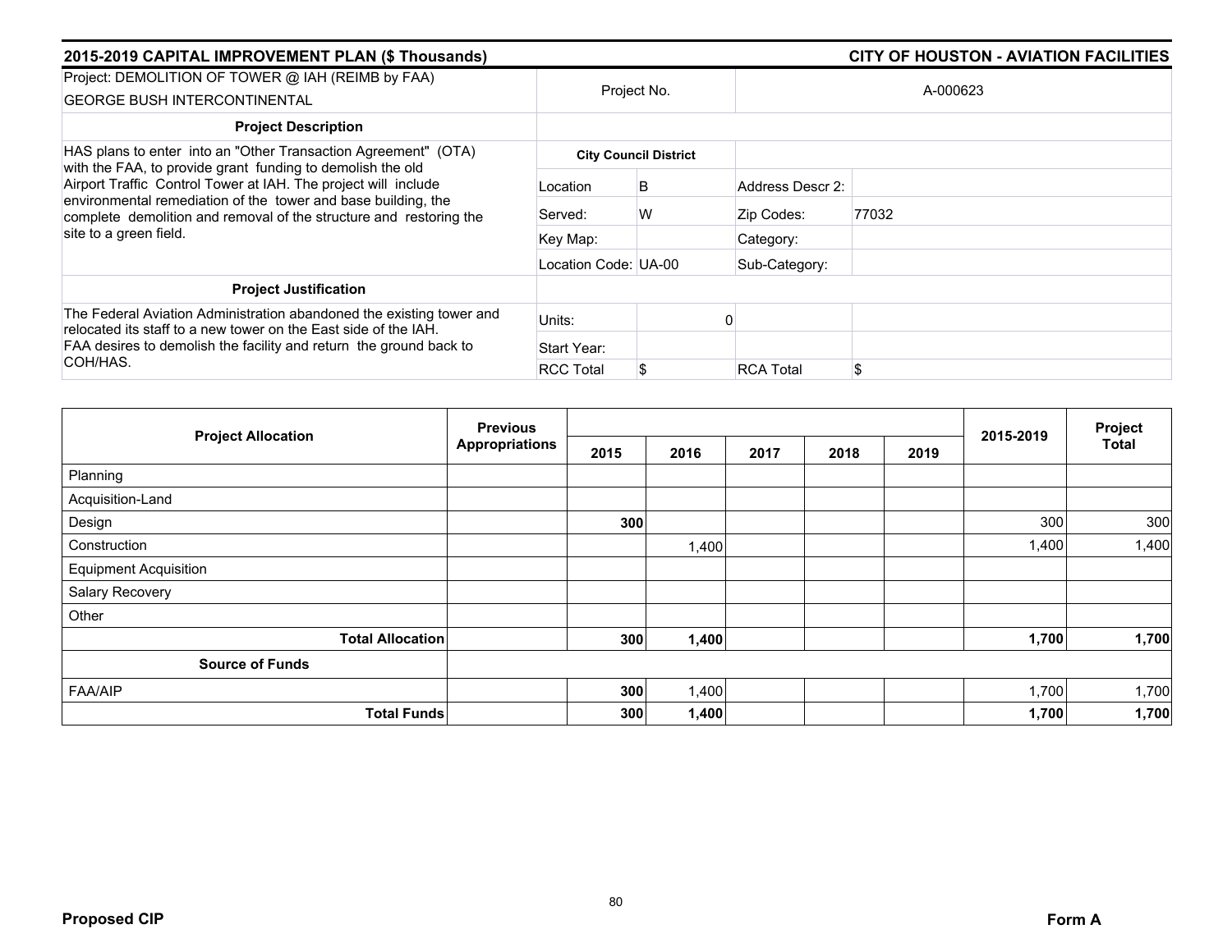## 2015-2019 CAPITAL IMPROVEMENT PLAN ($ Thousands) — CITY OF HOUSTON - AVIATION FACILITIES

| Project: DEMOLITION OF TOWER @ IAH (REIMB by FAA) GEORGE BUSH INTERCONTINENTAL | Project No. | | A-000623 | |
|---|---|---|---|---|
| **Project Description** | | | | |
| HAS plans to enter into an "Other Transaction Agreement" (OTA) with the FAA, to provide grant funding to demolish the old Airport Traffic Control Tower at IAH. The project will include environmental remediation of the tower and base building, the complete demolition and removal of the structure and restoring the site to a green field. | **City Council District** | | | |
| | Location | B | Address Descr 2: | |
| | Served: | W | Zip Codes: | 77032 |
| | Key Map: | | Category: | |
| | Location Code: UA-00 | | Sub-Category: | |
| **Project Justification** | | | | |
| The Federal Aviation Administration abandoned the existing tower and relocated its staff to a new tower on the East side of the IAH. FAA desires to demolish the facility and return the ground back to COH/HAS. | Units: | 0 | | |
| | Start Year: | | | |
| | RCC Total | $ | RCA Total | $ |

| Project Allocation | Previous Appropriations | 2015 | 2016 | 2017 | 2018 | 2019 | 2015-2019 | Project Total |
|---|---|---|---|---|---|---|---|---|
| Planning | | | | | | | | |
| Acquisition-Land | | | | | | | | |
| Design | | **300** | | | | | 300 | 300 |
| Construction | | | 1,400 | | | | 1,400 | 1,400 |
| Equipment Acquisition | | | | | | | | |
| Salary Recovery | | | | | | | | |
| Other | | | | | | | | |
| **Total Allocation** | | **300** | **1,400** | | | | **1,700** | **1,700** |
| **Source of Funds** | | | | | | | | |
| FAA/AIP | | **300** | 1,400 | | | | 1,700 | 1,700 |
| **Total Funds** | | **300** | **1,400** | | | | **1,700** | **1,700** |

**Proposed CIP** — **Form A**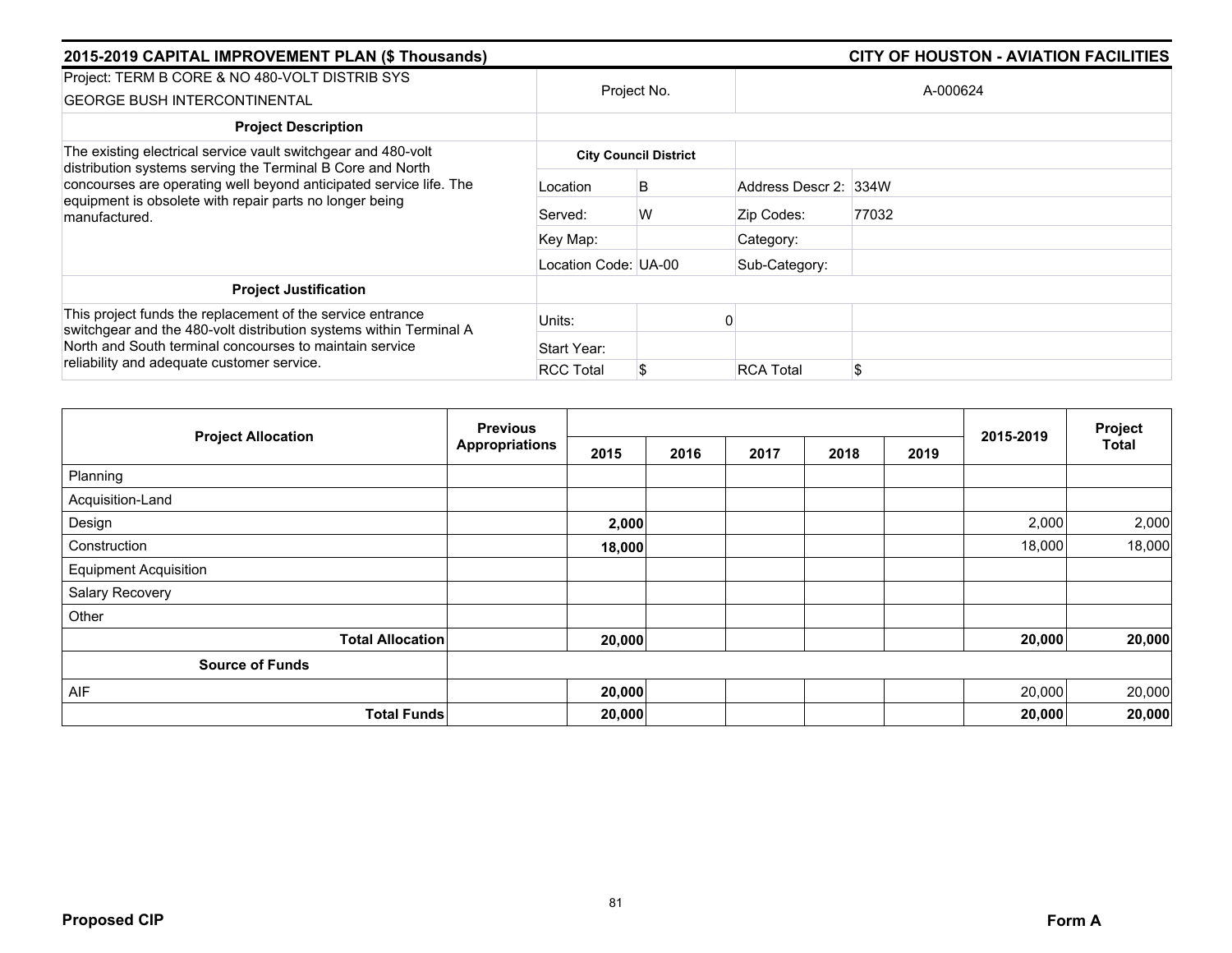## 2015-2019 CAPITAL IMPROVEMENT PLAN ($ Thousands)

## CITY OF HOUSTON - AVIATION FACILITIES

| Project: TERM B CORE & NO 480-VOLT DISTRIB SYS GEORGE BUSH INTERCONTINENTAL | Project No. | | A-000624 | |
|---|---|---|---|---|
| **Project Description** | | | | |
| The existing electrical service vault switchgear and 480-volt distribution systems serving the Terminal B Core and North concourses are operating well beyond anticipated service life. The equipment is obsolete with repair parts no longer being manufactured. | **City Council District** | | | |
| | Location | B | Address Descr 2: | 334W |
| | Served: | W | Zip Codes: | 77032 |
| | Key Map: | | Category: | |
| | Location Code: | UA-00 | Sub-Category: | |
| **Project Justification** | | | | |
| This project funds the replacement of the service entrance switchgear and the 480-volt distribution systems within Terminal A North and South terminal concourses to maintain service reliability and adequate customer service. | Units: | 0 | | |
| | Start Year: | | | |
| | RCC Total | $ | RCA Total | $ |

| Project Allocation | Previous Appropriations | 2015 | 2016 | 2017 | 2018 | 2019 | 2015-2019 | Project Total |
|---|---|---|---|---|---|---|---|---|
| Planning | | | | | | | | |
| Acquisition-Land | | | | | | | | |
| Design | | **2,000** | | | | | 2,000 | 2,000 |
| Construction | | **18,000** | | | | | 18,000 | 18,000 |
| Equipment Acquisition | | | | | | | | |
| Salary Recovery | | | | | | | | |
| Other | | | | | | | | |
| **Total Allocation** | | **20,000** | | | | | **20,000** | **20,000** |
| **Source of Funds** | | | | | | | | |
| AIF | | **20,000** | | | | | 20,000 | 20,000 |
| **Total Funds** | | **20,000** | | | | | **20,000** | **20,000** |

**Proposed CIP** **Form A**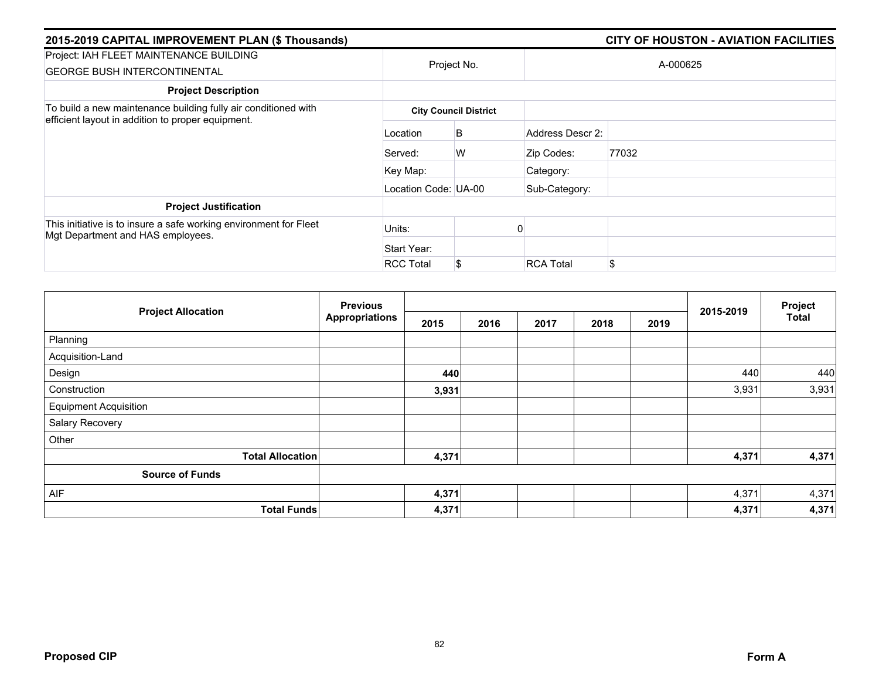## 2015-2019 CAPITAL IMPROVEMENT PLAN ($ Thousands) — CITY OF HOUSTON - AVIATION FACILITIES

| Project: IAH FLEET MAINTENANCE BUILDING GEORGE BUSH INTERCONTINENTAL | Project No. | | A-000625 | |
|---|---|---|---|---|
| **Project Description** | | | | |
| To build a new maintenance building fully air conditioned with efficient layout in addition to proper equipment. | **City Council District** | | | |
| | Location | B | Address Descr 2: | |
| | Served: | W | Zip Codes: | 77032 |
| | Key Map: | | Category: | |
| | Location Code: | UA-00 | Sub-Category: | |
| **Project Justification** | | | | |
| This initiative is to insure a safe working environment for Fleet Mgt Department and HAS employees. | Units: | 0 | | |
| | Start Year: | | | |
| | RCC Total | $ | RCA Total | $ |

| Project Allocation | Previous Appropriations | 2015 | 2016 | 2017 | 2018 | 2019 | 2015-2019 | Project Total |
|---|---|---|---|---|---|---|---|---|
| Planning | | | | | | | | |
| Acquisition-Land | | | | | | | | |
| Design | | **440** | | | | | 440 | 440 |
| Construction | | **3,931** | | | | | 3,931 | 3,931 |
| Equipment Acquisition | | | | | | | | |
| Salary Recovery | | | | | | | | |
| Other | | | | | | | | |
| **Total Allocation** | | **4,371** | | | | | **4,371** | **4,371** |
| **Source of Funds** | | | | | | | | |
| AIF | | **4,371** | | | | | 4,371 | 4,371 |
| **Total Funds** | | **4,371** | | | | | **4,371** | **4,371** |

**Proposed CIP** **Form A**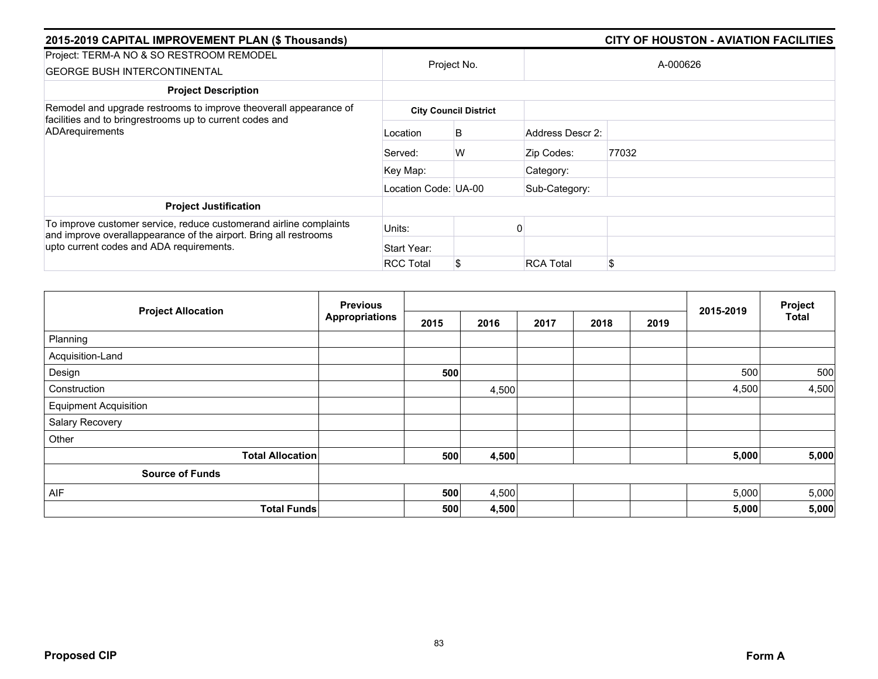## 2015-2019 CAPITAL IMPROVEMENT PLAN ($ Thousands) — CITY OF HOUSTON - AVIATION FACILITIES

| Project: TERM-A NO & SO RESTROOM REMODEL GEORGE BUSH INTERCONTINENTAL | Project No. | | A-000626 |
|---|---|---|---|
| **Project Description** | | | |
| Remodel and upgrade restrooms to improve theoverall appearance of facilities and to bringrestrooms up to current codes and ADArequirements | **City Council District** | | |
| | Location | B | Address Descr 2: | |
| | Served: | W | Zip Codes: | 77032 |
| | Key Map: | | Category: | |
| | Location Code: UA-00 | | Sub-Category: | |
| **Project Justification** | | | |
| To improve customer service, reduce customerand airline complaints and improve overallappearance of the airport. Bring all restrooms upto current codes and ADA requirements. | Units: | 0 | | |
| | Start Year: | | | |
| | RCC Total | $ | RCA Total | $ |

| Project Allocation | Previous Appropriations | 2015 | 2016 | 2017 | 2018 | 2019 | 2015-2019 | Project Total |
|---|---|---|---|---|---|---|---|---|
| Planning | | | | | | | | |
| Acquisition-Land | | | | | | | | |
| Design | | **500** | | | | | 500 | 500 |
| Construction | | | 4,500 | | | | 4,500 | 4,500 |
| Equipment Acquisition | | | | | | | | |
| Salary Recovery | | | | | | | | |
| Other | | | | | | | | |
| **Total Allocation** | | **500** | **4,500** | | | | **5,000** | **5,000** |
| **Source of Funds** | | | | | | | | |
| AIF | | **500** | 4,500 | | | | 5,000 | 5,000 |
| **Total Funds** | | **500** | **4,500** | | | | **5,000** | **5,000** |

**Proposed CIP** — **Form A**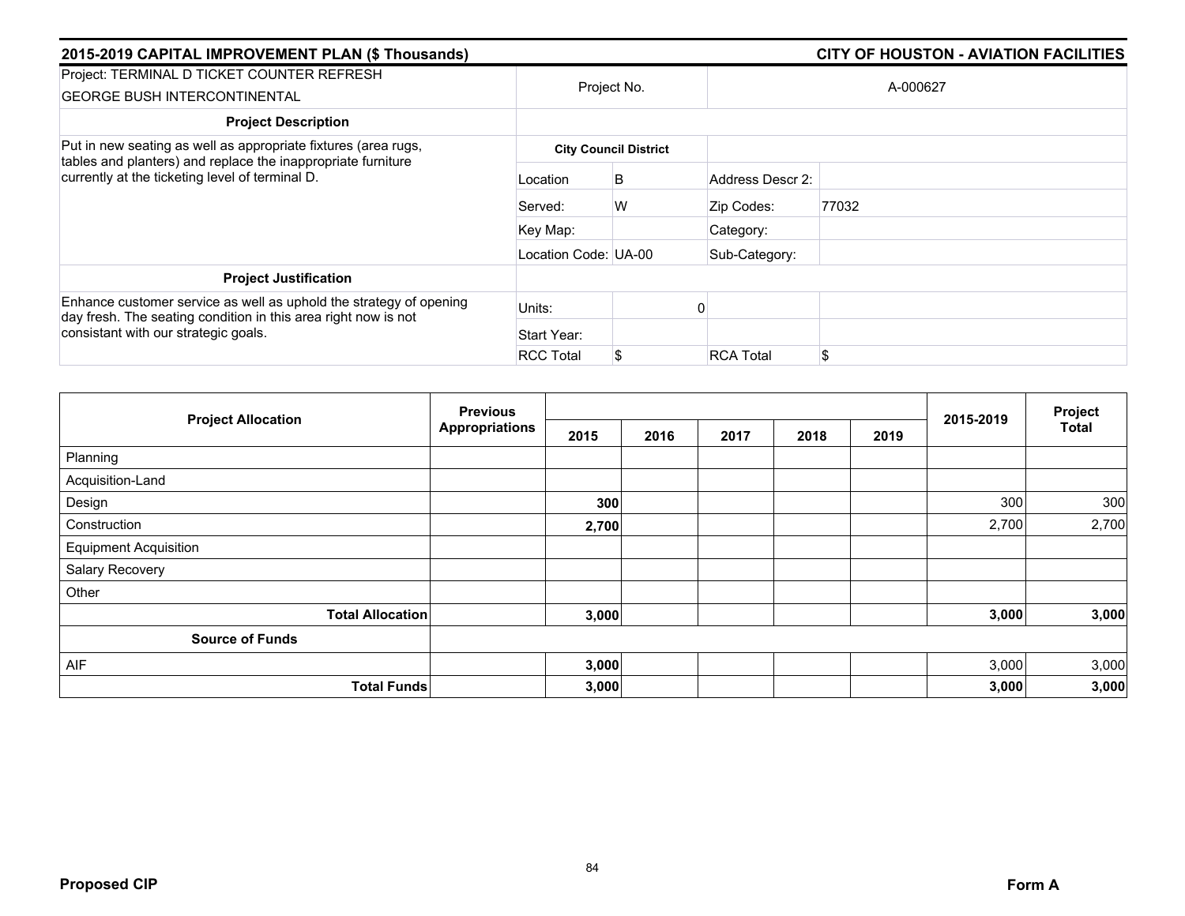## 2015-2019 CAPITAL IMPROVEMENT PLAN ($ Thousands)

## CITY OF HOUSTON - AVIATION FACILITIES

| Project: TERMINAL D TICKET COUNTER REFRESH GEORGE BUSH INTERCONTINENTAL | Project No. | | A-000627 | |
|---|---|---|---|---|
| **Project Description** | | | | |
| Put in new seating as well as appropriate fixtures (area rugs, tables and planters) and replace the inappropriate furniture currently at the ticketing level of terminal D. | **City Council District** | | | |
| | Location | B | Address Descr 2: | |
| | Served: | W | Zip Codes: | 77032 |
| | Key Map: | | Category: | |
| | Location Code: UA-00 | | Sub-Category: | |
| **Project Justification** | | | | |
| Enhance customer service as well as uphold the strategy of opening day fresh. The seating condition in this area right now is not consistant with our strategic goals. | Units: | 0 | | |
| | Start Year: | | | |
| | RCC Total | $ | RCA Total | $ |

| Project Allocation | Previous Appropriations | 2015 | 2016 | 2017 | 2018 | 2019 | 2015-2019 | Project Total |
|---|---|---|---|---|---|---|---|---|
| Planning | | | | | | | | |
| Acquisition-Land | | | | | | | | |
| Design | | **300** | | | | | 300 | 300 |
| Construction | | **2,700** | | | | | 2,700 | 2,700 |
| Equipment Acquisition | | | | | | | | |
| Salary Recovery | | | | | | | | |
| Other | | | | | | | | |
| **Total Allocation** | | **3,000** | | | | | **3,000** | **3,000** |
| **Source of Funds** | | | | | | | | |
| AIF | | **3,000** | | | | | 3,000 | 3,000 |
| **Total Funds** | | **3,000** | | | | | **3,000** | **3,000** |

**Proposed CIP** **Form A**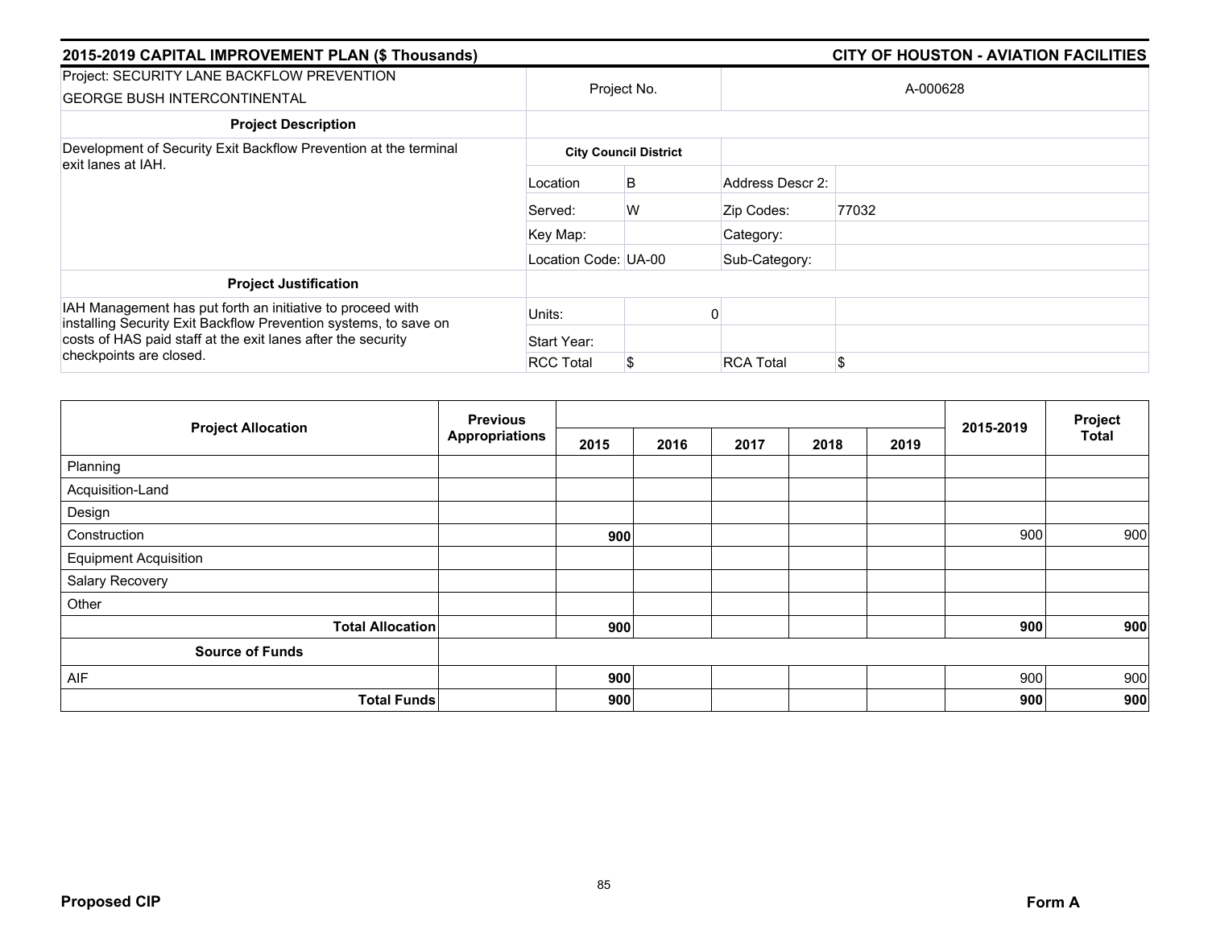## 2015-2019 CAPITAL IMPROVEMENT PLAN ($ Thousands) — CITY OF HOUSTON - AVIATION FACILITIES

| Project: SECURITY LANE BACKFLOW PREVENTION GEORGE BUSH INTERCONTINENTAL | Project No. | A-000628 | |
|---|---|---|---|

**Project Description**

Development of Security Exit Backflow Prevention at the terminal exit lanes at IAH.

**City Council District**

| | | | |
|---|---|---|---|
| Location | B | Address Descr 2: | |
| Served: | W | Zip Codes: | 77032 |
| Key Map: | | Category: | |
| Location Code: | UA-00 | Sub-Category: | |

**Project Justification**

IAH Management has put forth an initiative to proceed with installing Security Exit Backflow Prevention systems, to save on costs of HAS paid staff at the exit lanes after the security checkpoints are closed.

| | | | |
|---|---|---|---|
| Units: | 0 | | |
| Start Year: | | | |
| RCC Total | $ | RCA Total | $ |

| Project Allocation | Previous Appropriations | 2015 | 2016 | 2017 | 2018 | 2019 | 2015-2019 | Project Total |
|---|---|---|---|---|---|---|---|---|
| Planning | | | | | | | | |
| Acquisition-Land | | | | | | | | |
| Design | | | | | | | | |
| Construction | | **900** | | | | | 900 | 900 |
| Equipment Acquisition | | | | | | | | |
| Salary Recovery | | | | | | | | |
| Other | | | | | | | | |
| **Total Allocation** | | **900** | | | | | **900** | **900** |
| **Source of Funds** | | | | | | | | |
| AIF | | **900** | | | | | 900 | 900 |
| **Total Funds** | | **900** | | | | | **900** | **900** |

Proposed CIP — Form A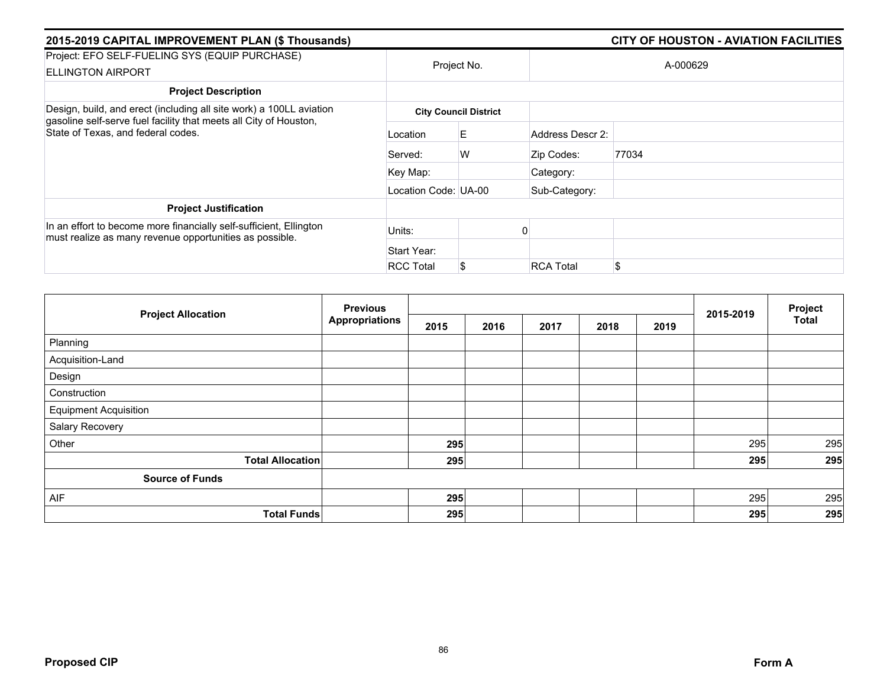## 2015-2019 CAPITAL IMPROVEMENT PLAN ($ Thousands) — CITY OF HOUSTON - AVIATION FACILITIES

| Project: EFO SELF-FUELING SYS (EQUIP PURCHASE) ELLINGTON AIRPORT | Project No. | A-000629 | |
|---|---|---|---|
| **Project Description** | | | |
| Design, build, and erect (including all site work) a 100LL aviation gasoline self-serve fuel facility that meets all City of Houston, State of Texas, and federal codes. | **City Council District** | | |
| | Location: E | Address Descr 2: | |
| | Served: W | Zip Codes: | 77034 |
| | Key Map: | Category: | |
| | Location Code: UA-00 | Sub-Category: | |
| **Project Justification** | | | |
| In an effort to become more financially self-sufficient, Ellington must realize as many revenue opportunities as possible. | Units: 0 | | |
| | Start Year: | | |
| | RCC Total: $ | RCA Total | $ |

| Project Allocation | Previous Appropriations | 2015 | 2016 | 2017 | 2018 | 2019 | 2015-2019 | Project Total |
|---|---|---|---|---|---|---|---|---|
| Planning | | | | | | | | |
| Acquisition-Land | | | | | | | | |
| Design | | | | | | | | |
| Construction | | | | | | | | |
| Equipment Acquisition | | | | | | | | |
| Salary Recovery | | | | | | | | |
| Other | | **295** | | | | | 295 | 295 |
| **Total Allocation** | | **295** | | | | | **295** | **295** |
| **Source of Funds** | | | | | | | | |
| AIF | | **295** | | | | | 295 | 295 |
| **Total Funds** | | **295** | | | | | **295** | **295** |

**Proposed CIP** — **Form A**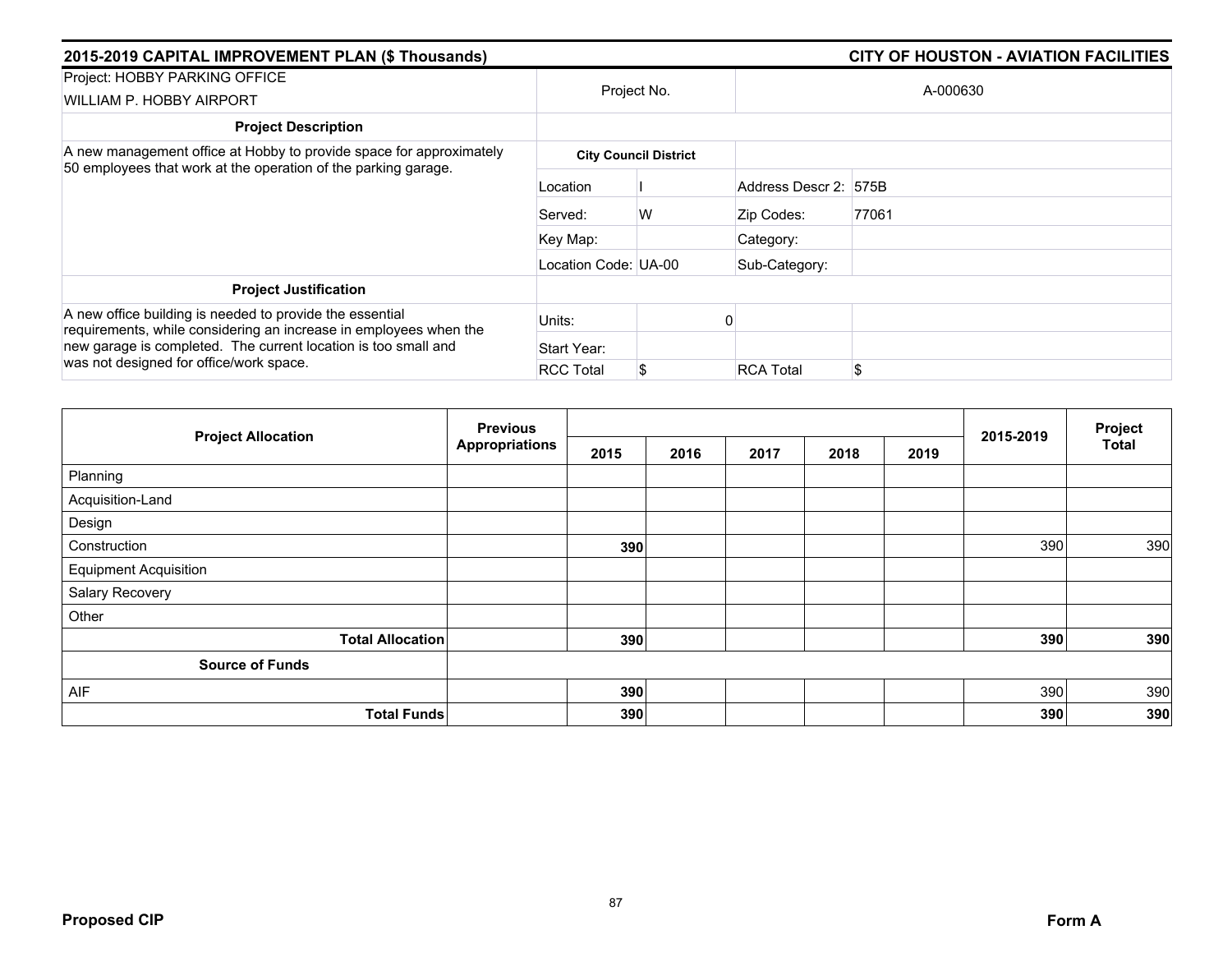## 2015-2019 CAPITAL IMPROVEMENT PLAN ($ Thousands)

## CITY OF HOUSTON - AVIATION FACILITIES

| | | | | |
|---|---|---|---|---|
| Project: HOBBY PARKING OFFICE<br>WILLIAM P. HOBBY AIRPORT | Project No. | | A-000630 | |
| **Project Description** | | | | |
| A new management office at Hobby to provide space for approximately 50 employees that work at the operation of the parking garage. | **City Council District** | | | |
| | Location | I | Address Descr 2: | 575B |
| | Served: | W | Zip Codes: | 77061 |
| | Key Map: | | Category: | |
| | Location Code: | UA-00 | Sub-Category: | |
| **Project Justification** | | | | |
| A new office building is needed to provide the essential requirements, while considering an increase in employees when the new garage is completed. The current location is too small and was not designed for office/work space. | Units: | 0 | | |
| | Start Year: | | | |
| | RCC Total | $ | RCA Total | $ |

| Project Allocation | Previous Appropriations | 2015 | 2016 | 2017 | 2018 | 2019 | 2015-2019 | Project Total |
|---|---|---|---|---|---|---|---|---|
| Planning | | | | | | | | |
| Acquisition-Land | | | | | | | | |
| Design | | | | | | | | |
| Construction | | **390** | | | | | 390 | 390 |
| Equipment Acquisition | | | | | | | | |
| Salary Recovery | | | | | | | | |
| Other | | | | | | | | |
| **Total Allocation** | | **390** | | | | | **390** | **390** |
| **Source of Funds** | | | | | | | | |
| AIF | | **390** | | | | | 390 | 390 |
| **Total Funds** | | **390** | | | | | **390** | **390** |

**Proposed CIP**

**Form A**